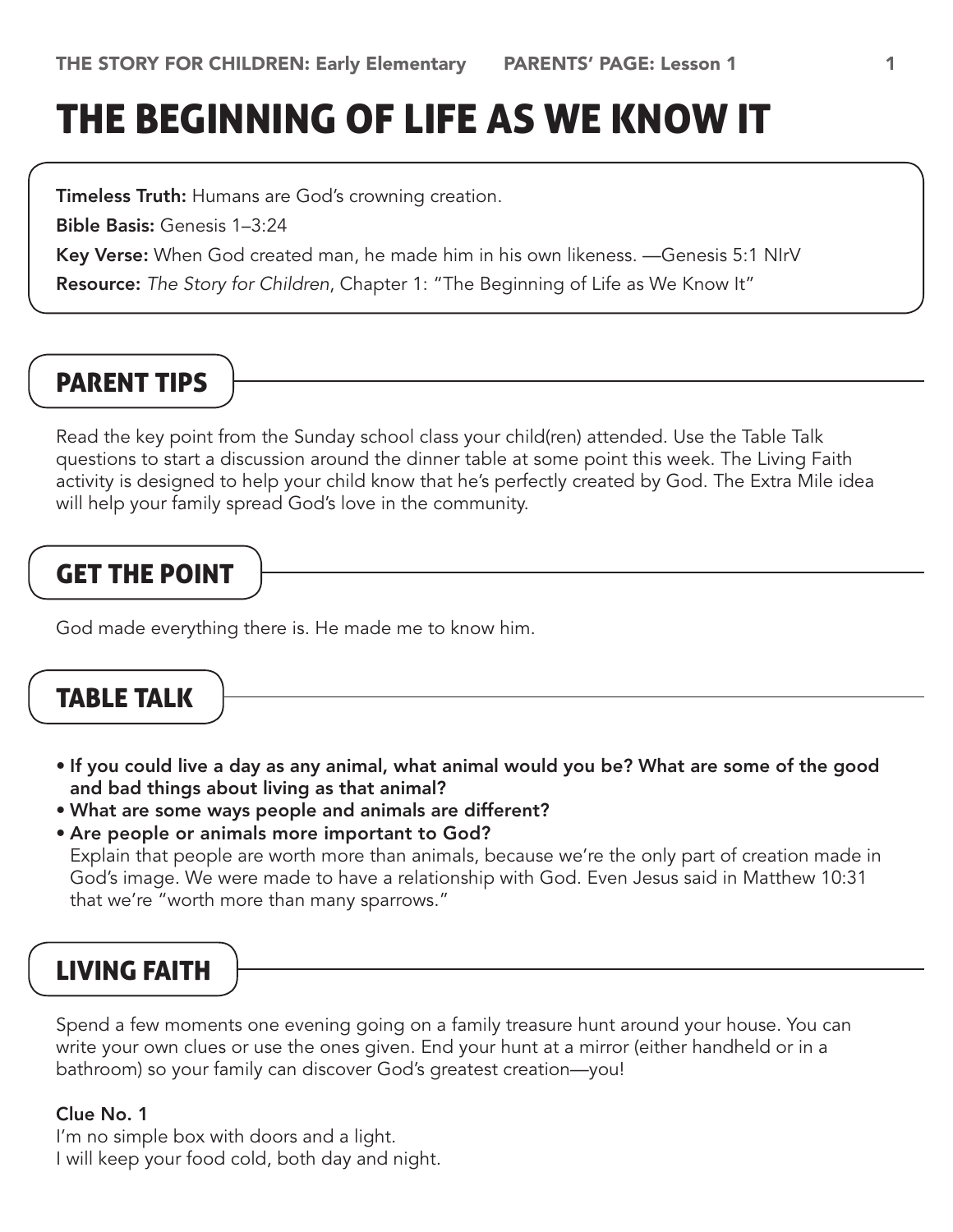# THE BEGINNING OF LIFE AS WE KNOW IT

**Timeless Truth:** Humans are God's crowning creation.

**Bible Basis:** Genesis 1–3:24

**Key Verse:** When God created man, he made him in his own likeness. —Genesis 5:1 NIrV

**Resource:** *The Story for Children*, Chapter 1: "The Beginning of Life as We Know It"

## PARENT TIPS

Read the key point from the Sunday school class your child(ren) attended. Use the Table Talk questions to start a discussion around the dinner table at some point this week. The Living Faith activity is designed to help your child know that he's perfectly created by God. The Extra Mile idea will help your family spread God's love in the community.

## GET THE POINT

God made everything there is. He made me to know him.

## TABLE TALK

- **If you could live a day as any animal, what animal would you be? What are some of the good and bad things about living as that animal?**
- **What are some ways people and animals are different?**
- **Are people or animals more important to God?**
  Explain that people are worth more than animals, because we're the only part of creation made in God's image. We were made to have a relationship with God. Even Jesus said in Matthew 10:31 that we're "worth more than many sparrows."

## LIVING FAITH

Spend a few moments one evening going on a family treasure hunt around your house. You can write your own clues or use the ones given. End your hunt at a mirror (either handheld or in a bathroom) so your family can discover God's greatest creation—you!

**Clue No. 1**
I'm no simple box with doors and a light.
I will keep your food cold, both day and night.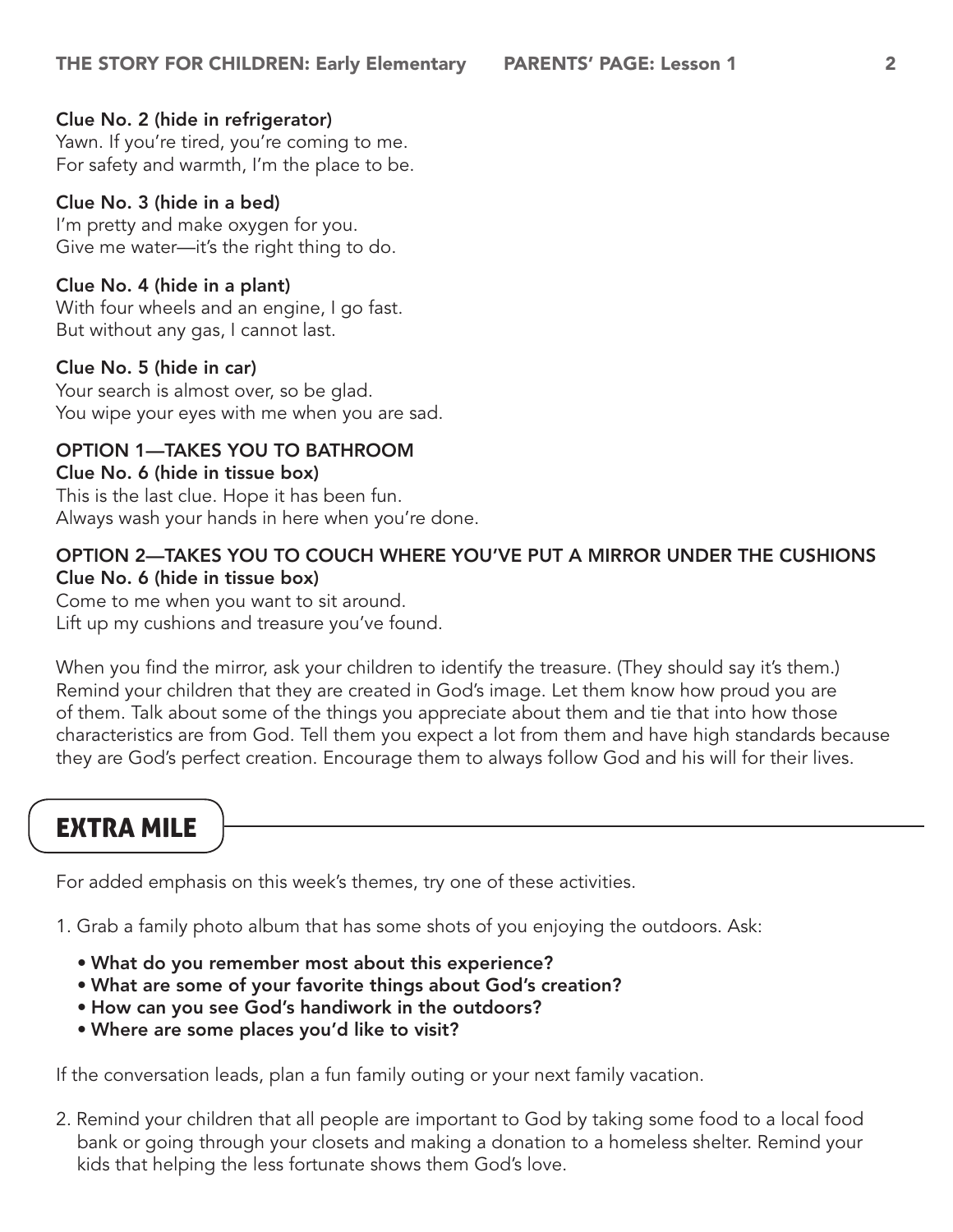**Clue No. 2 (hide in refrigerator)**
Yawn. If you're tired, you're coming to me.
For safety and warmth, I'm the place to be.

**Clue No. 3 (hide in a bed)**
I'm pretty and make oxygen for you.
Give me water—it's the right thing to do.

**Clue No. 4 (hide in a plant)**
With four wheels and an engine, I go fast.
But without any gas, I cannot last.

**Clue No. 5 (hide in car)**
Your search is almost over, so be glad.
You wipe your eyes with me when you are sad.

**OPTION 1—TAKES YOU TO BATHROOM**
**Clue No. 6 (hide in tissue box)**
This is the last clue. Hope it has been fun.
Always wash your hands in here when you're done.

**OPTION 2—TAKES YOU TO COUCH WHERE YOU'VE PUT A MIRROR UNDER THE CUSHIONS**
**Clue No. 6 (hide in tissue box)**
Come to me when you want to sit around.
Lift up my cushions and treasure you've found.

When you find the mirror, ask your children to identify the treasure. (They should say it's them.) Remind your children that they are created in God's image. Let them know how proud you are of them. Talk about some of the things you appreciate about them and tie that into how those characteristics are from God. Tell them you expect a lot from them and have high standards because they are God's perfect creation. Encourage them to always follow God and his will for their lives.

## EXTRA MILE

For added emphasis on this week's themes, try one of these activities.

1. Grab a family photo album that has some shots of you enjoying the outdoors. Ask:
   - **What do you remember most about this experience?**
   - **What are some of your favorite things about God's creation?**
   - **How can you see God's handiwork in the outdoors?**
   - **Where are some places you'd like to visit?**

If the conversation leads, plan a fun family outing or your next family vacation.

2. Remind your children that all people are important to God by taking some food to a local food bank or going through your closets and making a donation to a homeless shelter. Remind your kids that helping the less fortunate shows them God's love.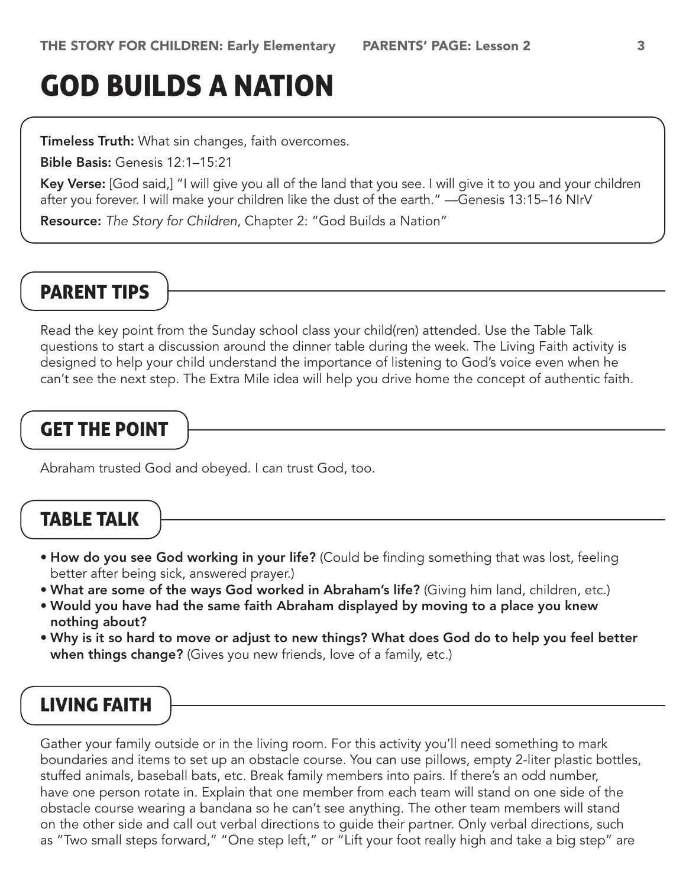# GOD BUILDS A NATION

**Timeless Truth:** What sin changes, faith overcomes.

**Bible Basis:** Genesis 12:1–15:21

**Key Verse:** [God said,] "I will give you all of the land that you see. I will give it to you and your children after you forever. I will make your children like the dust of the earth." —Genesis 13:15–16 NIrV

**Resource:** *The Story for Children*, Chapter 2: "God Builds a Nation"

## PARENT TIPS

Read the key point from the Sunday school class your child(ren) attended. Use the Table Talk questions to start a discussion around the dinner table during the week. The Living Faith activity is designed to help your child understand the importance of listening to God's voice even when he can't see the next step. The Extra Mile idea will help you drive home the concept of authentic faith.

## GET THE POINT

Abraham trusted God and obeyed. I can trust God, too.

## TABLE TALK

- **How do you see God working in your life?** (Could be finding something that was lost, feeling better after being sick, answered prayer.)
- **What are some of the ways God worked in Abraham's life?** (Giving him land, children, etc.)
- **Would you have had the same faith Abraham displayed by moving to a place you knew nothing about?**
- **Why is it so hard to move or adjust to new things? What does God do to help you feel better when things change?** (Gives you new friends, love of a family, etc.)

## LIVING FAITH

Gather your family outside or in the living room. For this activity you'll need something to mark boundaries and items to set up an obstacle course. You can use pillows, empty 2-liter plastic bottles, stuffed animals, baseball bats, etc. Break family members into pairs. If there's an odd number, have one person rotate in. Explain that one member from each team will stand on one side of the obstacle course wearing a bandana so he can't see anything. The other team members will stand on the other side and call out verbal directions to guide their partner. Only verbal directions, such as "Two small steps forward," "One step left," or "Lift your foot really high and take a big step" are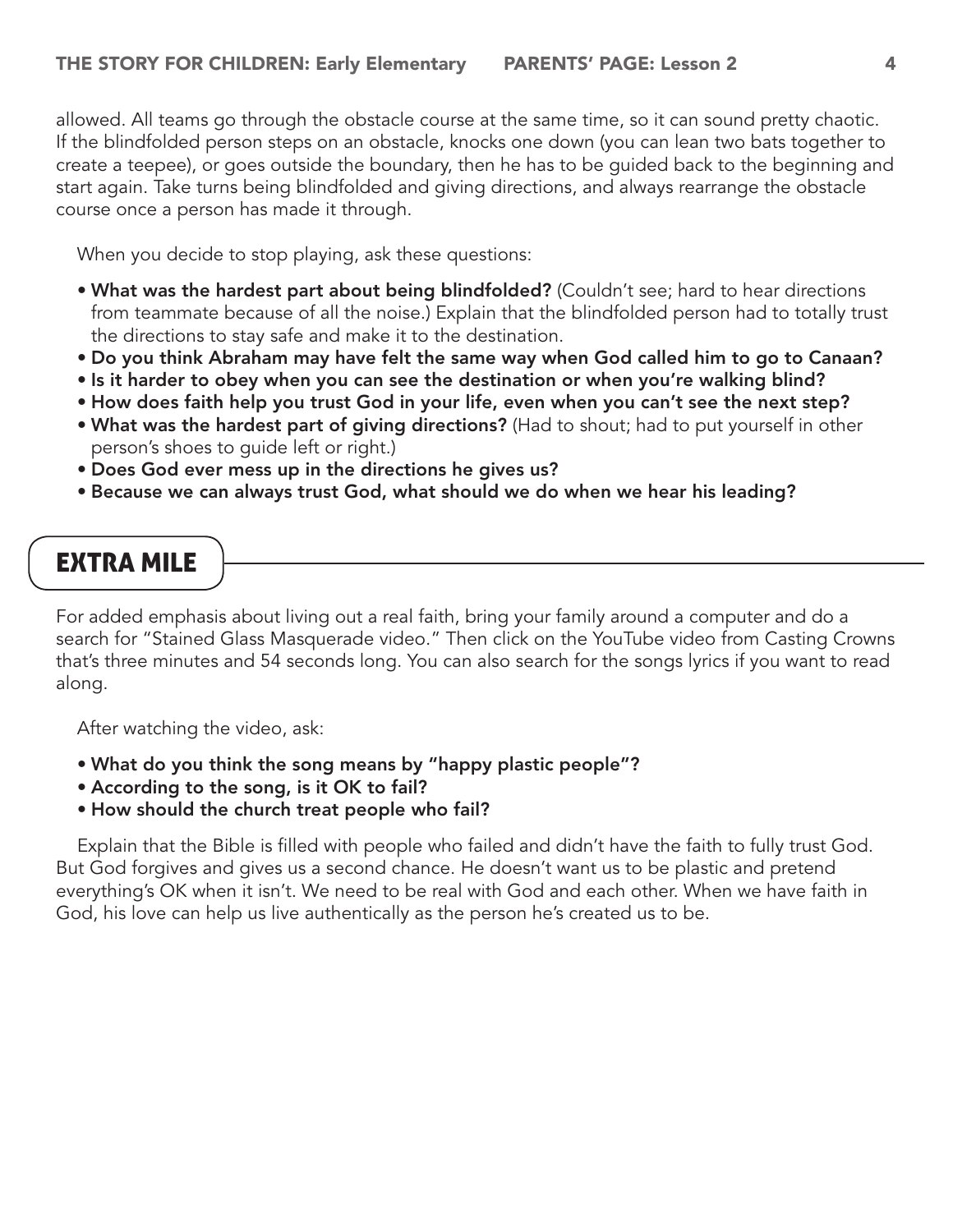allowed. All teams go through the obstacle course at the same time, so it can sound pretty chaotic. If the blindfolded person steps on an obstacle, knocks one down (you can lean two bats together to create a teepee), or goes outside the boundary, then he has to be guided back to the beginning and start again. Take turns being blindfolded and giving directions, and always rearrange the obstacle course once a person has made it through.

When you decide to stop playing, ask these questions:

- **What was the hardest part about being blindfolded?** (Couldn't see; hard to hear directions from teammate because of all the noise.) Explain that the blindfolded person had to totally trust the directions to stay safe and make it to the destination.
- **Do you think Abraham may have felt the same way when God called him to go to Canaan?**
- **Is it harder to obey when you can see the destination or when you're walking blind?**
- **How does faith help you trust God in your life, even when you can't see the next step?**
- **What was the hardest part of giving directions?** (Had to shout; had to put yourself in other person's shoes to guide left or right.)
- **Does God ever mess up in the directions he gives us?**
- **Because we can always trust God, what should we do when we hear his leading?**

## EXTRA MILE

For added emphasis about living out a real faith, bring your family around a computer and do a search for "Stained Glass Masquerade video." Then click on the YouTube video from Casting Crowns that's three minutes and 54 seconds long. You can also search for the songs lyrics if you want to read along.

After watching the video, ask:

- **What do you think the song means by "happy plastic people"?**
- **According to the song, is it OK to fail?**
- **How should the church treat people who fail?**

Explain that the Bible is filled with people who failed and didn't have the faith to fully trust God. But God forgives and gives us a second chance. He doesn't want us to be plastic and pretend everything's OK when it isn't. We need to be real with God and each other. When we have faith in God, his love can help us live authentically as the person he's created us to be.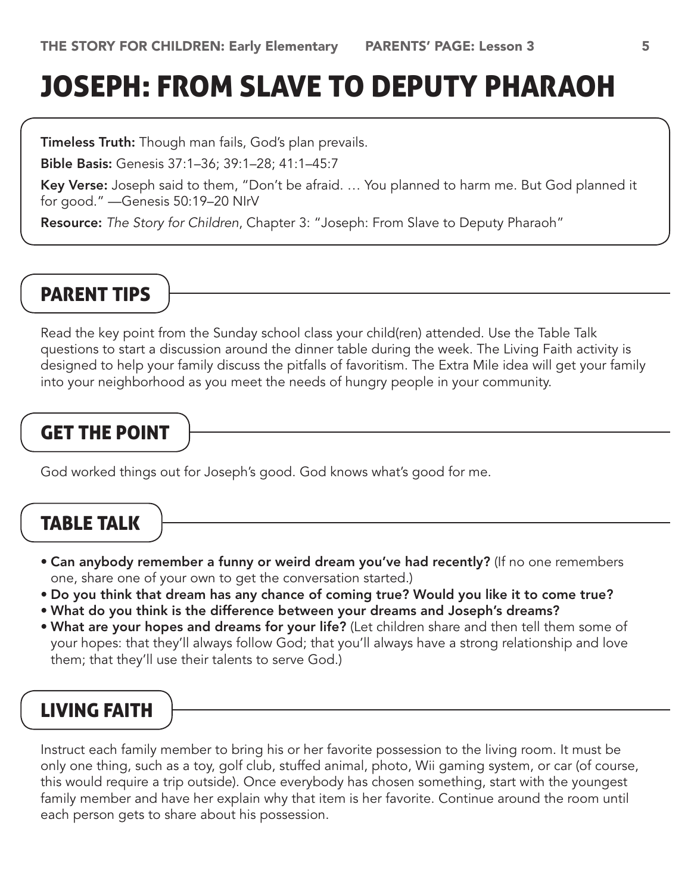# JOSEPH: FROM SLAVE TO DEPUTY PHARAOH

**Timeless Truth:** Though man fails, God's plan prevails.

**Bible Basis:** Genesis 37:1–36; 39:1–28; 41:1–45:7

**Key Verse:** Joseph said to them, "Don't be afraid. … You planned to harm me. But God planned it for good." —Genesis 50:19–20 NIrV

**Resource:** *The Story for Children*, Chapter 3: "Joseph: From Slave to Deputy Pharaoh"

## PARENT TIPS

Read the key point from the Sunday school class your child(ren) attended. Use the Table Talk questions to start a discussion around the dinner table during the week. The Living Faith activity is designed to help your family discuss the pitfalls of favoritism. The Extra Mile idea will get your family into your neighborhood as you meet the needs of hungry people in your community.

## GET THE POINT

God worked things out for Joseph's good. God knows what's good for me.

## TABLE TALK

- **Can anybody remember a funny or weird dream you've had recently?** (If no one remembers one, share one of your own to get the conversation started.)
- **Do you think that dream has any chance of coming true? Would you like it to come true?**
- **What do you think is the difference between your dreams and Joseph's dreams?**
- **What are your hopes and dreams for your life?** (Let children share and then tell them some of your hopes: that they'll always follow God; that you'll always have a strong relationship and love them; that they'll use their talents to serve God.)

## LIVING FAITH

Instruct each family member to bring his or her favorite possession to the living room. It must be only one thing, such as a toy, golf club, stuffed animal, photo, Wii gaming system, or car (of course, this would require a trip outside). Once everybody has chosen something, start with the youngest family member and have her explain why that item is her favorite. Continue around the room until each person gets to share about his possession.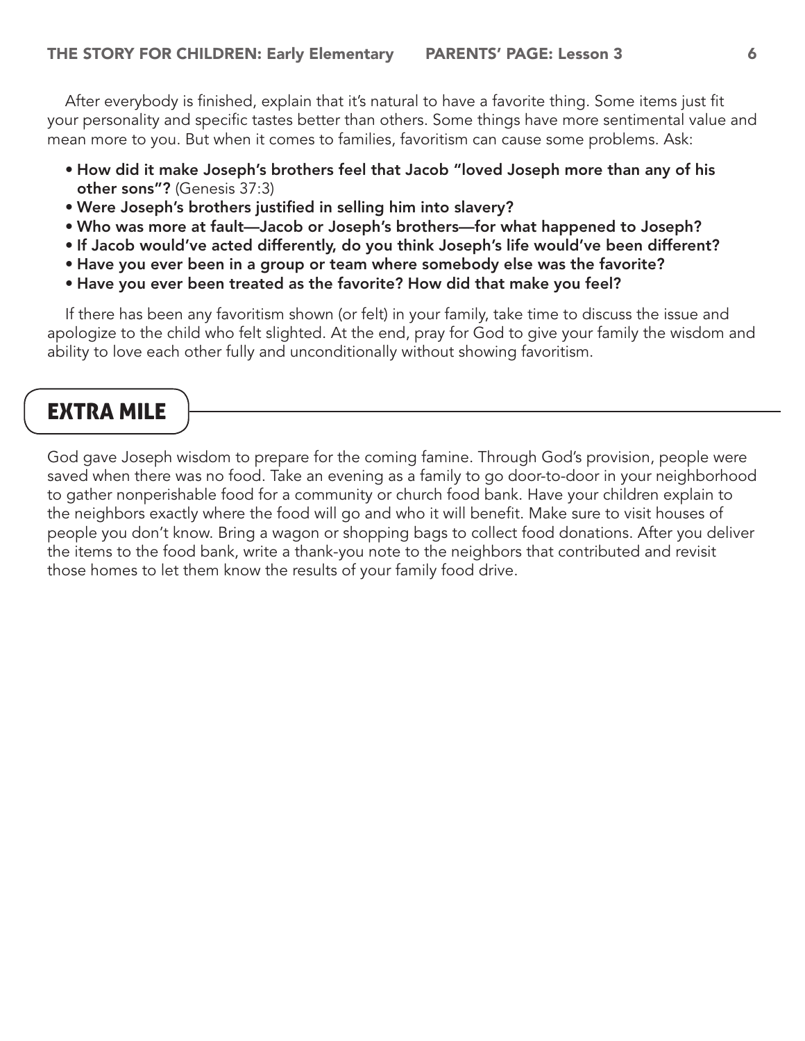After everybody is finished, explain that it's natural to have a favorite thing. Some items just fit your personality and specific tastes better than others. Some things have more sentimental value and mean more to you. But when it comes to families, favoritism can cause some problems. Ask:

- **How did it make Joseph's brothers feel that Jacob "loved Joseph more than any of his other sons"?** (Genesis 37:3)
- **Were Joseph's brothers justified in selling him into slavery?**
- **Who was more at fault—Jacob or Joseph's brothers—for what happened to Joseph?**
- **If Jacob would've acted differently, do you think Joseph's life would've been different?**
- **Have you ever been in a group or team where somebody else was the favorite?**
- **Have you ever been treated as the favorite? How did that make you feel?**

If there has been any favoritism shown (or felt) in your family, take time to discuss the issue and apologize to the child who felt slighted. At the end, pray for God to give your family the wisdom and ability to love each other fully and unconditionally without showing favoritism.

## EXTRA MILE

God gave Joseph wisdom to prepare for the coming famine. Through God's provision, people were saved when there was no food. Take an evening as a family to go door-to-door in your neighborhood to gather nonperishable food for a community or church food bank. Have your children explain to the neighbors exactly where the food will go and who it will benefit. Make sure to visit houses of people you don't know. Bring a wagon or shopping bags to collect food donations. After you deliver the items to the food bank, write a thank-you note to the neighbors that contributed and revisit those homes to let them know the results of your family food drive.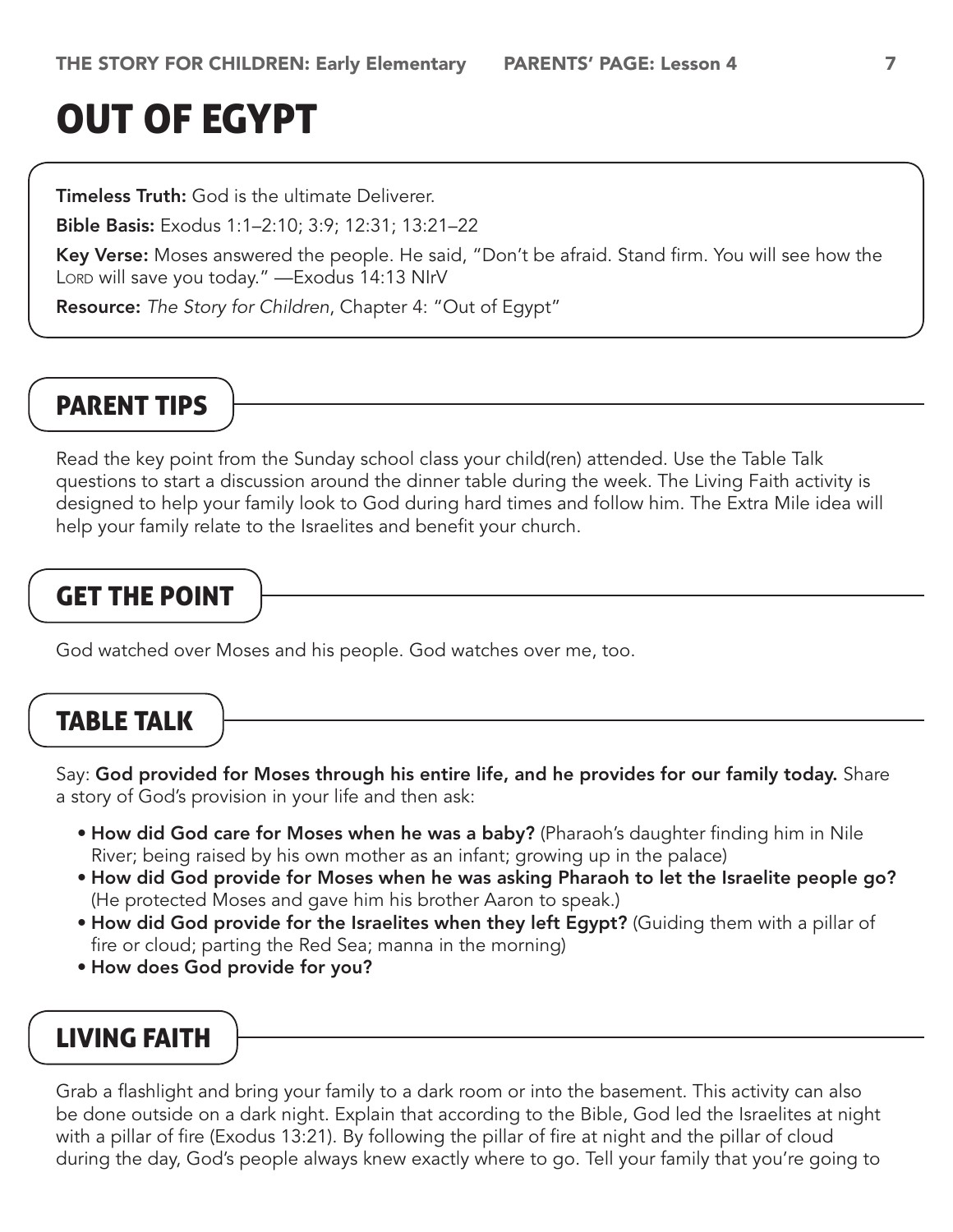# OUT OF EGYPT

**Timeless Truth:** God is the ultimate Deliverer.

**Bible Basis:** Exodus 1:1–2:10; 3:9; 12:31; 13:21–22

**Key Verse:** Moses answered the people. He said, "Don't be afraid. Stand firm. You will see how the LORD will save you today." —Exodus 14:13 NIrV

**Resource:** *The Story for Children*, Chapter 4: "Out of Egypt"

## PARENT TIPS

Read the key point from the Sunday school class your child(ren) attended. Use the Table Talk questions to start a discussion around the dinner table during the week. The Living Faith activity is designed to help your family look to God during hard times and follow him. The Extra Mile idea will help your family relate to the Israelites and benefit your church.

## GET THE POINT

God watched over Moses and his people. God watches over me, too.

## TABLE TALK

Say: **God provided for Moses through his entire life, and he provides for our family today.** Share a story of God's provision in your life and then ask:

- **How did God care for Moses when he was a baby?** (Pharaoh's daughter finding him in Nile River; being raised by his own mother as an infant; growing up in the palace)
- **How did God provide for Moses when he was asking Pharaoh to let the Israelite people go?** (He protected Moses and gave him his brother Aaron to speak.)
- **How did God provide for the Israelites when they left Egypt?** (Guiding them with a pillar of fire or cloud; parting the Red Sea; manna in the morning)
- **How does God provide for you?**

## LIVING FAITH

Grab a flashlight and bring your family to a dark room or into the basement. This activity can also be done outside on a dark night. Explain that according to the Bible, God led the Israelites at night with a pillar of fire (Exodus 13:21). By following the pillar of fire at night and the pillar of cloud during the day, God's people always knew exactly where to go. Tell your family that you're going to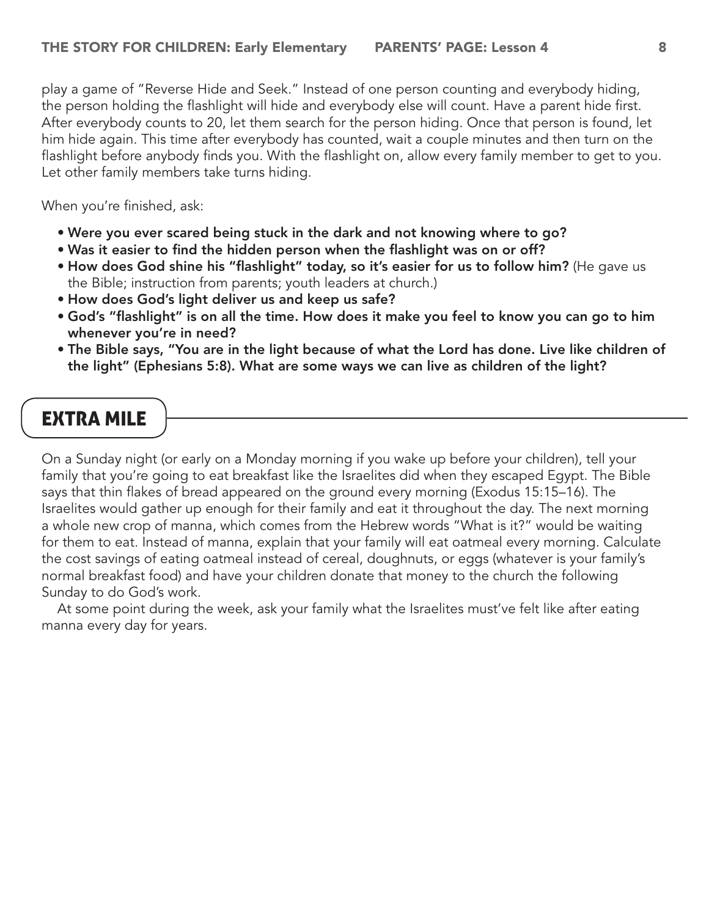play a game of "Reverse Hide and Seek." Instead of one person counting and everybody hiding, the person holding the flashlight will hide and everybody else will count. Have a parent hide first. After everybody counts to 20, let them search for the person hiding. Once that person is found, let him hide again. This time after everybody has counted, wait a couple minutes and then turn on the flashlight before anybody finds you. With the flashlight on, allow every family member to get to you. Let other family members take turns hiding.

When you're finished, ask:

- **Were you ever scared being stuck in the dark and not knowing where to go?**
- **Was it easier to find the hidden person when the flashlight was on or off?**
- **How does God shine his "flashlight" today, so it's easier for us to follow him?** (He gave us the Bible; instruction from parents; youth leaders at church.)
- **How does God's light deliver us and keep us safe?**
- **God's "flashlight" is on all the time. How does it make you feel to know you can go to him whenever you're in need?**
- **The Bible says, "You are in the light because of what the Lord has done. Live like children of the light" (Ephesians 5:8). What are some ways we can live as children of the light?**

## EXTRA MILE

On a Sunday night (or early on a Monday morning if you wake up before your children), tell your family that you're going to eat breakfast like the Israelites did when they escaped Egypt. The Bible says that thin flakes of bread appeared on the ground every morning (Exodus 15:15–16). The Israelites would gather up enough for their family and eat it throughout the day. The next morning a whole new crop of manna, which comes from the Hebrew words "What is it?" would be waiting for them to eat. Instead of manna, explain that your family will eat oatmeal every morning. Calculate the cost savings of eating oatmeal instead of cereal, doughnuts, or eggs (whatever is your family's normal breakfast food) and have your children donate that money to the church the following Sunday to do God's work.

At some point during the week, ask your family what the Israelites must've felt like after eating manna every day for years.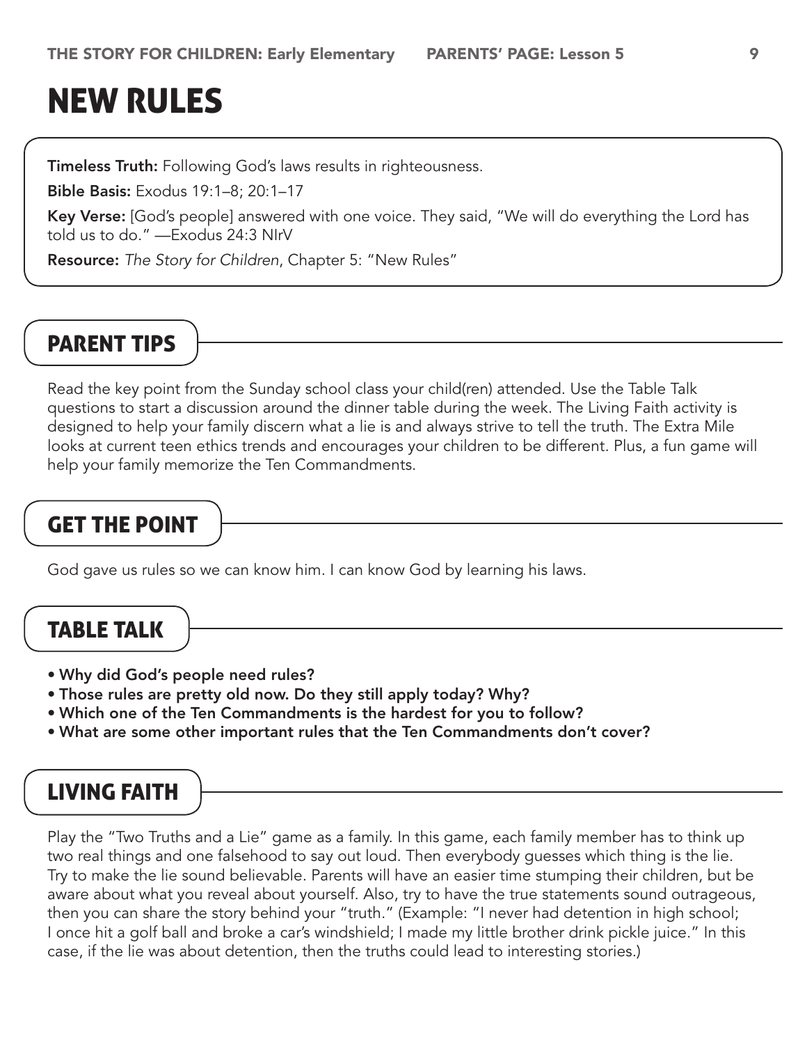# NEW RULES

**Timeless Truth:** Following God's laws results in righteousness.

**Bible Basis:** Exodus 19:1–8; 20:1–17

**Key Verse:** [God's people] answered with one voice. They said, "We will do everything the Lord has told us to do." —Exodus 24:3 NIrV

**Resource:** *The Story for Children*, Chapter 5: "New Rules"

## PARENT TIPS

Read the key point from the Sunday school class your child(ren) attended. Use the Table Talk questions to start a discussion around the dinner table during the week. The Living Faith activity is designed to help your family discern what a lie is and always strive to tell the truth. The Extra Mile looks at current teen ethics trends and encourages your children to be different. Plus, a fun game will help your family memorize the Ten Commandments.

## GET THE POINT

God gave us rules so we can know him. I can know God by learning his laws.

## TABLE TALK

- **Why did God's people need rules?**
- **Those rules are pretty old now. Do they still apply today? Why?**
- **Which one of the Ten Commandments is the hardest for you to follow?**
- **What are some other important rules that the Ten Commandments don't cover?**

## LIVING FAITH

Play the "Two Truths and a Lie" game as a family. In this game, each family member has to think up two real things and one falsehood to say out loud. Then everybody guesses which thing is the lie. Try to make the lie sound believable. Parents will have an easier time stumping their children, but be aware about what you reveal about yourself. Also, try to have the true statements sound outrageous, then you can share the story behind your "truth." (Example: "I never had detention in high school; I once hit a golf ball and broke a car's windshield; I made my little brother drink pickle juice." In this case, if the lie was about detention, then the truths could lead to interesting stories.)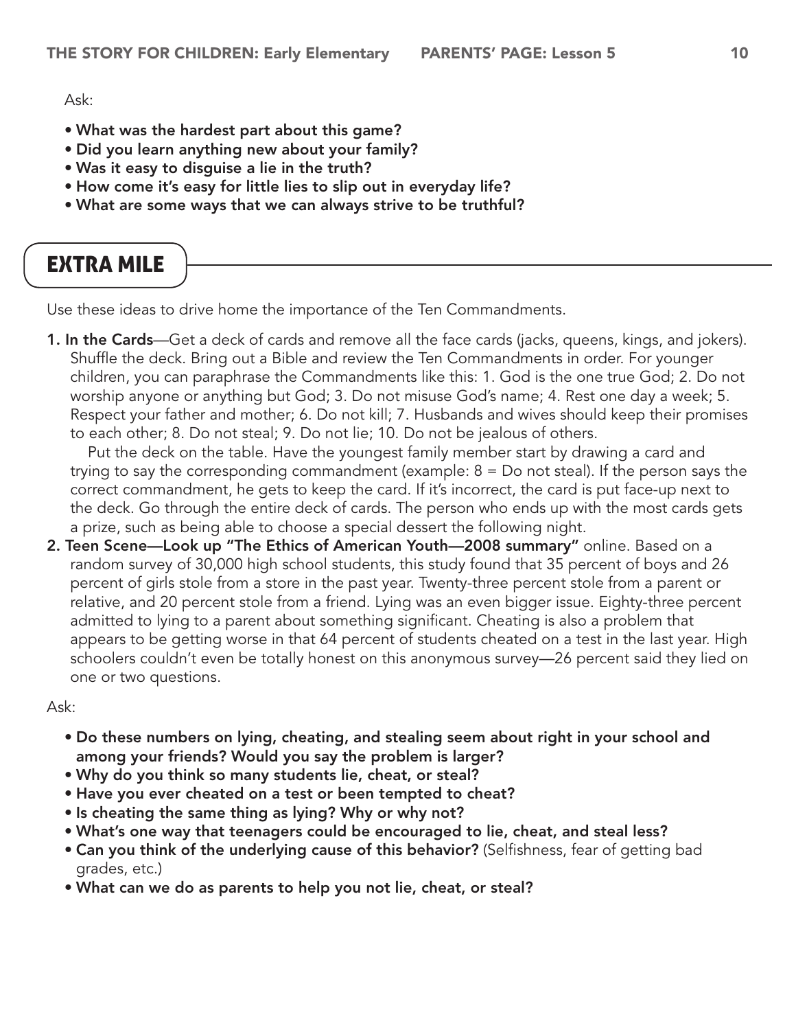Ask:

- **What was the hardest part about this game?**
- **Did you learn anything new about your family?**
- **Was it easy to disguise a lie in the truth?**
- **How come it's easy for little lies to slip out in everyday life?**
- **What are some ways that we can always strive to be truthful?**

## EXTRA MILE

Use these ideas to drive home the importance of the Ten Commandments.

1. **In the Cards**—Get a deck of cards and remove all the face cards (jacks, queens, kings, and jokers). Shuffle the deck. Bring out a Bible and review the Ten Commandments in order. For younger children, you can paraphrase the Commandments like this: 1. God is the one true God; 2. Do not worship anyone or anything but God; 3. Do not misuse God's name; 4. Rest one day a week; 5. Respect your father and mother; 6. Do not kill; 7. Husbands and wives should keep their promises to each other; 8. Do not steal; 9. Do not lie; 10. Do not be jealous of others.

   Put the deck on the table. Have the youngest family member start by drawing a card and trying to say the corresponding commandment (example: 8 = Do not steal). If the person says the correct commandment, he gets to keep the card. If it's incorrect, the card is put face-up next to the deck. Go through the entire deck of cards. The person who ends up with the most cards gets a prize, such as being able to choose a special dessert the following night.
2. **Teen Scene—Look up "The Ethics of American Youth—2008 summary"** online. Based on a random survey of 30,000 high school students, this study found that 35 percent of boys and 26 percent of girls stole from a store in the past year. Twenty-three percent stole from a parent or relative, and 20 percent stole from a friend. Lying was an even bigger issue. Eighty-three percent admitted to lying to a parent about something significant. Cheating is also a problem that appears to be getting worse in that 64 percent of students cheated on a test in the last year. High schoolers couldn't even be totally honest on this anonymous survey—26 percent said they lied on one or two questions.

Ask:

- **Do these numbers on lying, cheating, and stealing seem about right in your school and among your friends? Would you say the problem is larger?**
- **Why do you think so many students lie, cheat, or steal?**
- **Have you ever cheated on a test or been tempted to cheat?**
- **Is cheating the same thing as lying? Why or why not?**
- **What's one way that teenagers could be encouraged to lie, cheat, and steal less?**
- **Can you think of the underlying cause of this behavior?** (Selfishness, fear of getting bad grades, etc.)
- **What can we do as parents to help you not lie, cheat, or steal?**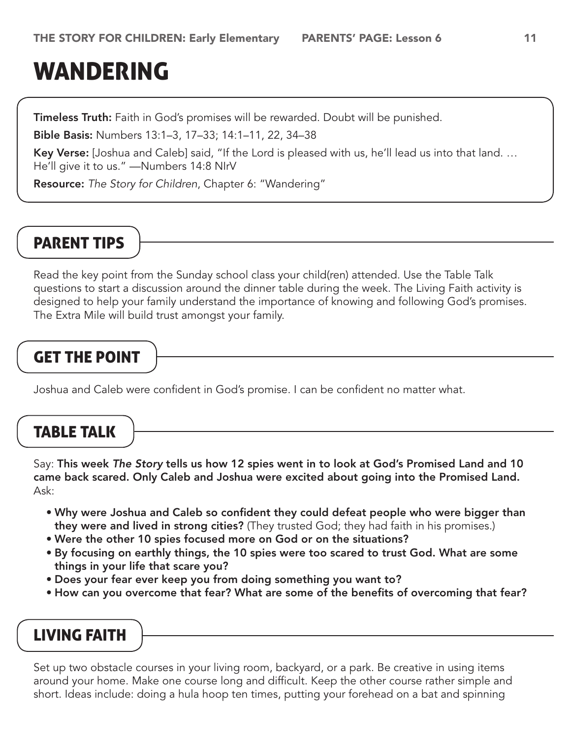# WANDERING

**Timeless Truth:** Faith in God's promises will be rewarded. Doubt will be punished.

**Bible Basis:** Numbers 13:1–3, 17–33; 14:1–11, 22, 34–38

**Key Verse:** [Joshua and Caleb] said, "If the Lord is pleased with us, he'll lead us into that land. … He'll give it to us." —Numbers 14:8 NIrV

**Resource:** *The Story for Children*, Chapter 6: "Wandering"

## PARENT TIPS

Read the key point from the Sunday school class your child(ren) attended. Use the Table Talk questions to start a discussion around the dinner table during the week. The Living Faith activity is designed to help your family understand the importance of knowing and following God's promises. The Extra Mile will build trust amongst your family.

## GET THE POINT

Joshua and Caleb were confident in God's promise. I can be confident no matter what.

## TABLE TALK

Say: **This week *The Story* tells us how 12 spies went in to look at God's Promised Land and 10 came back scared. Only Caleb and Joshua were excited about going into the Promised Land.** Ask:

- **Why were Joshua and Caleb so confident they could defeat people who were bigger than they were and lived in strong cities?** (They trusted God; they had faith in his promises.)
- **Were the other 10 spies focused more on God or on the situations?**
- **By focusing on earthly things, the 10 spies were too scared to trust God. What are some things in your life that scare you?**
- **Does your fear ever keep you from doing something you want to?**
- **How can you overcome that fear? What are some of the benefits of overcoming that fear?**

## LIVING FAITH

Set up two obstacle courses in your living room, backyard, or a park. Be creative in using items around your home. Make one course long and difficult. Keep the other course rather simple and short. Ideas include: doing a hula hoop ten times, putting your forehead on a bat and spinning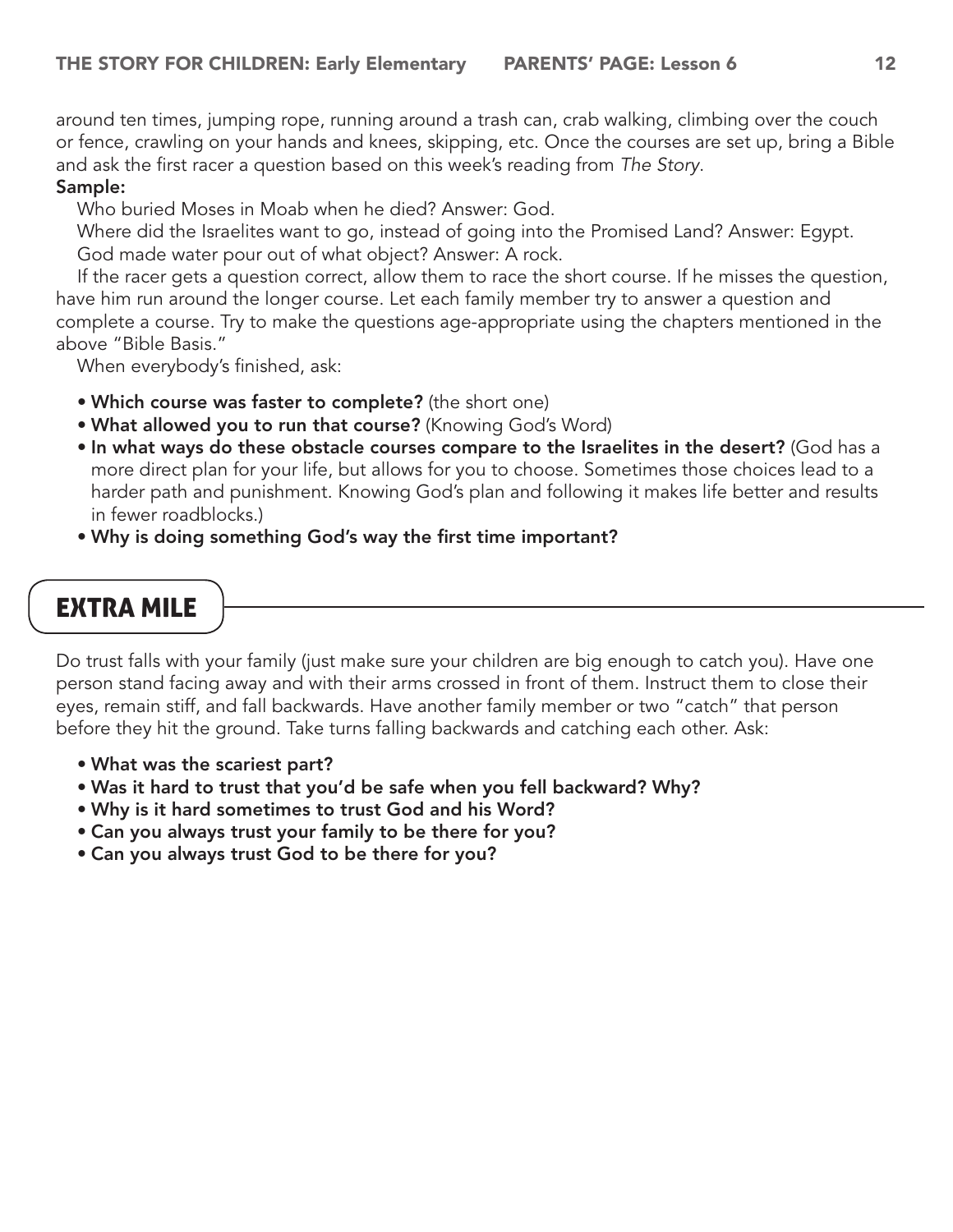around ten times, jumping rope, running around a trash can, crab walking, climbing over the couch or fence, crawling on your hands and knees, skipping, etc. Once the courses are set up, bring a Bible and ask the first racer a question based on this week's reading from *The Story*.

**Sample:**

Who buried Moses in Moab when he died? Answer: God.

Where did the Israelites want to go, instead of going into the Promised Land? Answer: Egypt.

God made water pour out of what object? Answer: A rock.

If the racer gets a question correct, allow them to race the short course. If he misses the question, have him run around the longer course. Let each family member try to answer a question and complete a course. Try to make the questions age-appropriate using the chapters mentioned in the above "Bible Basis."

When everybody's finished, ask:

- **Which course was faster to complete?** (the short one)
- **What allowed you to run that course?** (Knowing God's Word)
- **In what ways do these obstacle courses compare to the Israelites in the desert?** (God has a more direct plan for your life, but allows for you to choose. Sometimes those choices lead to a harder path and punishment. Knowing God's plan and following it makes life better and results in fewer roadblocks.)
- **Why is doing something God's way the first time important?**

## EXTRA MILE

Do trust falls with your family (just make sure your children are big enough to catch you). Have one person stand facing away and with their arms crossed in front of them. Instruct them to close their eyes, remain stiff, and fall backwards. Have another family member or two "catch" that person before they hit the ground. Take turns falling backwards and catching each other. Ask:

- **What was the scariest part?**
- **Was it hard to trust that you'd be safe when you fell backward? Why?**
- **Why is it hard sometimes to trust God and his Word?**
- **Can you always trust your family to be there for you?**
- **Can you always trust God to be there for you?**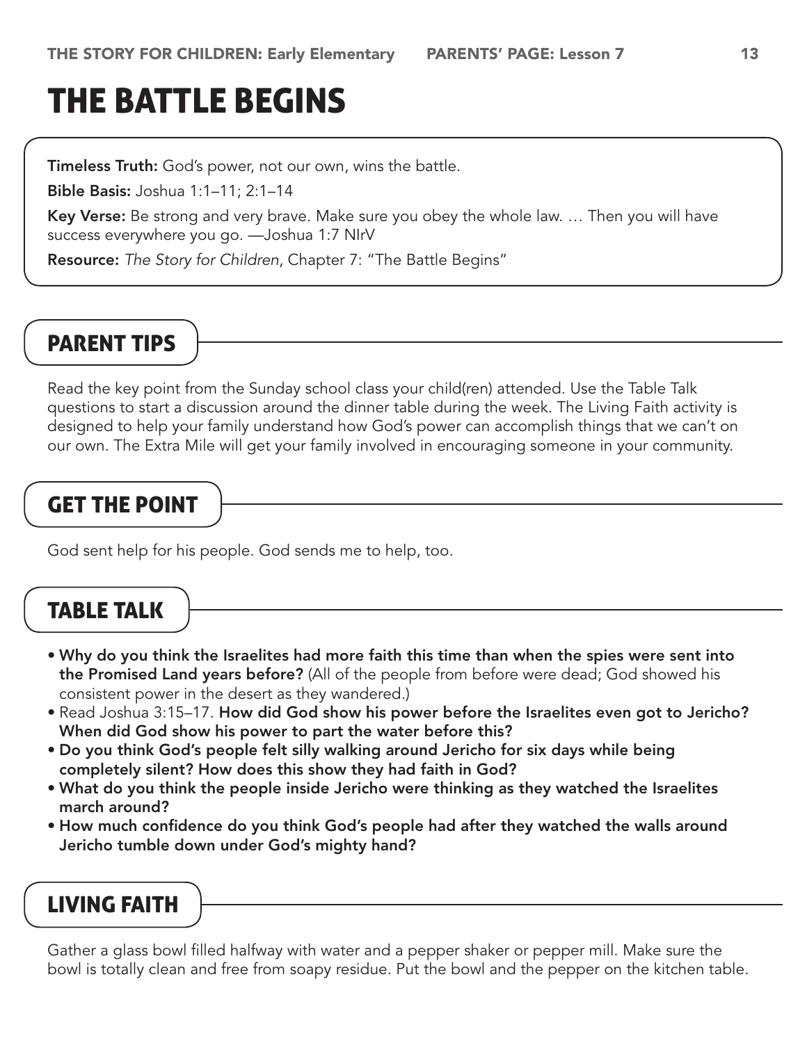# THE BATTLE BEGINS

**Timeless Truth:** God's power, not our own, wins the battle.

**Bible Basis:** Joshua 1:1–11; 2:1–14

**Key Verse:** Be strong and very brave. Make sure you obey the whole law. … Then you will have success everywhere you go. —Joshua 1:7 NIrV

**Resource:** *The Story for Children*, Chapter 7: "The Battle Begins"

## PARENT TIPS

Read the key point from the Sunday school class your child(ren) attended. Use the Table Talk questions to start a discussion around the dinner table during the week. The Living Faith activity is designed to help your family understand how God's power can accomplish things that we can't on our own. The Extra Mile will get your family involved in encouraging someone in your community.

## GET THE POINT

God sent help for his people. God sends me to help, too.

## TABLE TALK

- **Why do you think the Israelites had more faith this time than when the spies were sent into the Promised Land years before?** (All of the people from before were dead; God showed his consistent power in the desert as they wandered.)
- Read Joshua 3:15–17. **How did God show his power before the Israelites even got to Jericho? When did God show his power to part the water before this?**
- **Do you think God's people felt silly walking around Jericho for six days while being completely silent? How does this show they had faith in God?**
- **What do you think the people inside Jericho were thinking as they watched the Israelites march around?**
- **How much confidence do you think God's people had after they watched the walls around Jericho tumble down under God's mighty hand?**

## LIVING FAITH

Gather a glass bowl filled halfway with water and a pepper shaker or pepper mill. Make sure the bowl is totally clean and free from soapy residue. Put the bowl and the pepper on the kitchen table.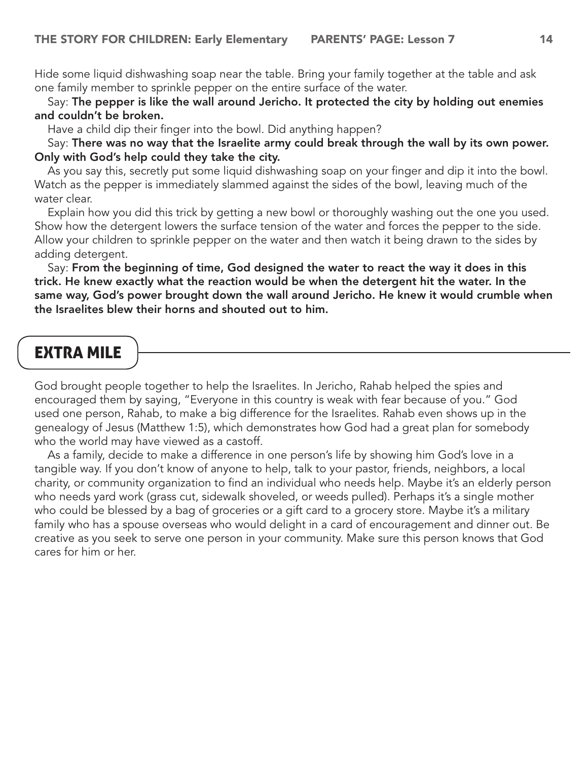Hide some liquid dishwashing soap near the table. Bring your family together at the table and ask one family member to sprinkle pepper on the entire surface of the water.

Say: **The pepper is like the wall around Jericho. It protected the city by holding out enemies and couldn't be broken.**

Have a child dip their finger into the bowl. Did anything happen?

Say: **There was no way that the Israelite army could break through the wall by its own power. Only with God's help could they take the city.**

As you say this, secretly put some liquid dishwashing soap on your finger and dip it into the bowl. Watch as the pepper is immediately slammed against the sides of the bowl, leaving much of the water clear.

Explain how you did this trick by getting a new bowl or thoroughly washing out the one you used. Show how the detergent lowers the surface tension of the water and forces the pepper to the side. Allow your children to sprinkle pepper on the water and then watch it being drawn to the sides by adding detergent.

Say: **From the beginning of time, God designed the water to react the way it does in this trick. He knew exactly what the reaction would be when the detergent hit the water. In the same way, God's power brought down the wall around Jericho. He knew it would crumble when the Israelites blew their horns and shouted out to him.**

## EXTRA MILE

God brought people together to help the Israelites. In Jericho, Rahab helped the spies and encouraged them by saying, "Everyone in this country is weak with fear because of you." God used one person, Rahab, to make a big difference for the Israelites. Rahab even shows up in the genealogy of Jesus (Matthew 1:5), which demonstrates how God had a great plan for somebody who the world may have viewed as a castoff.

As a family, decide to make a difference in one person's life by showing him God's love in a tangible way. If you don't know of anyone to help, talk to your pastor, friends, neighbors, a local charity, or community organization to find an individual who needs help. Maybe it's an elderly person who needs yard work (grass cut, sidewalk shoveled, or weeds pulled). Perhaps it's a single mother who could be blessed by a bag of groceries or a gift card to a grocery store. Maybe it's a military family who has a spouse overseas who would delight in a card of encouragement and dinner out. Be creative as you seek to serve one person in your community. Make sure this person knows that God cares for him or her.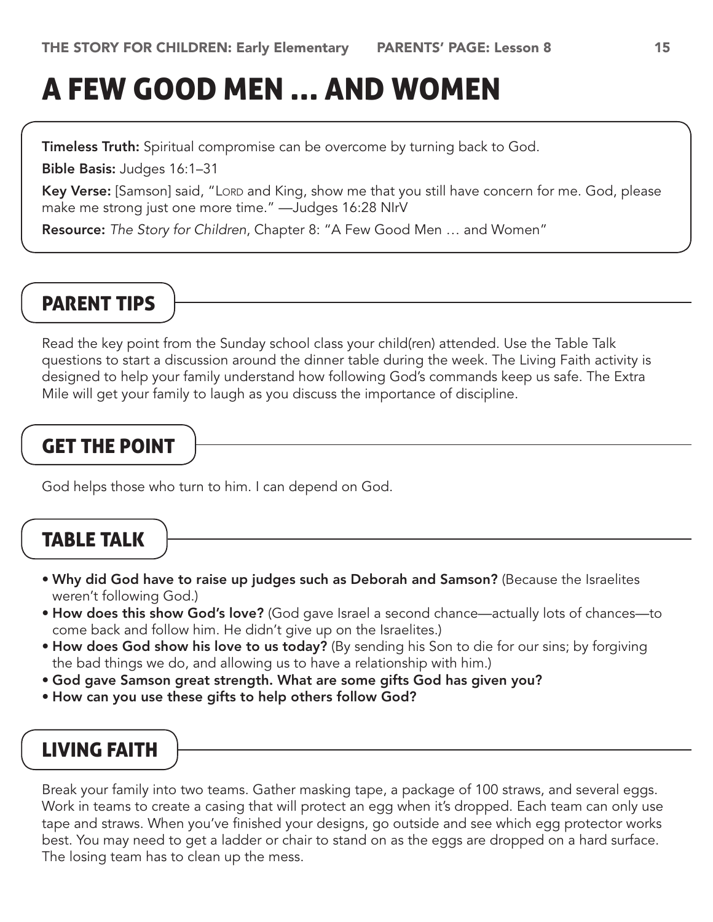# A FEW GOOD MEN … AND WOMEN

**Timeless Truth:** Spiritual compromise can be overcome by turning back to God.

**Bible Basis:** Judges 16:1–31

**Key Verse:** [Samson] said, "LORD and King, show me that you still have concern for me. God, please make me strong just one more time." —Judges 16:28 NIrV

**Resource:** *The Story for Children*, Chapter 8: "A Few Good Men … and Women"

## PARENT TIPS

Read the key point from the Sunday school class your child(ren) attended. Use the Table Talk questions to start a discussion around the dinner table during the week. The Living Faith activity is designed to help your family understand how following God's commands keep us safe. The Extra Mile will get your family to laugh as you discuss the importance of discipline.

## GET THE POINT

God helps those who turn to him. I can depend on God.

## TABLE TALK

- **Why did God have to raise up judges such as Deborah and Samson?** (Because the Israelites weren't following God.)
- **How does this show God's love?** (God gave Israel a second chance—actually lots of chances—to come back and follow him. He didn't give up on the Israelites.)
- **How does God show his love to us today?** (By sending his Son to die for our sins; by forgiving the bad things we do, and allowing us to have a relationship with him.)
- **God gave Samson great strength. What are some gifts God has given you?**
- **How can you use these gifts to help others follow God?**

## LIVING FAITH

Break your family into two teams. Gather masking tape, a package of 100 straws, and several eggs. Work in teams to create a casing that will protect an egg when it's dropped. Each team can only use tape and straws. When you've finished your designs, go outside and see which egg protector works best. You may need to get a ladder or chair to stand on as the eggs are dropped on a hard surface. The losing team has to clean up the mess.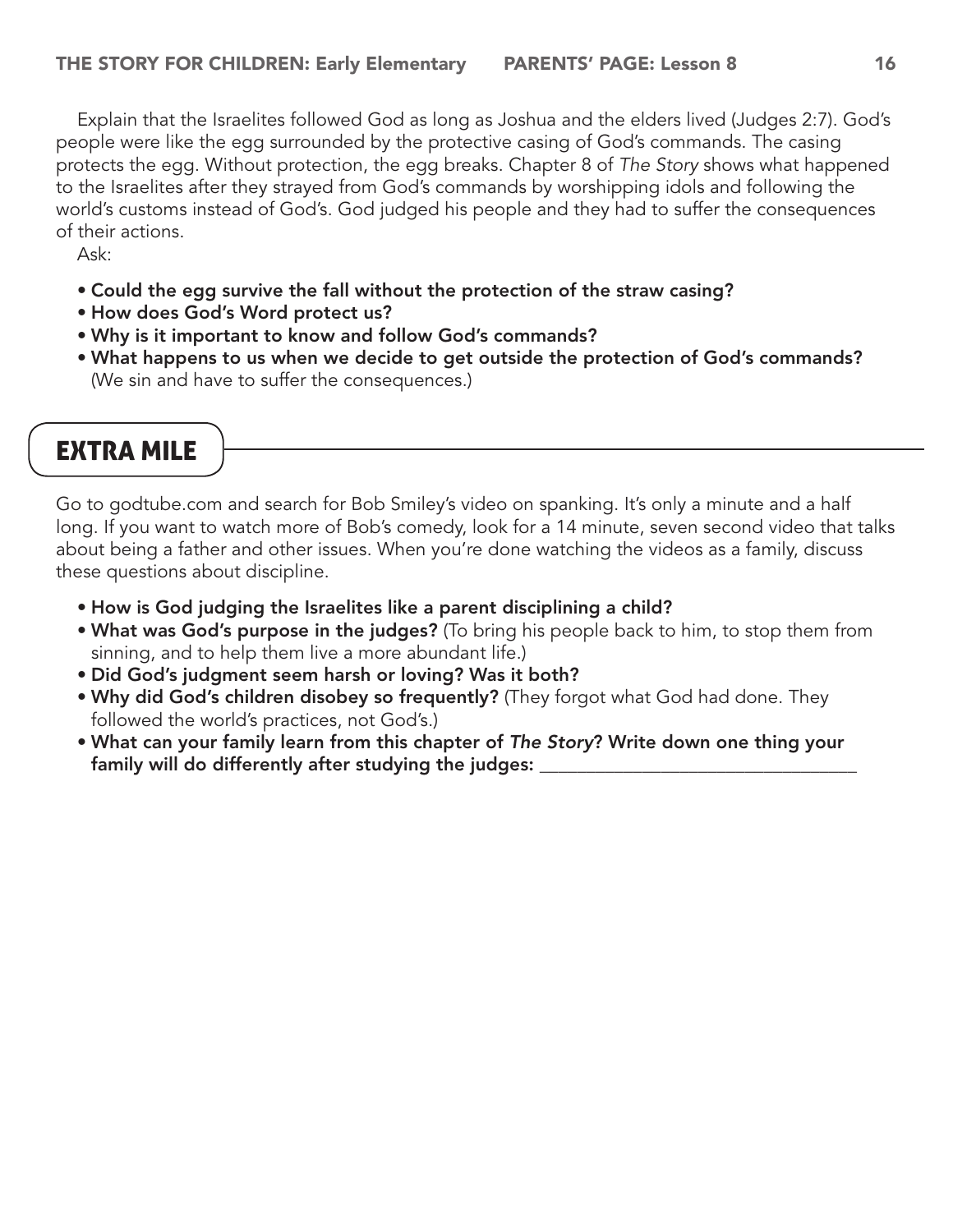Explain that the Israelites followed God as long as Joshua and the elders lived (Judges 2:7). God's people were like the egg surrounded by the protective casing of God's commands. The casing protects the egg. Without protection, the egg breaks. Chapter 8 of *The Story* shows what happened to the Israelites after they strayed from God's commands by worshipping idols and following the world's customs instead of God's. God judged his people and they had to suffer the consequences of their actions.

Ask:

- **Could the egg survive the fall without the protection of the straw casing?**
- **How does God's Word protect us?**
- **Why is it important to know and follow God's commands?**
- **What happens to us when we decide to get outside the protection of God's commands?** (We sin and have to suffer the consequences.)

## EXTRA MILE

Go to godtube.com and search for Bob Smiley's video on spanking. It's only a minute and a half long. If you want to watch more of Bob's comedy, look for a 14 minute, seven second video that talks about being a father and other issues. When you're done watching the videos as a family, discuss these questions about discipline.

- **How is God judging the Israelites like a parent disciplining a child?**
- **What was God's purpose in the judges?** (To bring his people back to him, to stop them from sinning, and to help them live a more abundant life.)
- **Did God's judgment seem harsh or loving? Was it both?**
- **Why did God's children disobey so frequently?** (They forgot what God had done. They followed the world's practices, not God's.)
- **What can your family learn from this chapter of *The Story*? Write down one thing your family will do differently after studying the judges: ________________________________**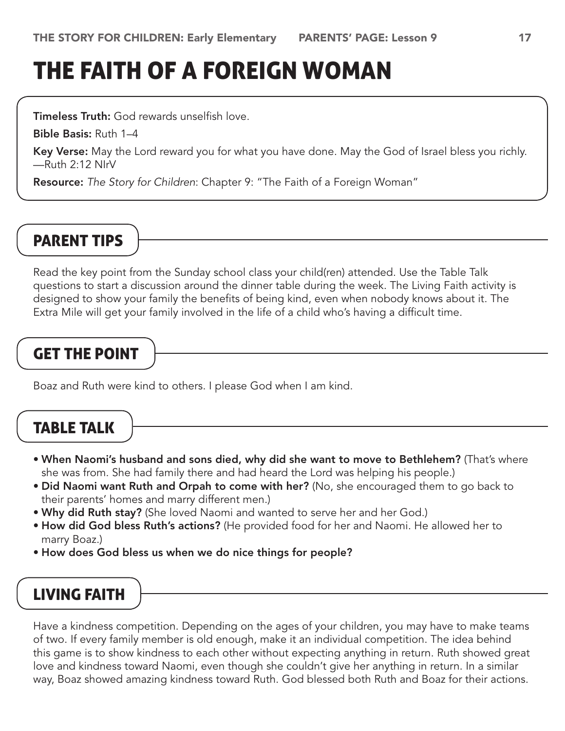# THE FAITH OF A FOREIGN WOMAN

**Timeless Truth:** God rewards unselfish love.

**Bible Basis:** Ruth 1–4

**Key Verse:** May the Lord reward you for what you have done. May the God of Israel bless you richly. —Ruth 2:12 NIrV

**Resource:** *The Story for Children*: Chapter 9: "The Faith of a Foreign Woman"

## PARENT TIPS

Read the key point from the Sunday school class your child(ren) attended. Use the Table Talk questions to start a discussion around the dinner table during the week. The Living Faith activity is designed to show your family the benefits of being kind, even when nobody knows about it. The Extra Mile will get your family involved in the life of a child who's having a difficult time.

## GET THE POINT

Boaz and Ruth were kind to others. I please God when I am kind.

## TABLE TALK

- **When Naomi's husband and sons died, why did she want to move to Bethlehem?** (That's where she was from. She had family there and had heard the Lord was helping his people.)
- **Did Naomi want Ruth and Orpah to come with her?** (No, she encouraged them to go back to their parents' homes and marry different men.)
- **Why did Ruth stay?** (She loved Naomi and wanted to serve her and her God.)
- **How did God bless Ruth's actions?** (He provided food for her and Naomi. He allowed her to marry Boaz.)
- **How does God bless us when we do nice things for people?**

## LIVING FAITH

Have a kindness competition. Depending on the ages of your children, you may have to make teams of two. If every family member is old enough, make it an individual competition. The idea behind this game is to show kindness to each other without expecting anything in return. Ruth showed great love and kindness toward Naomi, even though she couldn't give her anything in return. In a similar way, Boaz showed amazing kindness toward Ruth. God blessed both Ruth and Boaz for their actions.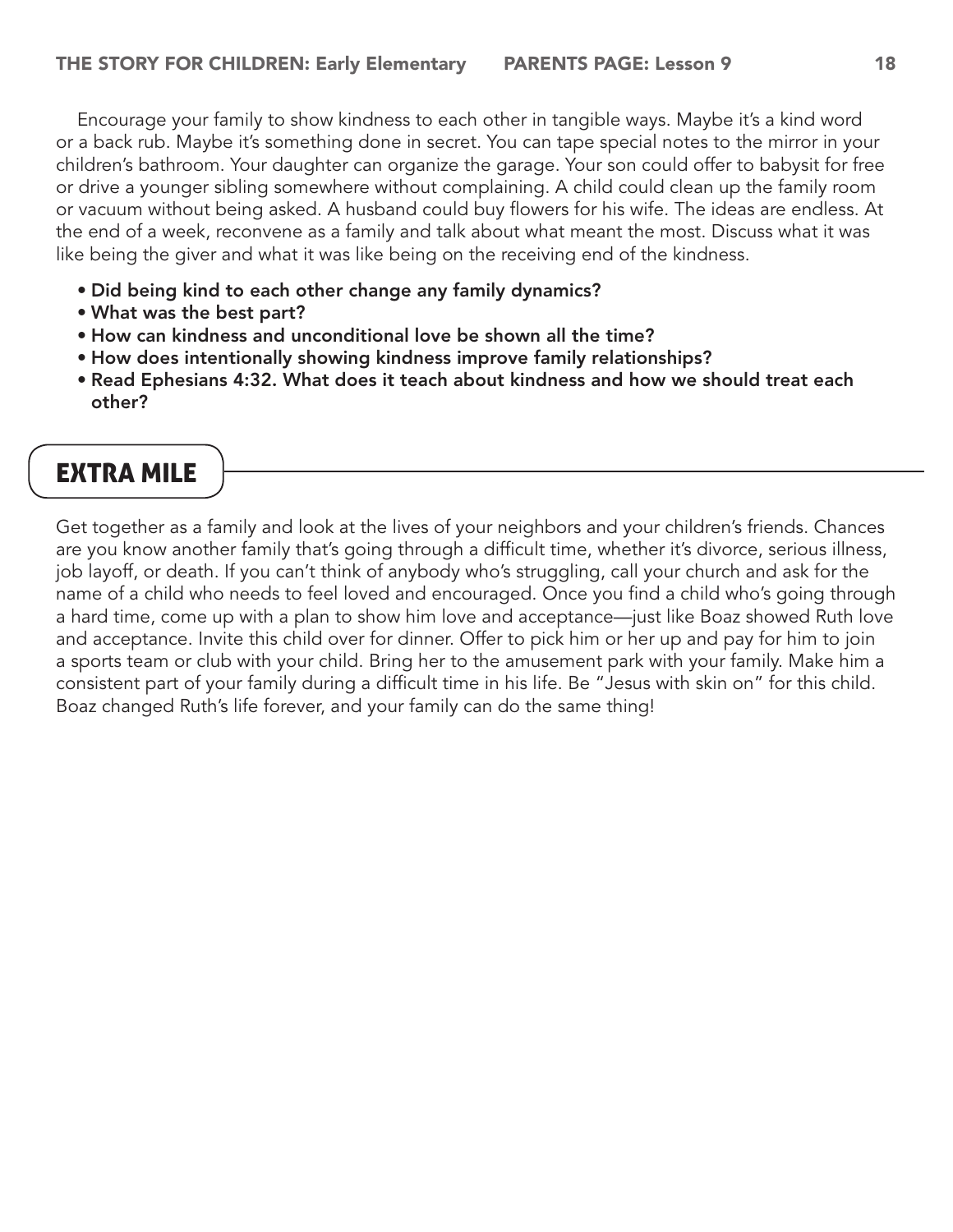Encourage your family to show kindness to each other in tangible ways. Maybe it's a kind word or a back rub. Maybe it's something done in secret. You can tape special notes to the mirror in your children's bathroom. Your daughter can organize the garage. Your son could offer to babysit for free or drive a younger sibling somewhere without complaining. A child could clean up the family room or vacuum without being asked. A husband could buy flowers for his wife. The ideas are endless. At the end of a week, reconvene as a family and talk about what meant the most. Discuss what it was like being the giver and what it was like being on the receiving end of the kindness.

- **Did being kind to each other change any family dynamics?**
- **What was the best part?**
- **How can kindness and unconditional love be shown all the time?**
- **How does intentionally showing kindness improve family relationships?**
- **Read Ephesians 4:32. What does it teach about kindness and how we should treat each other?**

## EXTRA MILE

Get together as a family and look at the lives of your neighbors and your children's friends. Chances are you know another family that's going through a difficult time, whether it's divorce, serious illness, job layoff, or death. If you can't think of anybody who's struggling, call your church and ask for the name of a child who needs to feel loved and encouraged. Once you find a child who's going through a hard time, come up with a plan to show him love and acceptance—just like Boaz showed Ruth love and acceptance. Invite this child over for dinner. Offer to pick him or her up and pay for him to join a sports team or club with your child. Bring her to the amusement park with your family. Make him a consistent part of your family during a difficult time in his life. Be "Jesus with skin on" for this child. Boaz changed Ruth's life forever, and your family can do the same thing!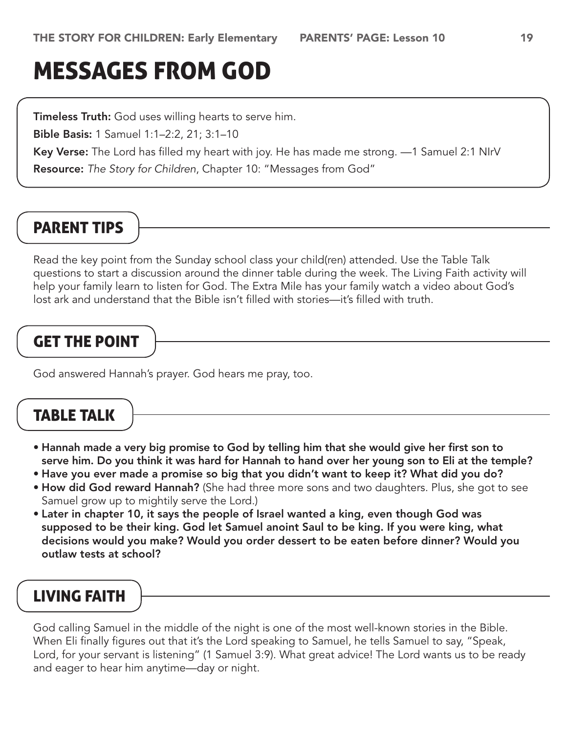# MESSAGES FROM GOD

**Timeless Truth:** God uses willing hearts to serve him.

**Bible Basis:** 1 Samuel 1:1–2:2, 21; 3:1–10

**Key Verse:** The Lord has filled my heart with joy. He has made me strong. —1 Samuel 2:1 NIrV

**Resource:** *The Story for Children*, Chapter 10: "Messages from God"

## PARENT TIPS

Read the key point from the Sunday school class your child(ren) attended. Use the Table Talk questions to start a discussion around the dinner table during the week. The Living Faith activity will help your family learn to listen for God. The Extra Mile has your family watch a video about God's lost ark and understand that the Bible isn't filled with stories—it's filled with truth.

## GET THE POINT

God answered Hannah's prayer. God hears me pray, too.

## TABLE TALK

- **Hannah made a very big promise to God by telling him that she would give her first son to serve him. Do you think it was hard for Hannah to hand over her young son to Eli at the temple?**
- **Have you ever made a promise so big that you didn't want to keep it? What did you do?**
- **How did God reward Hannah?** (She had three more sons and two daughters. Plus, she got to see Samuel grow up to mightily serve the Lord.)
- **Later in chapter 10, it says the people of Israel wanted a king, even though God was supposed to be their king. God let Samuel anoint Saul to be king. If you were king, what decisions would you make? Would you order dessert to be eaten before dinner? Would you outlaw tests at school?**

## LIVING FAITH

God calling Samuel in the middle of the night is one of the most well-known stories in the Bible. When Eli finally figures out that it's the Lord speaking to Samuel, he tells Samuel to say, "Speak, Lord, for your servant is listening" (1 Samuel 3:9). What great advice! The Lord wants us to be ready and eager to hear him anytime—day or night.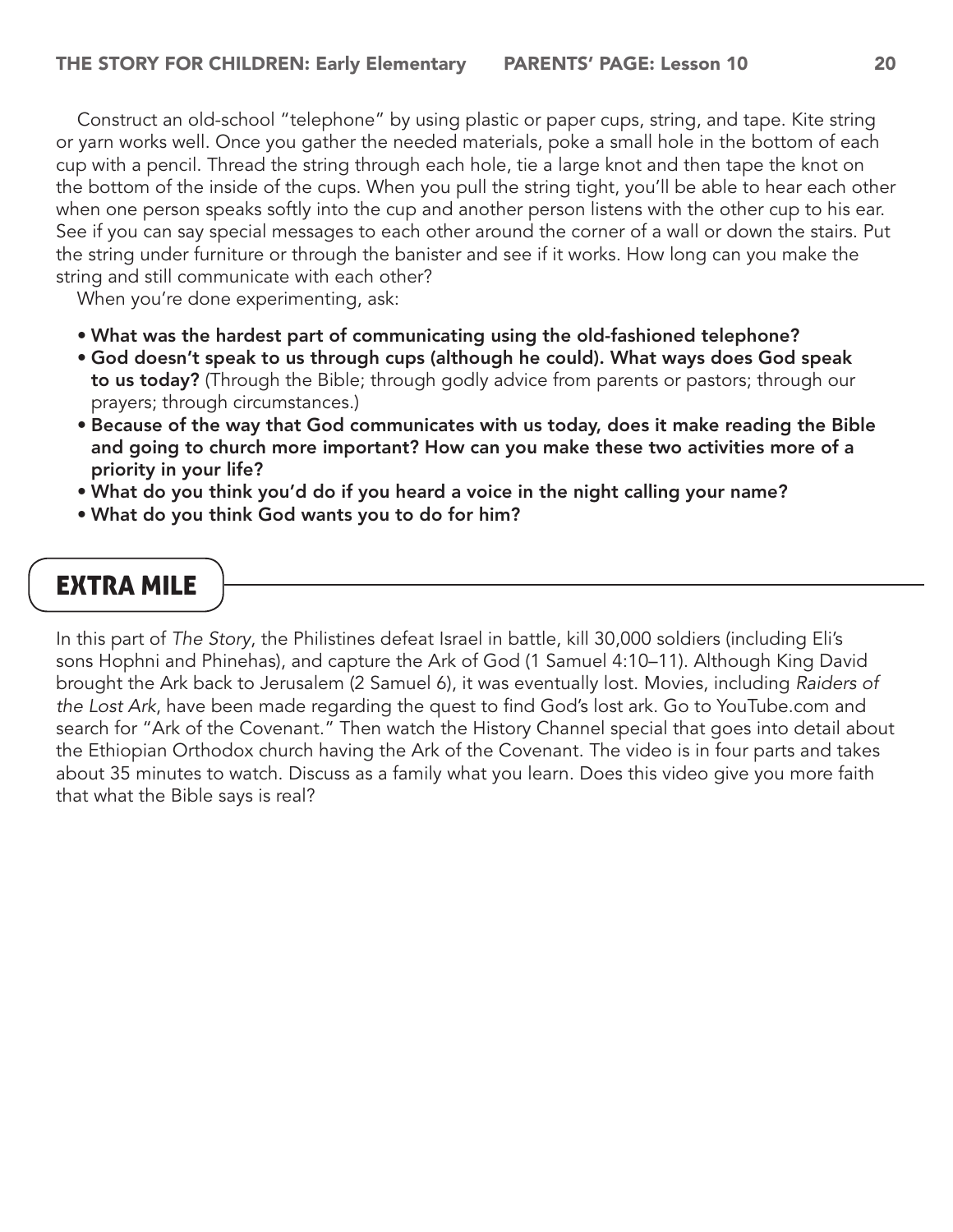Construct an old-school "telephone" by using plastic or paper cups, string, and tape. Kite string or yarn works well. Once you gather the needed materials, poke a small hole in the bottom of each cup with a pencil. Thread the string through each hole, tie a large knot and then tape the knot on the bottom of the inside of the cups. When you pull the string tight, you'll be able to hear each other when one person speaks softly into the cup and another person listens with the other cup to his ear. See if you can say special messages to each other around the corner of a wall or down the stairs. Put the string under furniture or through the banister and see if it works. How long can you make the string and still communicate with each other?

When you're done experimenting, ask:

- **What was the hardest part of communicating using the old-fashioned telephone?**
- **God doesn't speak to us through cups (although he could). What ways does God speak to us today?** (Through the Bible; through godly advice from parents or pastors; through our prayers; through circumstances.)
- **Because of the way that God communicates with us today, does it make reading the Bible and going to church more important? How can you make these two activities more of a priority in your life?**
- **What do you think you'd do if you heard a voice in the night calling your name?**
- **What do you think God wants you to do for him?**

## EXTRA MILE

In this part of *The Story*, the Philistines defeat Israel in battle, kill 30,000 soldiers (including Eli's sons Hophni and Phinehas), and capture the Ark of God (1 Samuel 4:10–11). Although King David brought the Ark back to Jerusalem (2 Samuel 6), it was eventually lost. Movies, including *Raiders of the Lost Ark*, have been made regarding the quest to find God's lost ark. Go to YouTube.com and search for "Ark of the Covenant." Then watch the History Channel special that goes into detail about the Ethiopian Orthodox church having the Ark of the Covenant. The video is in four parts and takes about 35 minutes to watch. Discuss as a family what you learn. Does this video give you more faith that what the Bible says is real?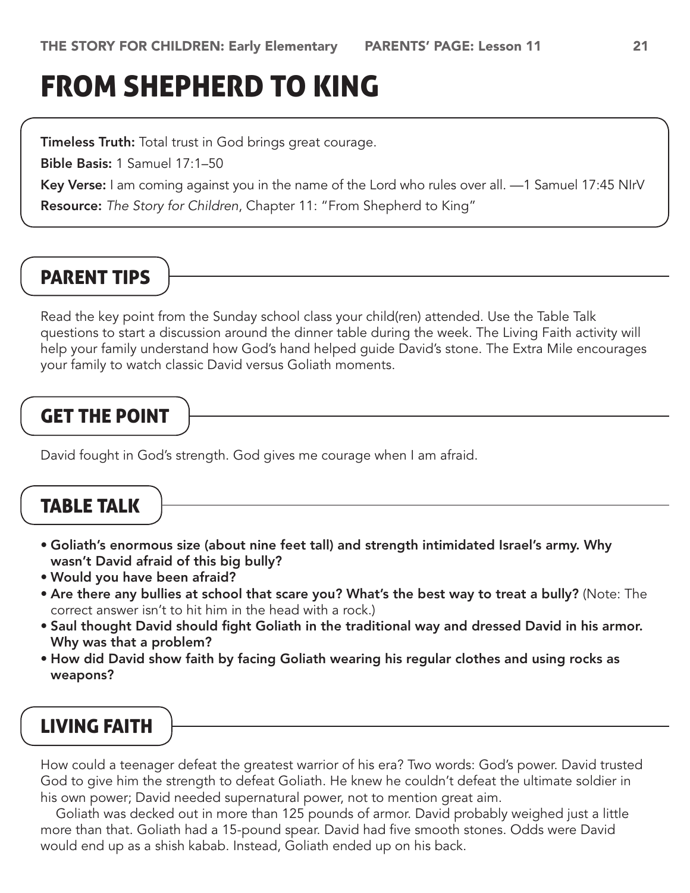# FROM SHEPHERD TO KING

**Timeless Truth:** Total trust in God brings great courage.

**Bible Basis:** 1 Samuel 17:1–50

**Key Verse:** I am coming against you in the name of the Lord who rules over all. —1 Samuel 17:45 NIrV

**Resource:** *The Story for Children*, Chapter 11: "From Shepherd to King"

## PARENT TIPS

Read the key point from the Sunday school class your child(ren) attended. Use the Table Talk questions to start a discussion around the dinner table during the week. The Living Faith activity will help your family understand how God's hand helped guide David's stone. The Extra Mile encourages your family to watch classic David versus Goliath moments.

## GET THE POINT

David fought in God's strength. God gives me courage when I am afraid.

## TABLE TALK

- **Goliath's enormous size (about nine feet tall) and strength intimidated Israel's army. Why wasn't David afraid of this big bully?**
- **Would you have been afraid?**
- **Are there any bullies at school that scare you? What's the best way to treat a bully?** (Note: The correct answer isn't to hit him in the head with a rock.)
- **Saul thought David should fight Goliath in the traditional way and dressed David in his armor. Why was that a problem?**
- **How did David show faith by facing Goliath wearing his regular clothes and using rocks as weapons?**

## LIVING FAITH

How could a teenager defeat the greatest warrior of his era? Two words: God's power. David trusted God to give him the strength to defeat Goliath. He knew he couldn't defeat the ultimate soldier in his own power; David needed supernatural power, not to mention great aim.

Goliath was decked out in more than 125 pounds of armor. David probably weighed just a little more than that. Goliath had a 15-pound spear. David had five smooth stones. Odds were David would end up as a shish kabab. Instead, Goliath ended up on his back.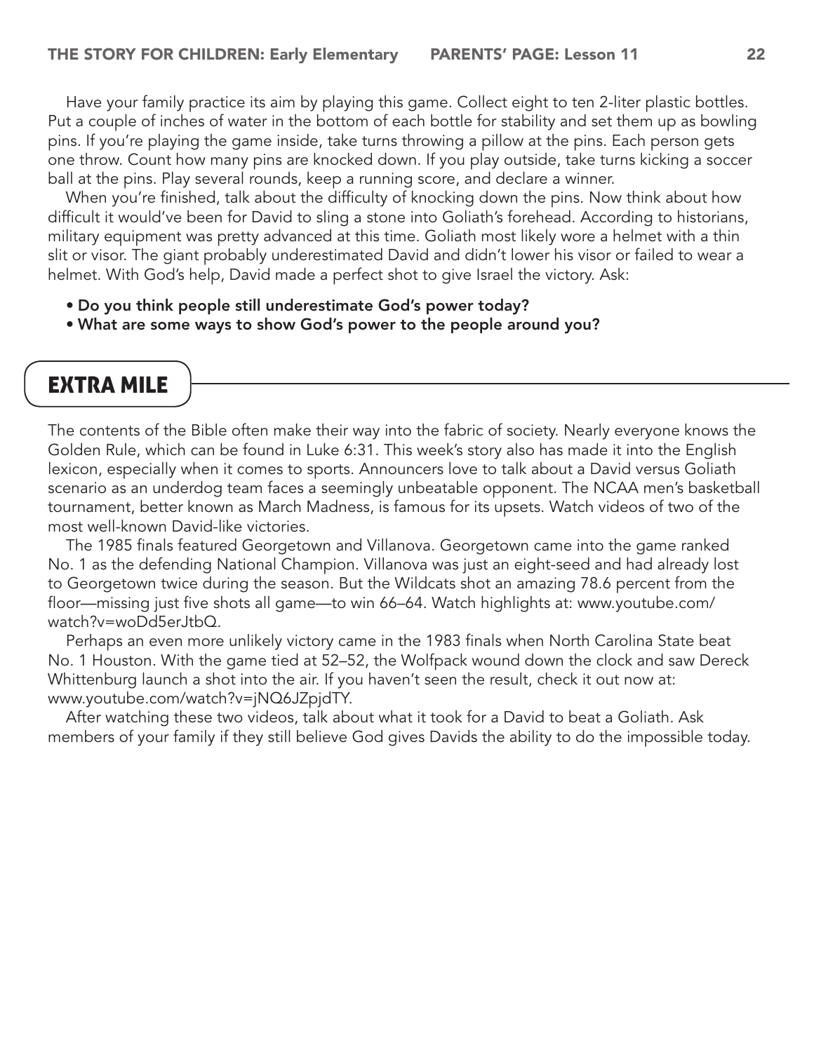Have your family practice its aim by playing this game. Collect eight to ten 2-liter plastic bottles. Put a couple of inches of water in the bottom of each bottle for stability and set them up as bowling pins. If you're playing the game inside, take turns throwing a pillow at the pins. Each person gets one throw. Count how many pins are knocked down. If you play outside, take turns kicking a soccer ball at the pins. Play several rounds, keep a running score, and declare a winner.

When you're finished, talk about the difficulty of knocking down the pins. Now think about how difficult it would've been for David to sling a stone into Goliath's forehead. According to historians, military equipment was pretty advanced at this time. Goliath most likely wore a helmet with a thin slit or visor. The giant probably underestimated David and didn't lower his visor or failed to wear a helmet. With God's help, David made a perfect shot to give Israel the victory. Ask:

- **Do you think people still underestimate God's power today?**
- **What are some ways to show God's power to the people around you?**

## EXTRA MILE

The contents of the Bible often make their way into the fabric of society. Nearly everyone knows the Golden Rule, which can be found in Luke 6:31. This week's story also has made it into the English lexicon, especially when it comes to sports. Announcers love to talk about a David versus Goliath scenario as an underdog team faces a seemingly unbeatable opponent. The NCAA men's basketball tournament, better known as March Madness, is famous for its upsets. Watch videos of two of the most well-known David-like victories.

The 1985 finals featured Georgetown and Villanova. Georgetown came into the game ranked No. 1 as the defending National Champion. Villanova was just an eight-seed and had already lost to Georgetown twice during the season. But the Wildcats shot an amazing 78.6 percent from the floor—missing just five shots all game—to win 66–64. Watch highlights at: www.youtube.com/watch?v=woDd5erJtbQ.

Perhaps an even more unlikely victory came in the 1983 finals when North Carolina State beat No. 1 Houston. With the game tied at 52–52, the Wolfpack wound down the clock and saw Dereck Whittenburg launch a shot into the air. If you haven't seen the result, check it out now at: www.youtube.com/watch?v=jNQ6JZpjdTY.

After watching these two videos, talk about what it took for a David to beat a Goliath. Ask members of your family if they still believe God gives Davids the ability to do the impossible today.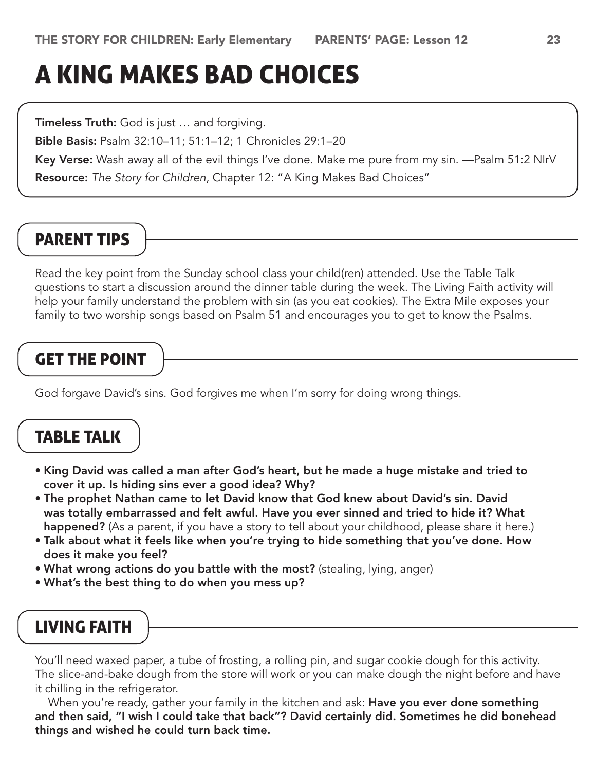# A KING MAKES BAD CHOICES

**Timeless Truth:** God is just … and forgiving.

**Bible Basis:** Psalm 32:10–11; 51:1–12; 1 Chronicles 29:1–20

**Key Verse:** Wash away all of the evil things I've done. Make me pure from my sin. —Psalm 51:2 NIrV

**Resource:** *The Story for Children*, Chapter 12: "A King Makes Bad Choices"

## PARENT TIPS

Read the key point from the Sunday school class your child(ren) attended. Use the Table Talk questions to start a discussion around the dinner table during the week. The Living Faith activity will help your family understand the problem with sin (as you eat cookies). The Extra Mile exposes your family to two worship songs based on Psalm 51 and encourages you to get to know the Psalms.

## GET THE POINT

God forgave David's sins. God forgives me when I'm sorry for doing wrong things.

## TABLE TALK

- **King David was called a man after God's heart, but he made a huge mistake and tried to cover it up. Is hiding sins ever a good idea? Why?**
- **The prophet Nathan came to let David know that God knew about David's sin. David was totally embarrassed and felt awful. Have you ever sinned and tried to hide it? What happened?** (As a parent, if you have a story to tell about your childhood, please share it here.)
- **Talk about what it feels like when you're trying to hide something that you've done. How does it make you feel?**
- **What wrong actions do you battle with the most?** (stealing, lying, anger)
- **What's the best thing to do when you mess up?**

## LIVING FAITH

You'll need waxed paper, a tube of frosting, a rolling pin, and sugar cookie dough for this activity. The slice-and-bake dough from the store will work or you can make dough the night before and have it chilling in the refrigerator.

When you're ready, gather your family in the kitchen and ask: **Have you ever done something and then said, "I wish I could take that back"? David certainly did. Sometimes he did bonehead things and wished he could turn back time.**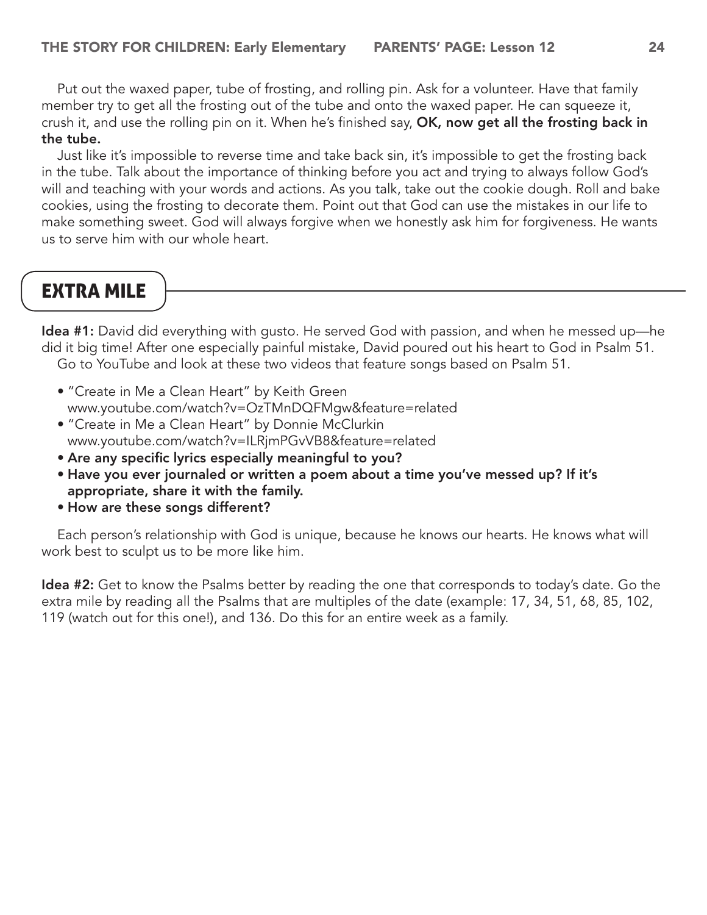Put out the waxed paper, tube of frosting, and rolling pin. Ask for a volunteer. Have that family member try to get all the frosting out of the tube and onto the waxed paper. He can squeeze it, crush it, and use the rolling pin on it. When he's finished say, **OK, now get all the frosting back in the tube.**

Just like it's impossible to reverse time and take back sin, it's impossible to get the frosting back in the tube. Talk about the importance of thinking before you act and trying to always follow God's will and teaching with your words and actions. As you talk, take out the cookie dough. Roll and bake cookies, using the frosting to decorate them. Point out that God can use the mistakes in our life to make something sweet. God will always forgive when we honestly ask him for forgiveness. He wants us to serve him with our whole heart.

## EXTRA MILE

**Idea #1:** David did everything with gusto. He served God with passion, and when he messed up—he did it big time! After one especially painful mistake, David poured out his heart to God in Psalm 51.

Go to YouTube and look at these two videos that feature songs based on Psalm 51.

- "Create in Me a Clean Heart" by Keith Green
  www.youtube.com/watch?v=OzTMnDQFMgw&feature=related
- "Create in Me a Clean Heart" by Donnie McClurkin
  www.youtube.com/watch?v=ILRjmPGvVB8&feature=related
- **Are any specific lyrics especially meaningful to you?**
- **Have you ever journaled or written a poem about a time you've messed up? If it's appropriate, share it with the family.**
- **How are these songs different?**

Each person's relationship with God is unique, because he knows our hearts. He knows what will work best to sculpt us to be more like him.

**Idea #2:** Get to know the Psalms better by reading the one that corresponds to today's date. Go the extra mile by reading all the Psalms that are multiples of the date (example: 17, 34, 51, 68, 85, 102, 119 (watch out for this one!), and 136. Do this for an entire week as a family.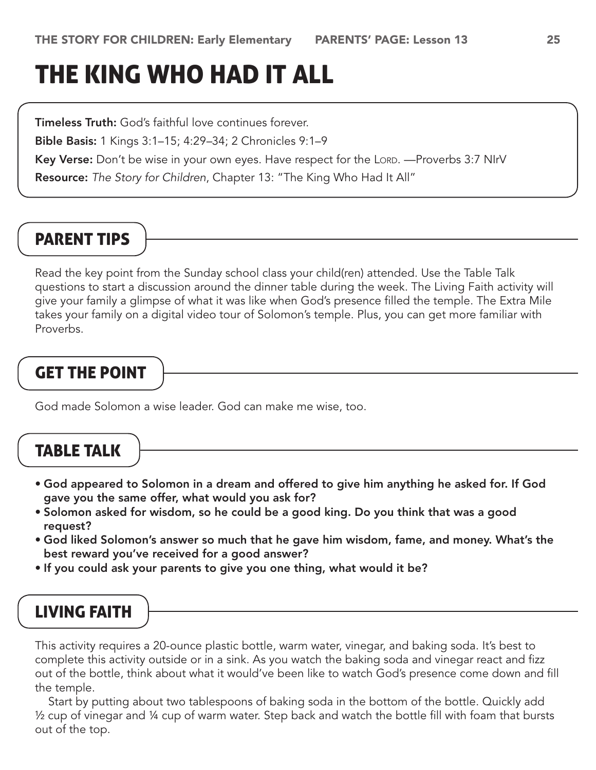# THE KING WHO HAD IT ALL

**Timeless Truth:** God's faithful love continues forever.

**Bible Basis:** 1 Kings 3:1–15; 4:29–34; 2 Chronicles 9:1–9

**Key Verse:** Don't be wise in your own eyes. Have respect for the LORD. —Proverbs 3:7 NIrV

**Resource:** *The Story for Children*, Chapter 13: "The King Who Had It All"

## PARENT TIPS

Read the key point from the Sunday school class your child(ren) attended. Use the Table Talk questions to start a discussion around the dinner table during the week. The Living Faith activity will give your family a glimpse of what it was like when God's presence filled the temple. The Extra Mile takes your family on a digital video tour of Solomon's temple. Plus, you can get more familiar with Proverbs.

## GET THE POINT

God made Solomon a wise leader. God can make me wise, too.

## TABLE TALK

- **God appeared to Solomon in a dream and offered to give him anything he asked for. If God gave you the same offer, what would you ask for?**
- **Solomon asked for wisdom, so he could be a good king. Do you think that was a good request?**
- **God liked Solomon's answer so much that he gave him wisdom, fame, and money. What's the best reward you've received for a good answer?**
- **If you could ask your parents to give you one thing, what would it be?**

## LIVING FAITH

This activity requires a 20-ounce plastic bottle, warm water, vinegar, and baking soda. It's best to complete this activity outside or in a sink. As you watch the baking soda and vinegar react and fizz out of the bottle, think about what it would've been like to watch God's presence come down and fill the temple.

Start by putting about two tablespoons of baking soda in the bottom of the bottle. Quickly add ½ cup of vinegar and ¼ cup of warm water. Step back and watch the bottle fill with foam that bursts out of the top.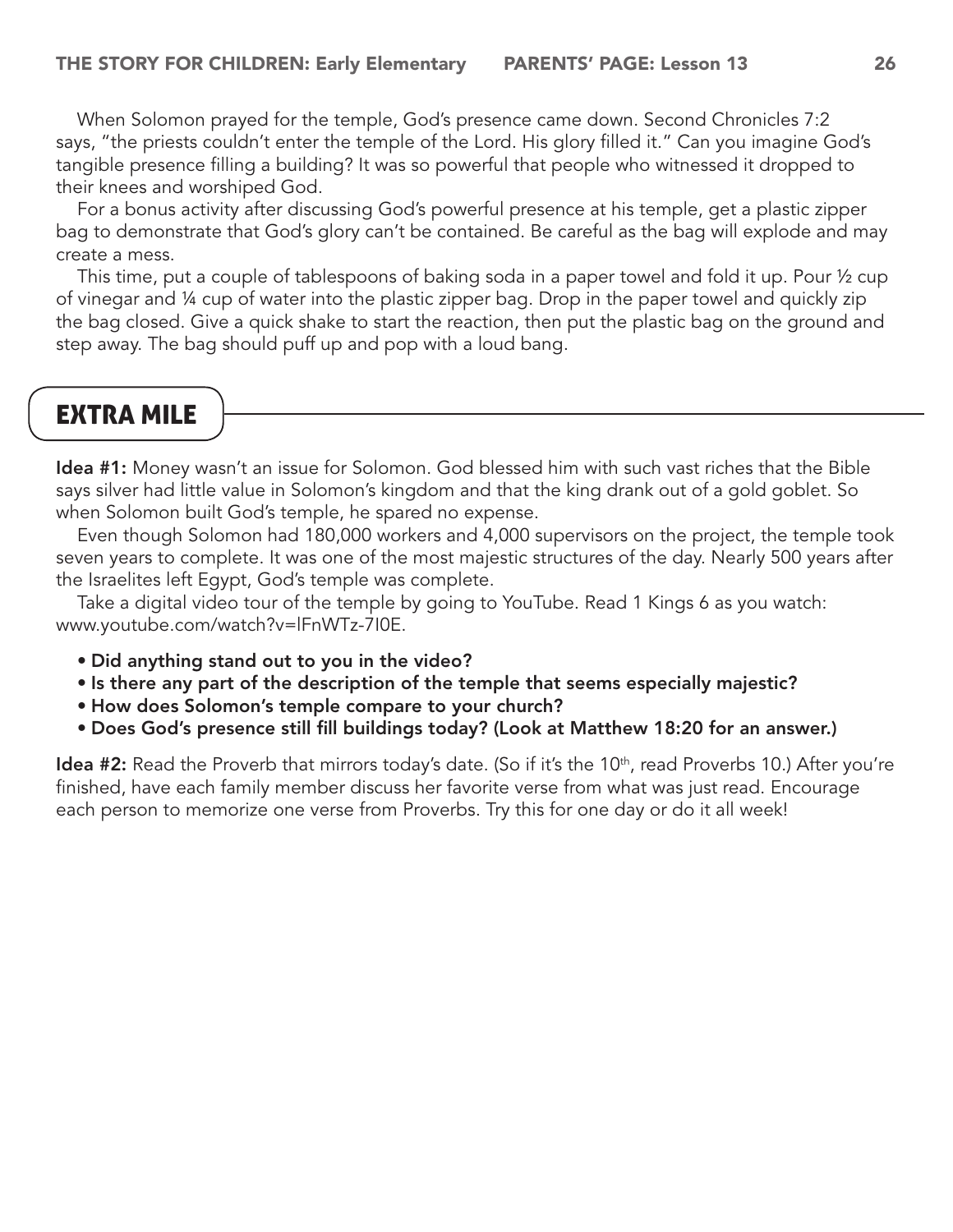When Solomon prayed for the temple, God's presence came down. Second Chronicles 7:2 says, "the priests couldn't enter the temple of the Lord. His glory filled it." Can you imagine God's tangible presence filling a building? It was so powerful that people who witnessed it dropped to their knees and worshiped God.

For a bonus activity after discussing God's powerful presence at his temple, get a plastic zipper bag to demonstrate that God's glory can't be contained. Be careful as the bag will explode and may create a mess.

This time, put a couple of tablespoons of baking soda in a paper towel and fold it up. Pour ½ cup of vinegar and ¼ cup of water into the plastic zipper bag. Drop in the paper towel and quickly zip the bag closed. Give a quick shake to start the reaction, then put the plastic bag on the ground and step away. The bag should puff up and pop with a loud bang.

## EXTRA MILE

**Idea #1:** Money wasn't an issue for Solomon. God blessed him with such vast riches that the Bible says silver had little value in Solomon's kingdom and that the king drank out of a gold goblet. So when Solomon built God's temple, he spared no expense.

Even though Solomon had 180,000 workers and 4,000 supervisors on the project, the temple took seven years to complete. It was one of the most majestic structures of the day. Nearly 500 years after the Israelites left Egypt, God's temple was complete.

Take a digital video tour of the temple by going to YouTube. Read 1 Kings 6 as you watch: www.youtube.com/watch?v=lFnWTz-7I0E.

- **Did anything stand out to you in the video?**
- **Is there any part of the description of the temple that seems especially majestic?**
- **How does Solomon's temple compare to your church?**
- **Does God's presence still fill buildings today? (Look at Matthew 18:20 for an answer.)**

**Idea #2:** Read the Proverb that mirrors today's date. (So if it's the 10th, read Proverbs 10.) After you're finished, have each family member discuss her favorite verse from what was just read. Encourage each person to memorize one verse from Proverbs. Try this for one day or do it all week!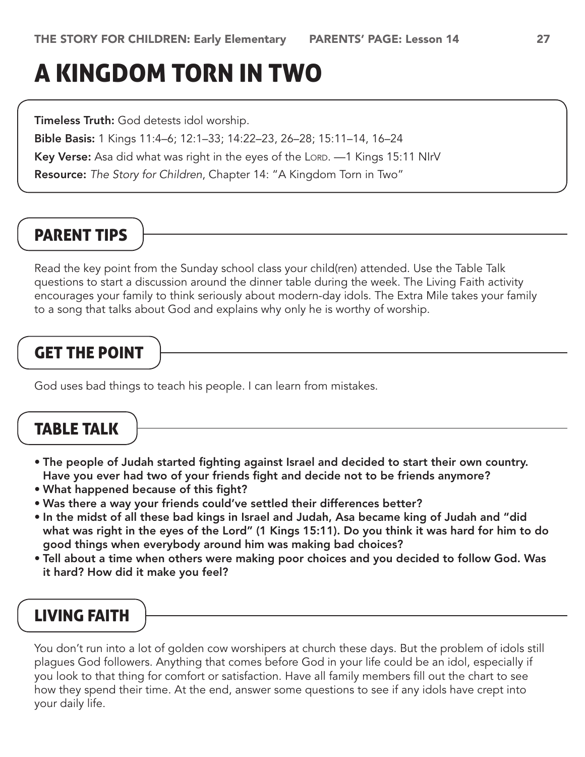# A KINGDOM TORN IN TWO

**Timeless Truth:** God detests idol worship.

**Bible Basis:** 1 Kings 11:4–6; 12:1–33; 14:22–23, 26–28; 15:11–14, 16–24

**Key Verse:** Asa did what was right in the eyes of the LORD. —1 Kings 15:11 NIrV

**Resource:** *The Story for Children*, Chapter 14: "A Kingdom Torn in Two"

## PARENT TIPS

Read the key point from the Sunday school class your child(ren) attended. Use the Table Talk questions to start a discussion around the dinner table during the week. The Living Faith activity encourages your family to think seriously about modern-day idols. The Extra Mile takes your family to a song that talks about God and explains why only he is worthy of worship.

## GET THE POINT

God uses bad things to teach his people. I can learn from mistakes.

## TABLE TALK

- **The people of Judah started fighting against Israel and decided to start their own country. Have you ever had two of your friends fight and decide not to be friends anymore?**
- **What happened because of this fight?**
- **Was there a way your friends could've settled their differences better?**
- **In the midst of all these bad kings in Israel and Judah, Asa became king of Judah and "did what was right in the eyes of the Lord" (1 Kings 15:11). Do you think it was hard for him to do good things when everybody around him was making bad choices?**
- **Tell about a time when others were making poor choices and you decided to follow God. Was it hard? How did it make you feel?**

## LIVING FAITH

You don't run into a lot of golden cow worshipers at church these days. But the problem of idols still plagues God followers. Anything that comes before God in your life could be an idol, especially if you look to that thing for comfort or satisfaction. Have all family members fill out the chart to see how they spend their time. At the end, answer some questions to see if any idols have crept into your daily life.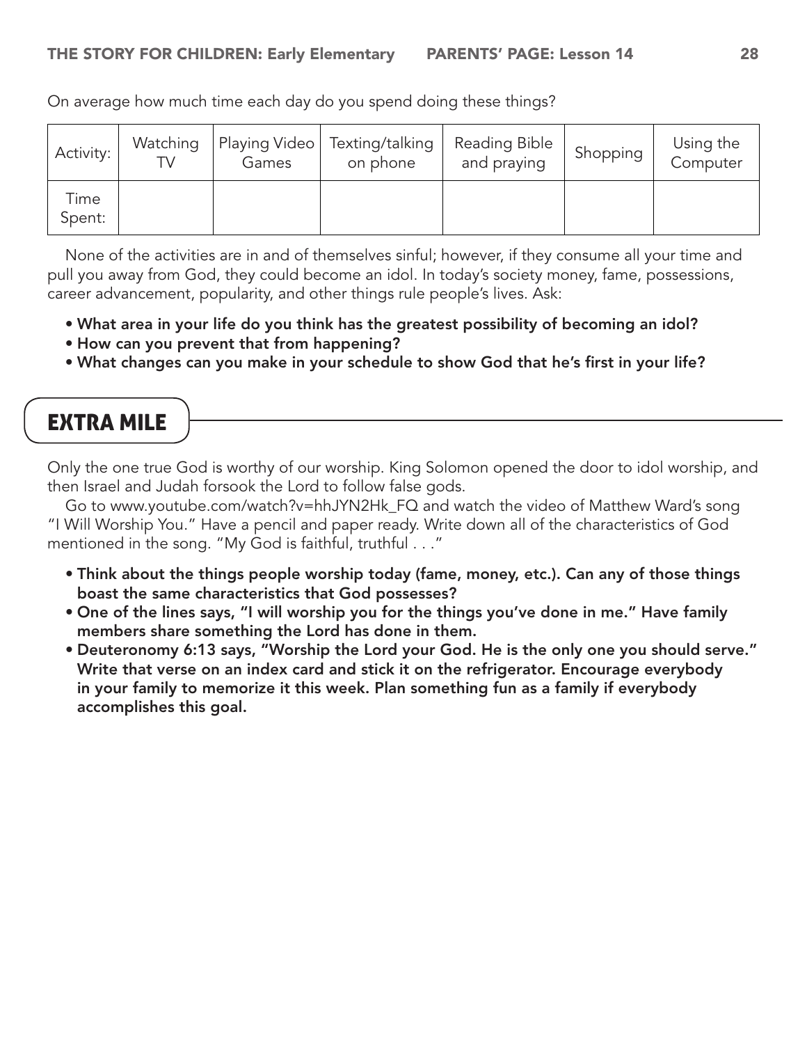On average how much time each day do you spend doing these things?

| Activity: | Watching TV | Playing Video Games | Texting/talking on phone | Reading Bible and praying | Shopping | Using the Computer |
|---|---|---|---|---|---|---|
| Time Spent: | | | | | | |

None of the activities are in and of themselves sinful; however, if they consume all your time and pull you away from God, they could become an idol. In today's society money, fame, possessions, career advancement, popularity, and other things rule people's lives. Ask:

- **What area in your life do you think has the greatest possibility of becoming an idol?**
- **How can you prevent that from happening?**
- **What changes can you make in your schedule to show God that he's first in your life?**

## EXTRA MILE

Only the one true God is worthy of our worship. King Solomon opened the door to idol worship, and then Israel and Judah forsook the Lord to follow false gods.

Go to www.youtube.com/watch?v=hhJYN2Hk_FQ and watch the video of Matthew Ward's song "I Will Worship You." Have a pencil and paper ready. Write down all of the characteristics of God mentioned in the song. "My God is faithful, truthful . . ."

- **Think about the things people worship today (fame, money, etc.). Can any of those things boast the same characteristics that God possesses?**
- **One of the lines says, "I will worship you for the things you've done in me." Have family members share something the Lord has done in them.**
- **Deuteronomy 6:13 says, "Worship the Lord your God. He is the only one you should serve." Write that verse on an index card and stick it on the refrigerator. Encourage everybody in your family to memorize it this week. Plan something fun as a family if everybody accomplishes this goal.**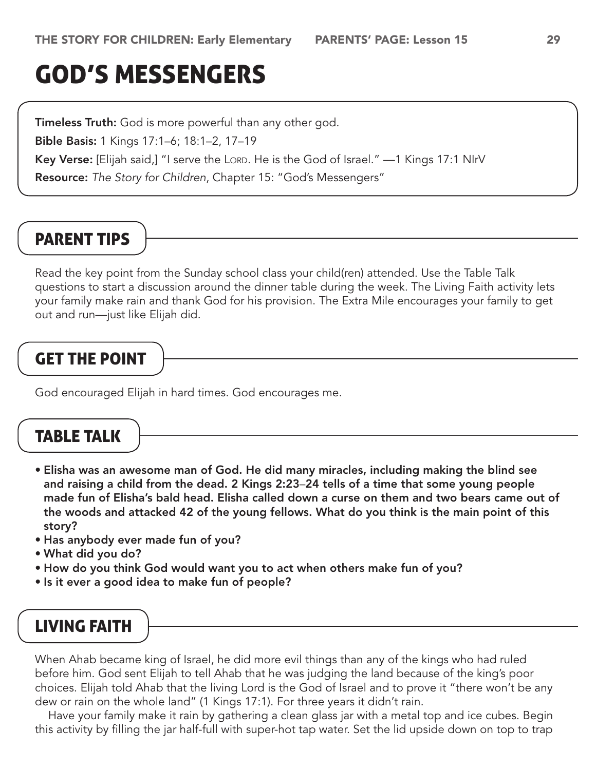# GOD'S MESSENGERS

**Timeless Truth:** God is more powerful than any other god.

**Bible Basis:** 1 Kings 17:1–6; 18:1–2, 17–19

**Key Verse:** [Elijah said,] "I serve the LORD. He is the God of Israel." —1 Kings 17:1 NIrV

**Resource:** *The Story for Children*, Chapter 15: "God's Messengers"

## PARENT TIPS

Read the key point from the Sunday school class your child(ren) attended. Use the Table Talk questions to start a discussion around the dinner table during the week. The Living Faith activity lets your family make rain and thank God for his provision. The Extra Mile encourages your family to get out and run—just like Elijah did.

## GET THE POINT

God encouraged Elijah in hard times. God encourages me.

## TABLE TALK

- **Elisha was an awesome man of God. He did many miracles, including making the blind see and raising a child from the dead. 2 Kings 2:23–24 tells of a time that some young people made fun of Elisha's bald head. Elisha called down a curse on them and two bears came out of the woods and attacked 42 of the young fellows. What do you think is the main point of this story?**
- **Has anybody ever made fun of you?**
- **What did you do?**
- **How do you think God would want you to act when others make fun of you?**
- **Is it ever a good idea to make fun of people?**

## LIVING FAITH

When Ahab became king of Israel, he did more evil things than any of the kings who had ruled before him. God sent Elijah to tell Ahab that he was judging the land because of the king's poor choices. Elijah told Ahab that the living Lord is the God of Israel and to prove it "there won't be any dew or rain on the whole land" (1 Kings 17:1). For three years it didn't rain.

Have your family make it rain by gathering a clean glass jar with a metal top and ice cubes. Begin this activity by filling the jar half-full with super-hot tap water. Set the lid upside down on top to trap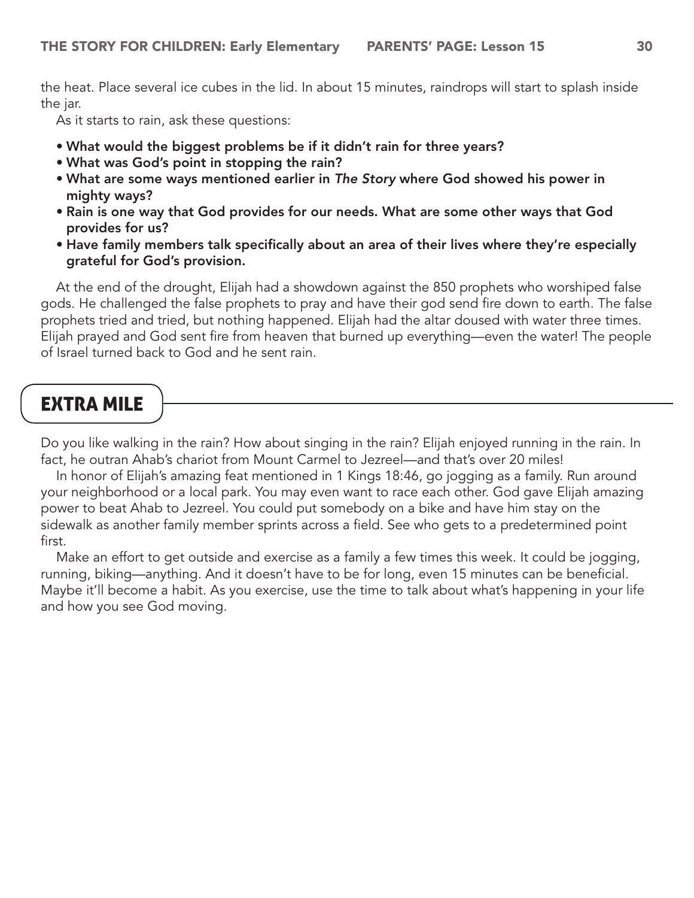the heat. Place several ice cubes in the lid. In about 15 minutes, raindrops will start to splash inside the jar.

As it starts to rain, ask these questions:

- **What would the biggest problems be if it didn't rain for three years?**
- **What was God's point in stopping the rain?**
- **What are some ways mentioned earlier in *The Story* where God showed his power in mighty ways?**
- **Rain is one way that God provides for our needs. What are some other ways that God provides for us?**
- **Have family members talk specifically about an area of their lives where they're especially grateful for God's provision.**

At the end of the drought, Elijah had a showdown against the 850 prophets who worshiped false gods. He challenged the false prophets to pray and have their god send fire down to earth. The false prophets tried and tried, but nothing happened. Elijah had the altar doused with water three times. Elijah prayed and God sent fire from heaven that burned up everything—even the water! The people of Israel turned back to God and he sent rain.

## EXTRA MILE

Do you like walking in the rain? How about singing in the rain? Elijah enjoyed running in the rain. In fact, he outran Ahab's chariot from Mount Carmel to Jezreel—and that's over 20 miles!

In honor of Elijah's amazing feat mentioned in 1 Kings 18:46, go jogging as a family. Run around your neighborhood or a local park. You may even want to race each other. God gave Elijah amazing power to beat Ahab to Jezreel. You could put somebody on a bike and have him stay on the sidewalk as another family member sprints across a field. See who gets to a predetermined point first.

Make an effort to get outside and exercise as a family a few times this week. It could be jogging, running, biking—anything. And it doesn't have to be for long, even 15 minutes can be beneficial. Maybe it'll become a habit. As you exercise, use the time to talk about what's happening in your life and how you see God moving.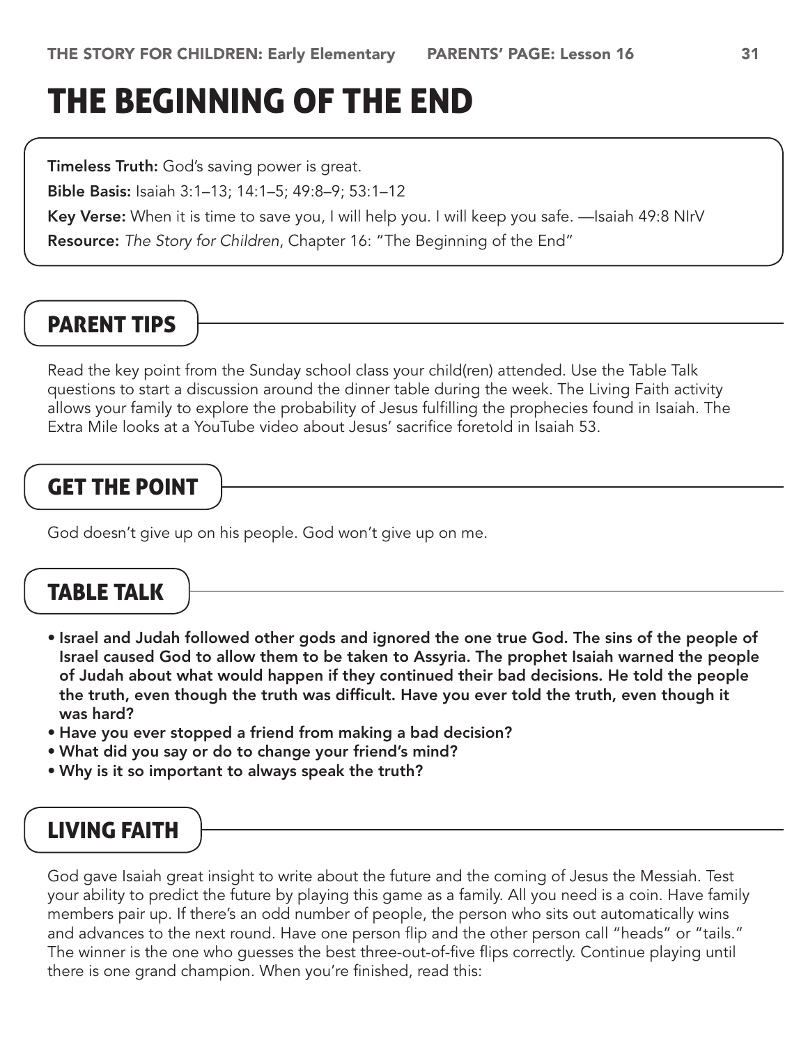# THE BEGINNING OF THE END

**Timeless Truth:** God's saving power is great.

**Bible Basis:** Isaiah 3:1–13; 14:1–5; 49:8–9; 53:1–12

**Key Verse:** When it is time to save you, I will help you. I will keep you safe. —Isaiah 49:8 NIrV

**Resource:** *The Story for Children*, Chapter 16: "The Beginning of the End"

## PARENT TIPS

Read the key point from the Sunday school class your child(ren) attended. Use the Table Talk questions to start a discussion around the dinner table during the week. The Living Faith activity allows your family to explore the probability of Jesus fulfilling the prophecies found in Isaiah. The Extra Mile looks at a YouTube video about Jesus' sacrifice foretold in Isaiah 53.

## GET THE POINT

God doesn't give up on his people. God won't give up on me.

## TABLE TALK

- **Israel and Judah followed other gods and ignored the one true God. The sins of the people of Israel caused God to allow them to be taken to Assyria. The prophet Isaiah warned the people of Judah about what would happen if they continued their bad decisions. He told the people the truth, even though the truth was difficult. Have you ever told the truth, even though it was hard?**
- **Have you ever stopped a friend from making a bad decision?**
- **What did you say or do to change your friend's mind?**
- **Why is it so important to always speak the truth?**

## LIVING FAITH

God gave Isaiah great insight to write about the future and the coming of Jesus the Messiah. Test your ability to predict the future by playing this game as a family. All you need is a coin. Have family members pair up. If there's an odd number of people, the person who sits out automatically wins and advances to the next round. Have one person flip and the other person call "heads" or "tails." The winner is the one who guesses the best three-out-of-five flips correctly. Continue playing until there is one grand champion. When you're finished, read this: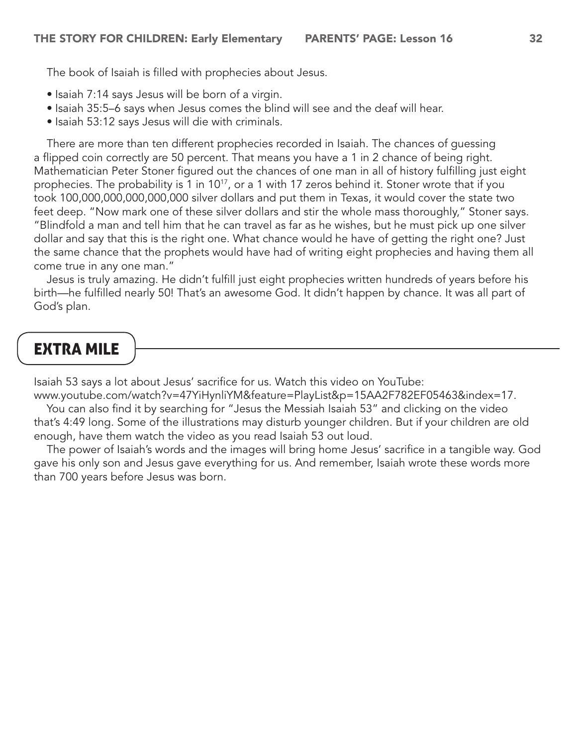The book of Isaiah is filled with prophecies about Jesus.

- Isaiah 7:14 says Jesus will be born of a virgin.
- Isaiah 35:5–6 says when Jesus comes the blind will see and the deaf will hear.
- Isaiah 53:12 says Jesus will die with criminals.

There are more than ten different prophecies recorded in Isaiah. The chances of guessing a flipped coin correctly are 50 percent. That means you have a 1 in 2 chance of being right. Mathematician Peter Stoner figured out the chances of one man in all of history fulfilling just eight prophecies. The probability is 1 in $10^{17}$, or a 1 with 17 zeros behind it. Stoner wrote that if you took 100,000,000,000,000,000 silver dollars and put them in Texas, it would cover the state two feet deep. "Now mark one of these silver dollars and stir the whole mass thoroughly," Stoner says. "Blindfold a man and tell him that he can travel as far as he wishes, but he must pick up one silver dollar and say that this is the right one. What chance would he have of getting the right one? Just the same chance that the prophets would have had of writing eight prophecies and having them all come true in any one man."

Jesus is truly amazing. He didn't fulfill just eight prophecies written hundreds of years before his birth—he fulfilled nearly 50! That's an awesome God. It didn't happen by chance. It was all part of God's plan.

## EXTRA MILE

Isaiah 53 says a lot about Jesus' sacrifice for us. Watch this video on YouTube: www.youtube.com/watch?v=47YiHynliYM&feature=PlayList&p=15AA2F782EF05463&index=17.

You can also find it by searching for "Jesus the Messiah Isaiah 53" and clicking on the video that's 4:49 long. Some of the illustrations may disturb younger children. But if your children are old enough, have them watch the video as you read Isaiah 53 out loud.

The power of Isaiah's words and the images will bring home Jesus' sacrifice in a tangible way. God gave his only son and Jesus gave everything for us. And remember, Isaiah wrote these words more than 700 years before Jesus was born.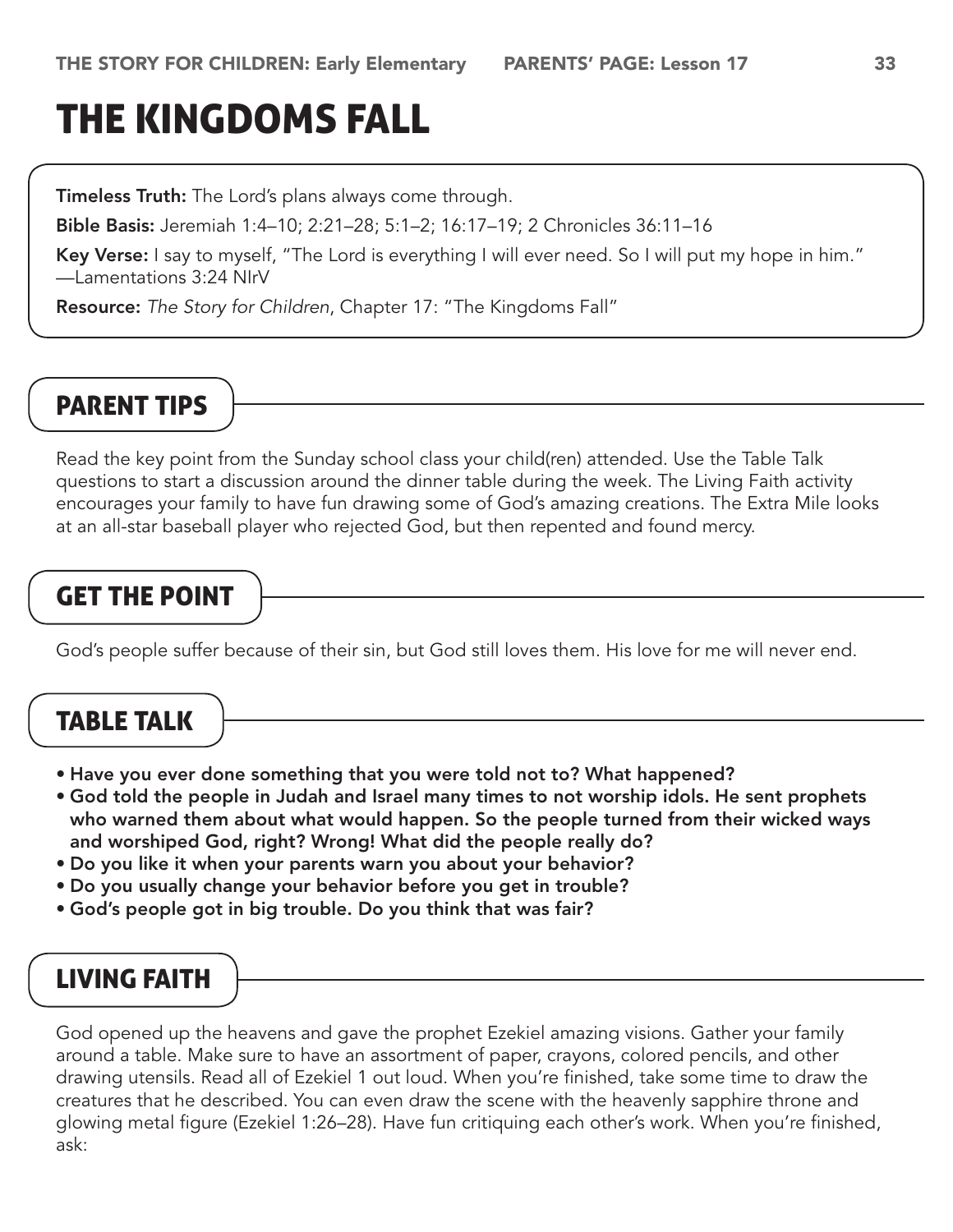# THE KINGDOMS FALL

**Timeless Truth:** The Lord's plans always come through.

**Bible Basis:** Jeremiah 1:4–10; 2:21–28; 5:1–2; 16:17–19; 2 Chronicles 36:11–16

**Key Verse:** I say to myself, "The Lord is everything I will ever need. So I will put my hope in him." —Lamentations 3:24 NIrV

**Resource:** *The Story for Children*, Chapter 17: "The Kingdoms Fall"

## PARENT TIPS

Read the key point from the Sunday school class your child(ren) attended. Use the Table Talk questions to start a discussion around the dinner table during the week. The Living Faith activity encourages your family to have fun drawing some of God's amazing creations. The Extra Mile looks at an all-star baseball player who rejected God, but then repented and found mercy.

## GET THE POINT

God's people suffer because of their sin, but God still loves them. His love for me will never end.

## TABLE TALK

- **Have you ever done something that you were told not to? What happened?**
- **God told the people in Judah and Israel many times to not worship idols. He sent prophets who warned them about what would happen. So the people turned from their wicked ways and worshiped God, right? Wrong! What did the people really do?**
- **Do you like it when your parents warn you about your behavior?**
- **Do you usually change your behavior before you get in trouble?**
- **God's people got in big trouble. Do you think that was fair?**

## LIVING FAITH

God opened up the heavens and gave the prophet Ezekiel amazing visions. Gather your family around a table. Make sure to have an assortment of paper, crayons, colored pencils, and other drawing utensils. Read all of Ezekiel 1 out loud. When you're finished, take some time to draw the creatures that he described. You can even draw the scene with the heavenly sapphire throne and glowing metal figure (Ezekiel 1:26–28). Have fun critiquing each other's work. When you're finished, ask: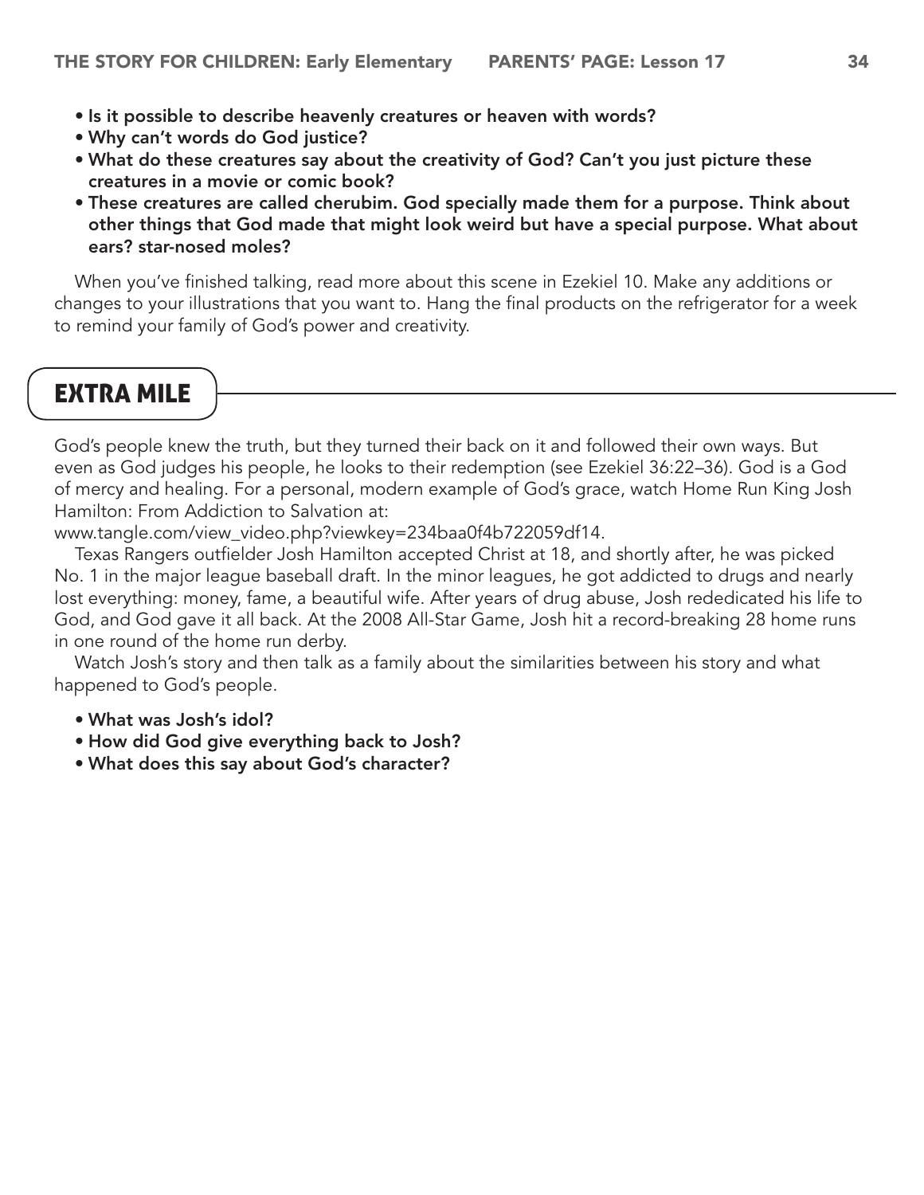- **Is it possible to describe heavenly creatures or heaven with words?**
- **Why can't words do God justice?**
- **What do these creatures say about the creativity of God? Can't you just picture these creatures in a movie or comic book?**
- **These creatures are called cherubim. God specially made them for a purpose. Think about other things that God made that might look weird but have a special purpose. What about ears? star-nosed moles?**

When you've finished talking, read more about this scene in Ezekiel 10. Make any additions or changes to your illustrations that you want to. Hang the final products on the refrigerator for a week to remind your family of God's power and creativity.

## EXTRA MILE

God's people knew the truth, but they turned their back on it and followed their own ways. But even as God judges his people, he looks to their redemption (see Ezekiel 36:22–36). God is a God of mercy and healing. For a personal, modern example of God's grace, watch Home Run King Josh Hamilton: From Addiction to Salvation at:
www.tangle.com/view_video.php?viewkey=234baa0f4b722059df14.

Texas Rangers outfielder Josh Hamilton accepted Christ at 18, and shortly after, he was picked No. 1 in the major league baseball draft. In the minor leagues, he got addicted to drugs and nearly lost everything: money, fame, a beautiful wife. After years of drug abuse, Josh rededicated his life to God, and God gave it all back. At the 2008 All-Star Game, Josh hit a record-breaking 28 home runs in one round of the home run derby.

Watch Josh's story and then talk as a family about the similarities between his story and what happened to God's people.

- **What was Josh's idol?**
- **How did God give everything back to Josh?**
- **What does this say about God's character?**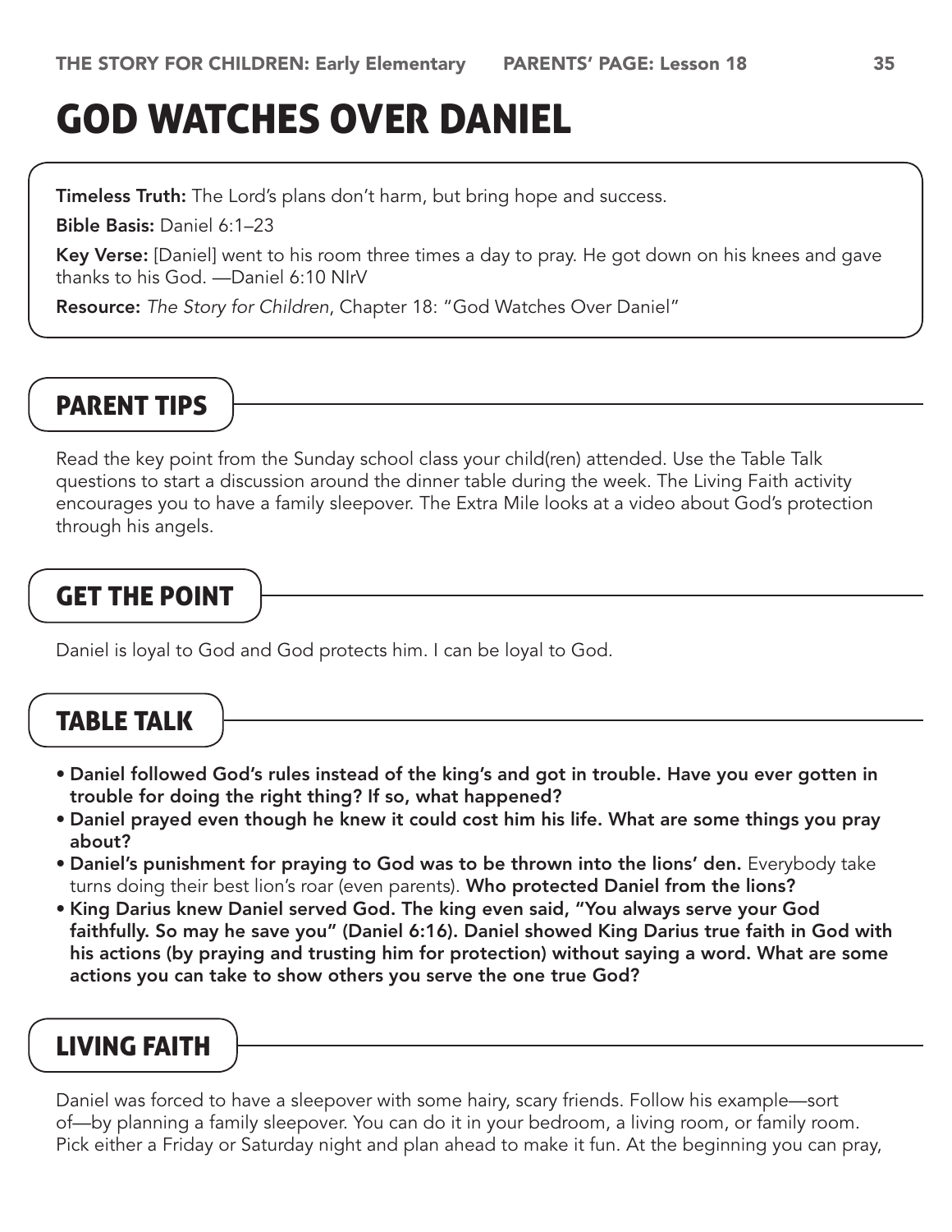# GOD WATCHES OVER DANIEL

**Timeless Truth:** The Lord's plans don't harm, but bring hope and success.

**Bible Basis:** Daniel 6:1–23

**Key Verse:** [Daniel] went to his room three times a day to pray. He got down on his knees and gave thanks to his God. —Daniel 6:10 NIrV

**Resource:** *The Story for Children*, Chapter 18: "God Watches Over Daniel"

## PARENT TIPS

Read the key point from the Sunday school class your child(ren) attended. Use the Table Talk questions to start a discussion around the dinner table during the week. The Living Faith activity encourages you to have a family sleepover. The Extra Mile looks at a video about God's protection through his angels.

## GET THE POINT

Daniel is loyal to God and God protects him. I can be loyal to God.

## TABLE TALK

- **Daniel followed God's rules instead of the king's and got in trouble. Have you ever gotten in trouble for doing the right thing? If so, what happened?**
- **Daniel prayed even though he knew it could cost him his life. What are some things you pray about?**
- **Daniel's punishment for praying to God was to be thrown into the lions' den.** Everybody take turns doing their best lion's roar (even parents). **Who protected Daniel from the lions?**
- **King Darius knew Daniel served God. The king even said, "You always serve your God faithfully. So may he save you" (Daniel 6:16). Daniel showed King Darius true faith in God with his actions (by praying and trusting him for protection) without saying a word. What are some actions you can take to show others you serve the one true God?**

## LIVING FAITH

Daniel was forced to have a sleepover with some hairy, scary friends. Follow his example—sort of—by planning a family sleepover. You can do it in your bedroom, a living room, or family room. Pick either a Friday or Saturday night and plan ahead to make it fun. At the beginning you can pray,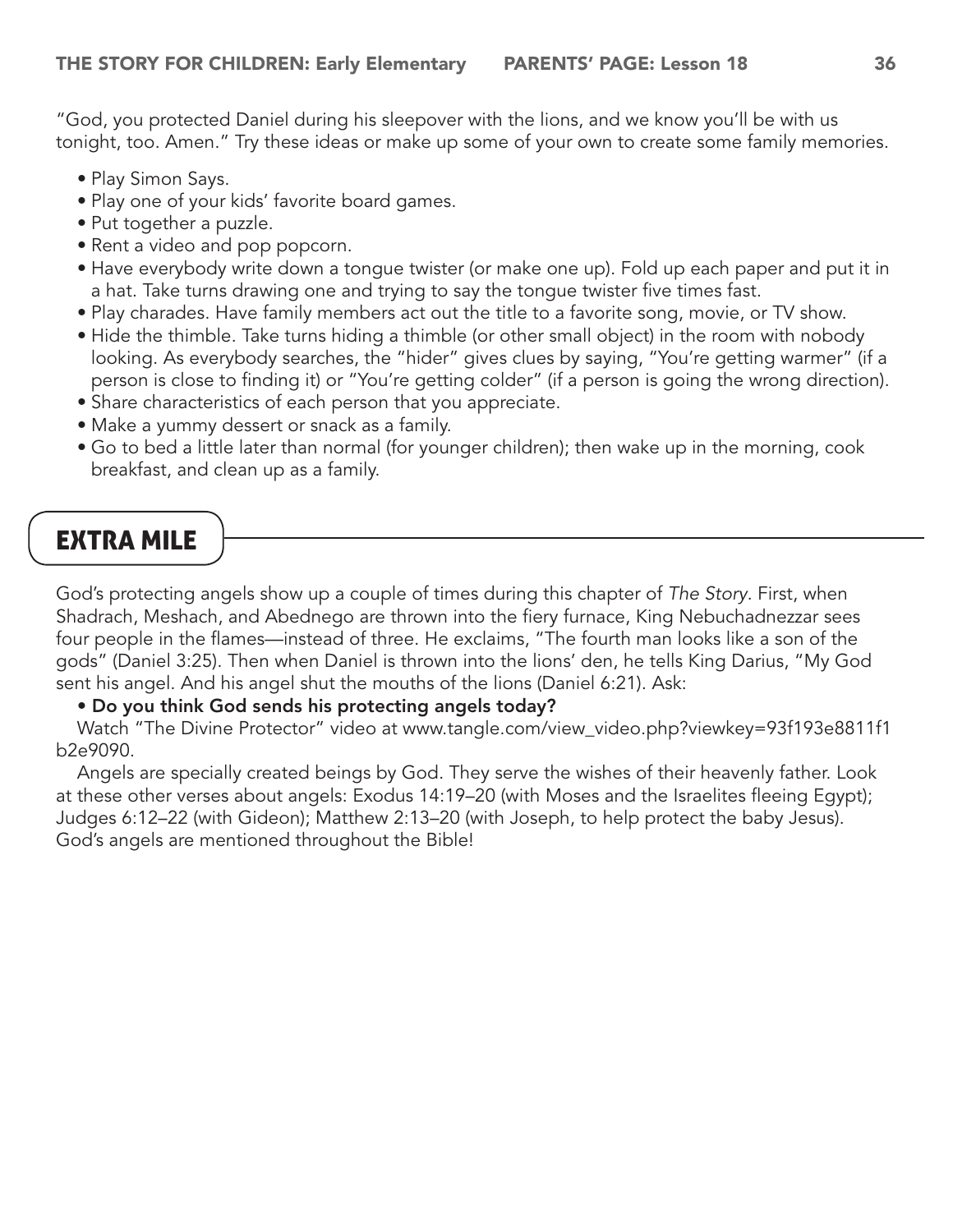"God, you protected Daniel during his sleepover with the lions, and we know you'll be with us tonight, too. Amen." Try these ideas or make up some of your own to create some family memories.

- Play Simon Says.
- Play one of your kids' favorite board games.
- Put together a puzzle.
- Rent a video and pop popcorn.
- Have everybody write down a tongue twister (or make one up). Fold up each paper and put it in a hat. Take turns drawing one and trying to say the tongue twister five times fast.
- Play charades. Have family members act out the title to a favorite song, movie, or TV show.
- Hide the thimble. Take turns hiding a thimble (or other small object) in the room with nobody looking. As everybody searches, the "hider" gives clues by saying, "You're getting warmer" (if a person is close to finding it) or "You're getting colder" (if a person is going the wrong direction).
- Share characteristics of each person that you appreciate.
- Make a yummy dessert or snack as a family.
- Go to bed a little later than normal (for younger children); then wake up in the morning, cook breakfast, and clean up as a family.

## EXTRA MILE

God's protecting angels show up a couple of times during this chapter of *The Story*. First, when Shadrach, Meshach, and Abednego are thrown into the fiery furnace, King Nebuchadnezzar sees four people in the flames—instead of three. He exclaims, "The fourth man looks like a son of the gods" (Daniel 3:25). Then when Daniel is thrown into the lions' den, he tells King Darius, "My God sent his angel. And his angel shut the mouths of the lions (Daniel 6:21). Ask:

- **Do you think God sends his protecting angels today?**

Watch "The Divine Protector" video at www.tangle.com/view_video.php?viewkey=93f193e8811f1b2e9090.

Angels are specially created beings by God. They serve the wishes of their heavenly father. Look at these other verses about angels: Exodus 14:19–20 (with Moses and the Israelites fleeing Egypt); Judges 6:12–22 (with Gideon); Matthew 2:13–20 (with Joseph, to help protect the baby Jesus). God's angels are mentioned throughout the Bible!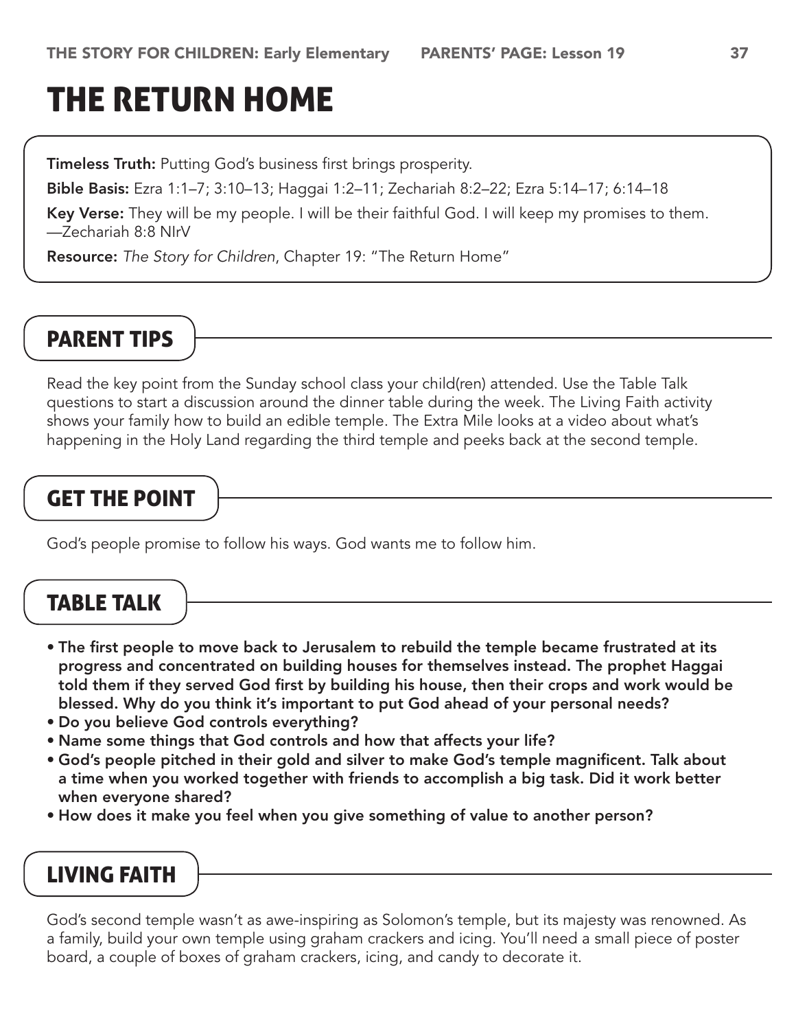# THE RETURN HOME

**Timeless Truth:** Putting God's business first brings prosperity.

**Bible Basis:** Ezra 1:1–7; 3:10–13; Haggai 1:2–11; Zechariah 8:2–22; Ezra 5:14–17; 6:14–18

**Key Verse:** They will be my people. I will be their faithful God. I will keep my promises to them. —Zechariah 8:8 NIrV

**Resource:** *The Story for Children*, Chapter 19: "The Return Home"

## PARENT TIPS

Read the key point from the Sunday school class your child(ren) attended. Use the Table Talk questions to start a discussion around the dinner table during the week. The Living Faith activity shows your family how to build an edible temple. The Extra Mile looks at a video about what's happening in the Holy Land regarding the third temple and peeks back at the second temple.

## GET THE POINT

God's people promise to follow his ways. God wants me to follow him.

## TABLE TALK

- **The first people to move back to Jerusalem to rebuild the temple became frustrated at its progress and concentrated on building houses for themselves instead. The prophet Haggai told them if they served God first by building his house, then their crops and work would be blessed. Why do you think it's important to put God ahead of your personal needs?**
- **Do you believe God controls everything?**
- **Name some things that God controls and how that affects your life?**
- **God's people pitched in their gold and silver to make God's temple magnificent. Talk about a time when you worked together with friends to accomplish a big task. Did it work better when everyone shared?**
- **How does it make you feel when you give something of value to another person?**

## LIVING FAITH

God's second temple wasn't as awe-inspiring as Solomon's temple, but its majesty was renowned. As a family, build your own temple using graham crackers and icing. You'll need a small piece of poster board, a couple of boxes of graham crackers, icing, and candy to decorate it.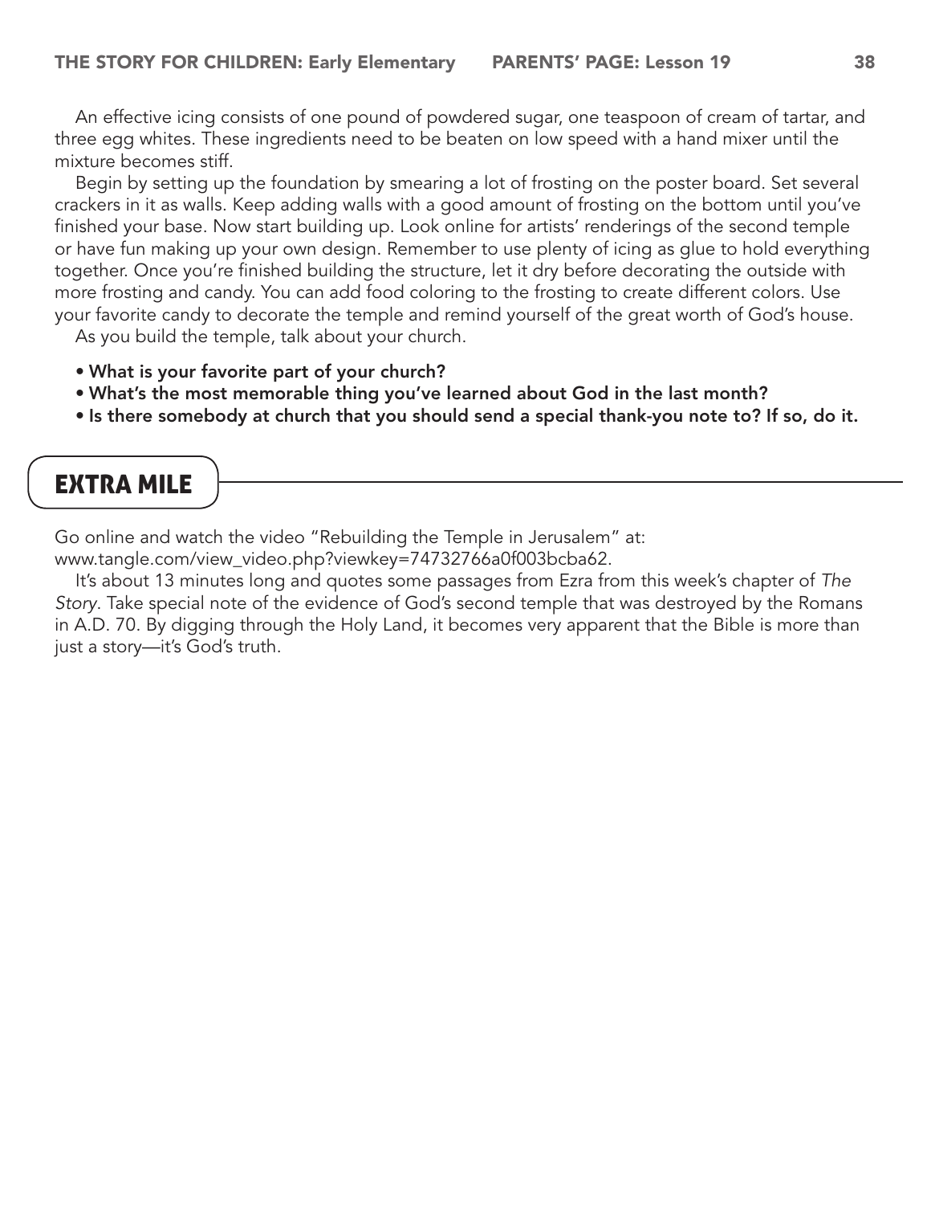An effective icing consists of one pound of powdered sugar, one teaspoon of cream of tartar, and three egg whites. These ingredients need to be beaten on low speed with a hand mixer until the mixture becomes stiff.

Begin by setting up the foundation by smearing a lot of frosting on the poster board. Set several crackers in it as walls. Keep adding walls with a good amount of frosting on the bottom until you've finished your base. Now start building up. Look online for artists' renderings of the second temple or have fun making up your own design. Remember to use plenty of icing as glue to hold everything together. Once you're finished building the structure, let it dry before decorating the outside with more frosting and candy. You can add food coloring to the frosting to create different colors. Use your favorite candy to decorate the temple and remind yourself of the great worth of God's house.

As you build the temple, talk about your church.

- **What is your favorite part of your church?**
- **What's the most memorable thing you've learned about God in the last month?**
- **Is there somebody at church that you should send a special thank-you note to? If so, do it.**

## EXTRA MILE

Go online and watch the video "Rebuilding the Temple in Jerusalem" at: www.tangle.com/view_video.php?viewkey=74732766a0f003bcba62.

It's about 13 minutes long and quotes some passages from Ezra from this week's chapter of *The Story*. Take special note of the evidence of God's second temple that was destroyed by the Romans in A.D. 70. By digging through the Holy Land, it becomes very apparent that the Bible is more than just a story—it's God's truth.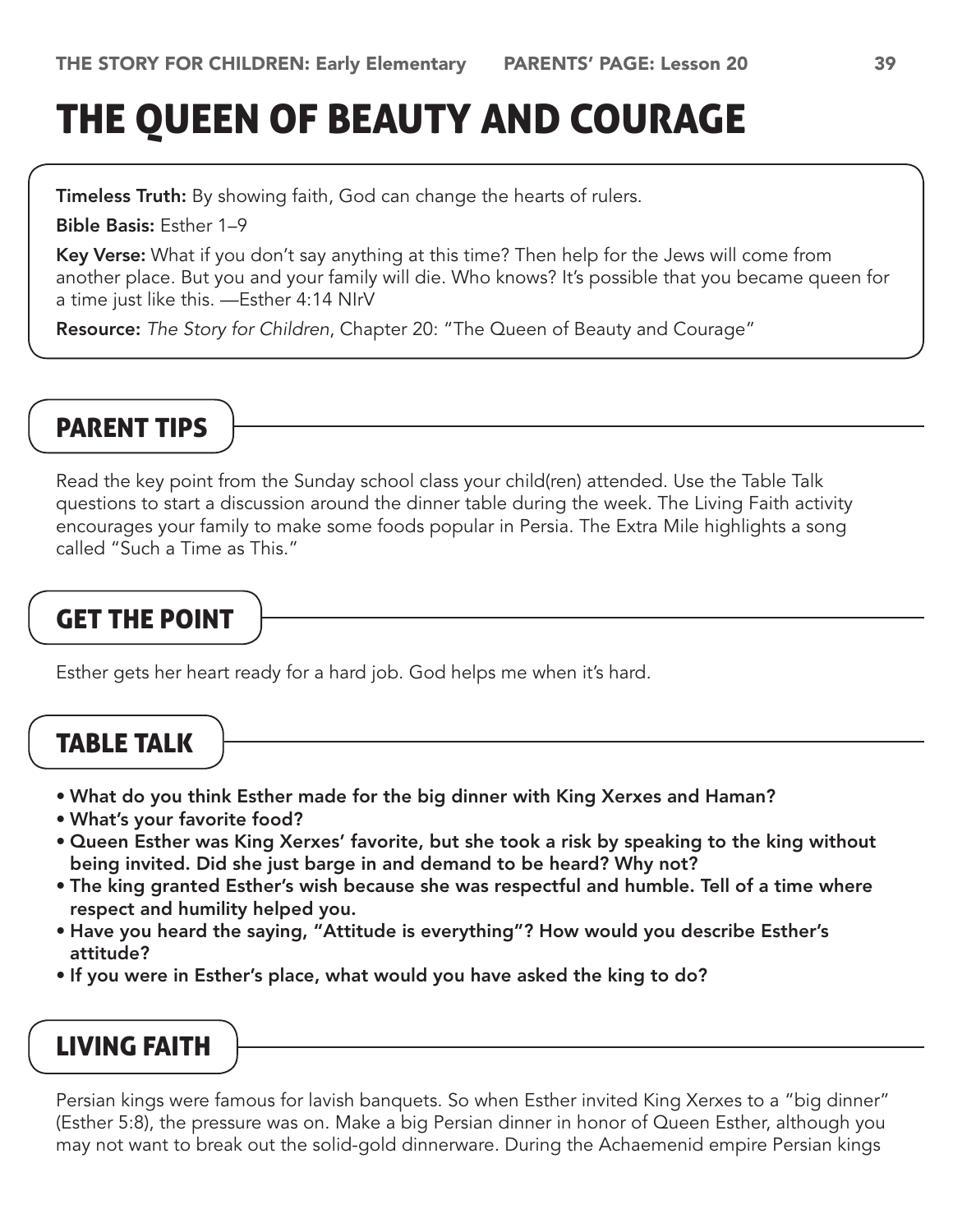# THE QUEEN OF BEAUTY AND COURAGE

**Timeless Truth:** By showing faith, God can change the hearts of rulers.

**Bible Basis:** Esther 1–9

**Key Verse:** What if you don't say anything at this time? Then help for the Jews will come from another place. But you and your family will die. Who knows? It's possible that you became queen for a time just like this. —Esther 4:14 NIrV

**Resource:** *The Story for Children*, Chapter 20: "The Queen of Beauty and Courage"

## PARENT TIPS

Read the key point from the Sunday school class your child(ren) attended. Use the Table Talk questions to start a discussion around the dinner table during the week. The Living Faith activity encourages your family to make some foods popular in Persia. The Extra Mile highlights a song called "Such a Time as This."

## GET THE POINT

Esther gets her heart ready for a hard job. God helps me when it's hard.

## TABLE TALK

- **What do you think Esther made for the big dinner with King Xerxes and Haman?**
- **What's your favorite food?**
- **Queen Esther was King Xerxes' favorite, but she took a risk by speaking to the king without being invited. Did she just barge in and demand to be heard? Why not?**
- **The king granted Esther's wish because she was respectful and humble. Tell of a time where respect and humility helped you.**
- **Have you heard the saying, "Attitude is everything"? How would you describe Esther's attitude?**
- **If you were in Esther's place, what would you have asked the king to do?**

## LIVING FAITH

Persian kings were famous for lavish banquets. So when Esther invited King Xerxes to a "big dinner" (Esther 5:8), the pressure was on. Make a big Persian dinner in honor of Queen Esther, although you may not want to break out the solid-gold dinnerware. During the Achaemenid empire Persian kings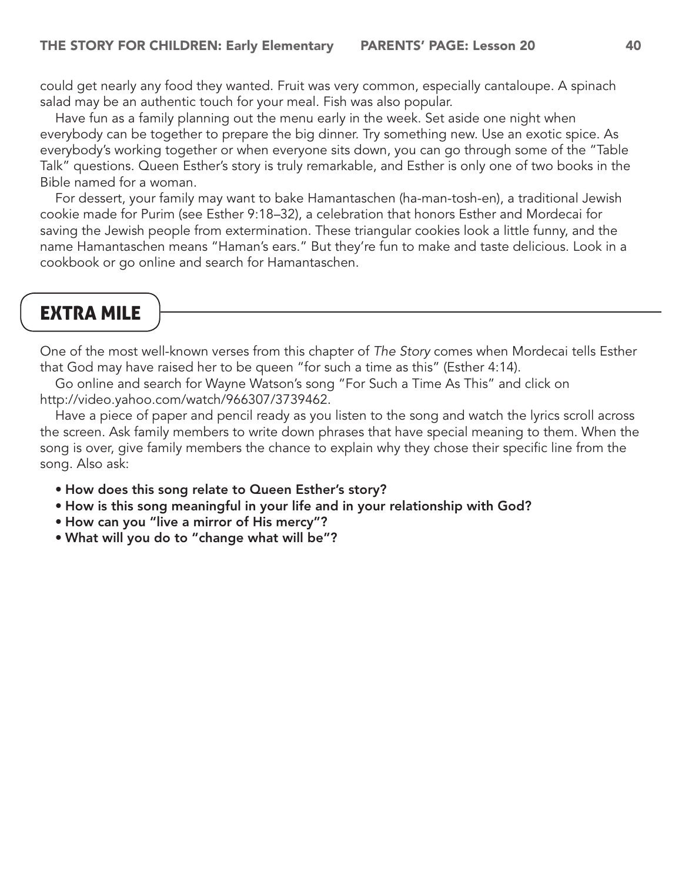could get nearly any food they wanted. Fruit was very common, especially cantaloupe. A spinach salad may be an authentic touch for your meal. Fish was also popular.

Have fun as a family planning out the menu early in the week. Set aside one night when everybody can be together to prepare the big dinner. Try something new. Use an exotic spice. As everybody's working together or when everyone sits down, you can go through some of the "Table Talk" questions. Queen Esther's story is truly remarkable, and Esther is only one of two books in the Bible named for a woman.

For dessert, your family may want to bake Hamantaschen (ha-man-tosh-en), a traditional Jewish cookie made for Purim (see Esther 9:18–32), a celebration that honors Esther and Mordecai for saving the Jewish people from extermination. These triangular cookies look a little funny, and the name Hamantaschen means "Haman's ears." But they're fun to make and taste delicious. Look in a cookbook or go online and search for Hamantaschen.

## EXTRA MILE

One of the most well-known verses from this chapter of *The Story* comes when Mordecai tells Esther that God may have raised her to be queen "for such a time as this" (Esther 4:14).

Go online and search for Wayne Watson's song "For Such a Time As This" and click on http://video.yahoo.com/watch/966307/3739462.

Have a piece of paper and pencil ready as you listen to the song and watch the lyrics scroll across the screen. Ask family members to write down phrases that have special meaning to them. When the song is over, give family members the chance to explain why they chose their specific line from the song. Also ask:

- **How does this song relate to Queen Esther's story?**
- **How is this song meaningful in your life and in your relationship with God?**
- **How can you "live a mirror of His mercy"?**
- **What will you do to "change what will be"?**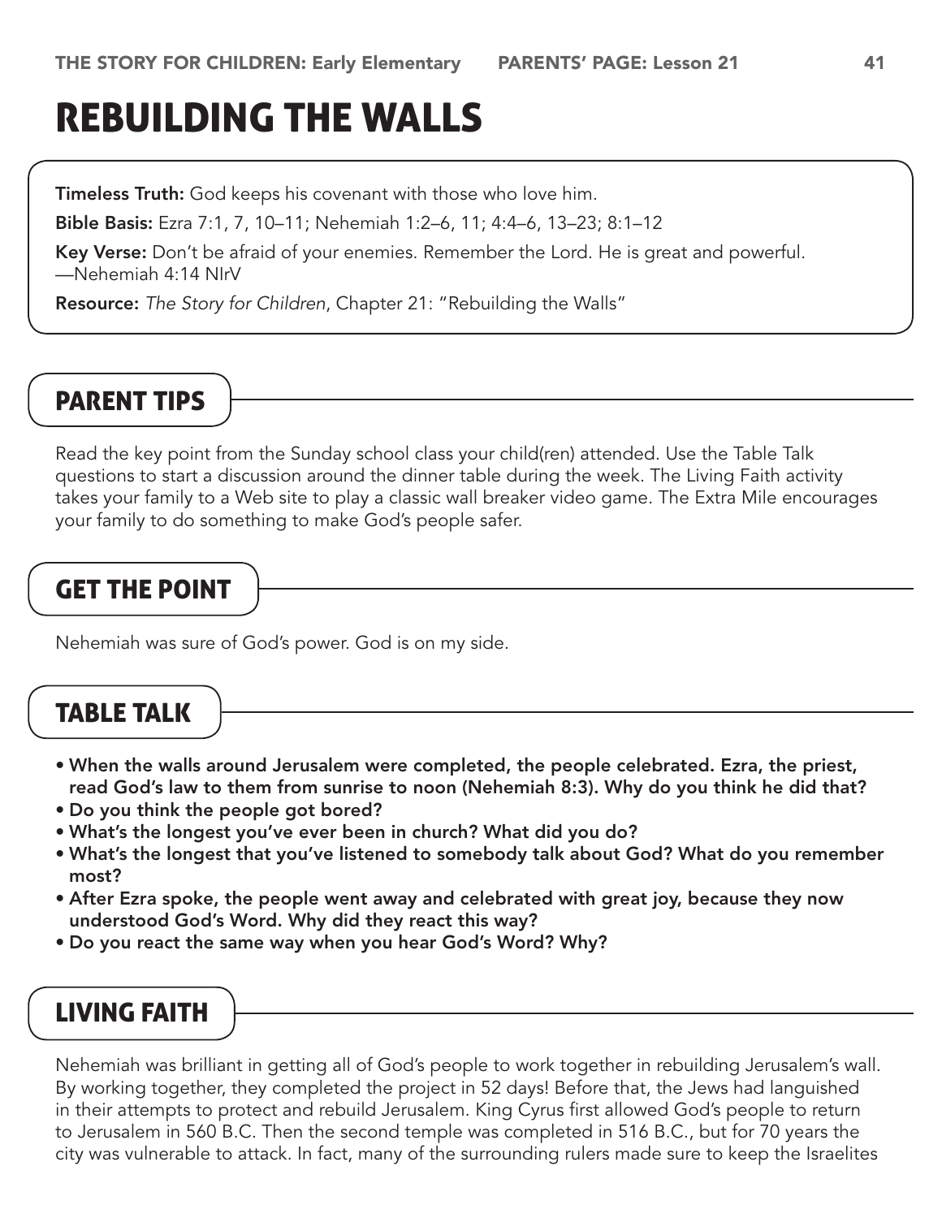# REBUILDING THE WALLS

**Timeless Truth:** God keeps his covenant with those who love him.

**Bible Basis:** Ezra 7:1, 7, 10–11; Nehemiah 1:2–6, 11; 4:4–6, 13–23; 8:1–12

**Key Verse:** Don't be afraid of your enemies. Remember the Lord. He is great and powerful. —Nehemiah 4:14 NIrV

**Resource:** *The Story for Children*, Chapter 21: "Rebuilding the Walls"

## PARENT TIPS

Read the key point from the Sunday school class your child(ren) attended. Use the Table Talk questions to start a discussion around the dinner table during the week. The Living Faith activity takes your family to a Web site to play a classic wall breaker video game. The Extra Mile encourages your family to do something to make God's people safer.

## GET THE POINT

Nehemiah was sure of God's power. God is on my side.

## TABLE TALK

- **When the walls around Jerusalem were completed, the people celebrated. Ezra, the priest, read God's law to them from sunrise to noon (Nehemiah 8:3). Why do you think he did that?**
- **Do you think the people got bored?**
- **What's the longest you've ever been in church? What did you do?**
- **What's the longest that you've listened to somebody talk about God? What do you remember most?**
- **After Ezra spoke, the people went away and celebrated with great joy, because they now understood God's Word. Why did they react this way?**
- **Do you react the same way when you hear God's Word? Why?**

## LIVING FAITH

Nehemiah was brilliant in getting all of God's people to work together in rebuilding Jerusalem's wall. By working together, they completed the project in 52 days! Before that, the Jews had languished in their attempts to protect and rebuild Jerusalem. King Cyrus first allowed God's people to return to Jerusalem in 560 B.C. Then the second temple was completed in 516 B.C., but for 70 years the city was vulnerable to attack. In fact, many of the surrounding rulers made sure to keep the Israelites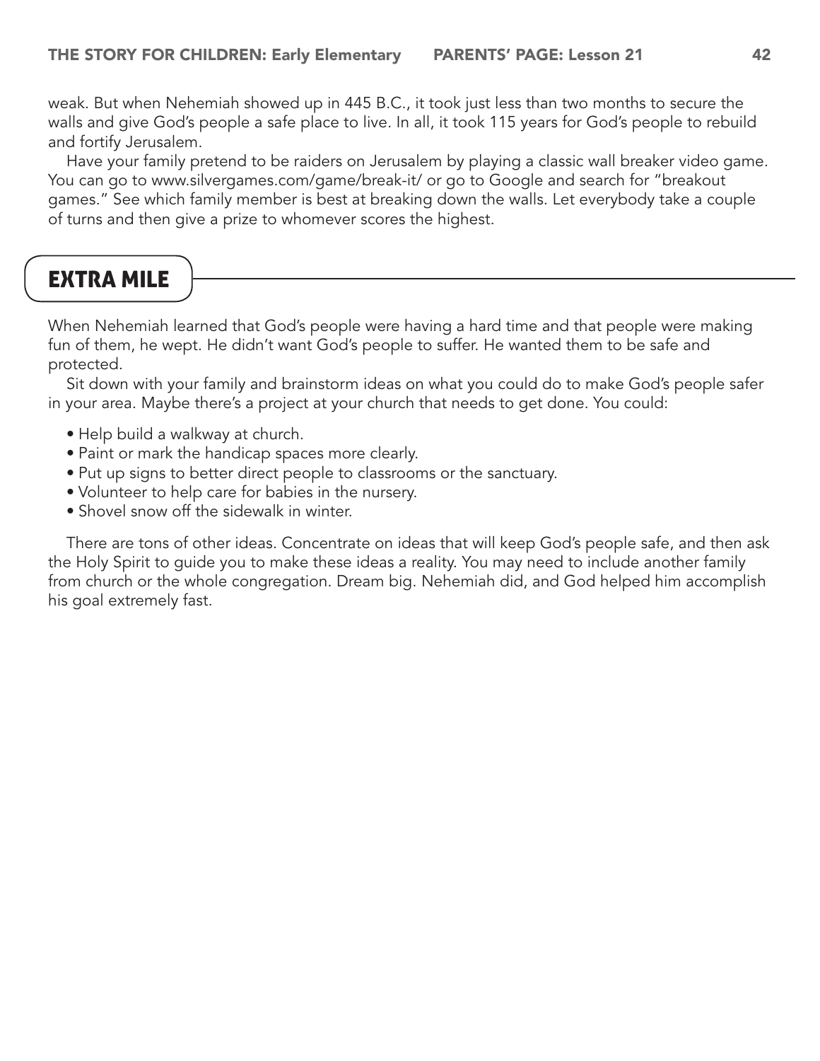weak. But when Nehemiah showed up in 445 B.C., it took just less than two months to secure the walls and give God's people a safe place to live. In all, it took 115 years for God's people to rebuild and fortify Jerusalem.

Have your family pretend to be raiders on Jerusalem by playing a classic wall breaker video game. You can go to www.silvergames.com/game/break-it/ or go to Google and search for "breakout games." See which family member is best at breaking down the walls. Let everybody take a couple of turns and then give a prize to whomever scores the highest.

## EXTRA MILE

When Nehemiah learned that God's people were having a hard time and that people were making fun of them, he wept. He didn't want God's people to suffer. He wanted them to be safe and protected.

Sit down with your family and brainstorm ideas on what you could do to make God's people safer in your area. Maybe there's a project at your church that needs to get done. You could:

- Help build a walkway at church.
- Paint or mark the handicap spaces more clearly.
- Put up signs to better direct people to classrooms or the sanctuary.
- Volunteer to help care for babies in the nursery.
- Shovel snow off the sidewalk in winter.

There are tons of other ideas. Concentrate on ideas that will keep God's people safe, and then ask the Holy Spirit to guide you to make these ideas a reality. You may need to include another family from church or the whole congregation. Dream big. Nehemiah did, and God helped him accomplish his goal extremely fast.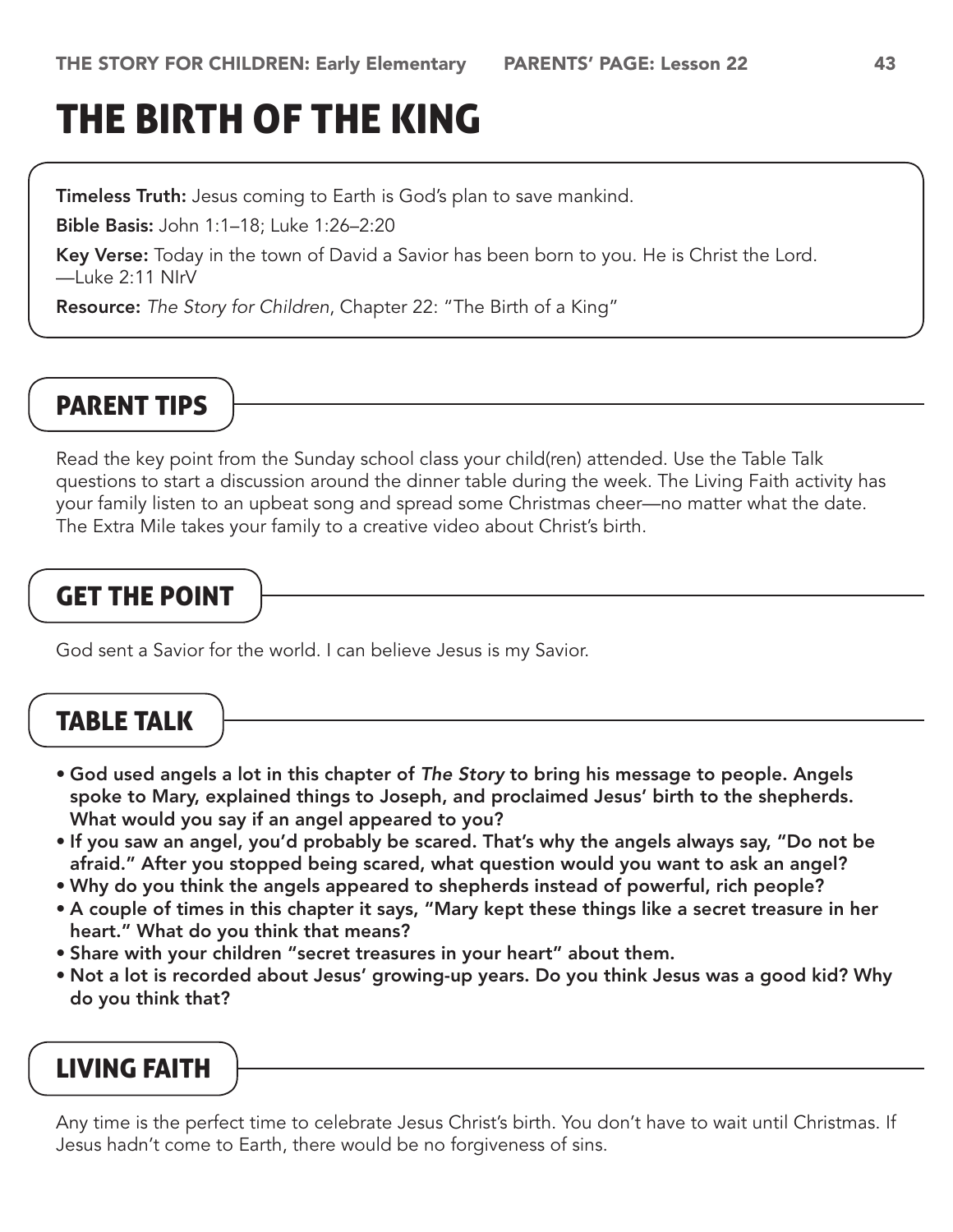# THE BIRTH OF THE KING

**Timeless Truth:** Jesus coming to Earth is God's plan to save mankind.

**Bible Basis:** John 1:1–18; Luke 1:26–2:20

**Key Verse:** Today in the town of David a Savior has been born to you. He is Christ the Lord. —Luke 2:11 NIrV

**Resource:** *The Story for Children*, Chapter 22: "The Birth of a King"

## PARENT TIPS

Read the key point from the Sunday school class your child(ren) attended. Use the Table Talk questions to start a discussion around the dinner table during the week. The Living Faith activity has your family listen to an upbeat song and spread some Christmas cheer—no matter what the date. The Extra Mile takes your family to a creative video about Christ's birth.

## GET THE POINT

God sent a Savior for the world. I can believe Jesus is my Savior.

## TABLE TALK

- **God used angels a lot in this chapter of *The Story* to bring his message to people. Angels spoke to Mary, explained things to Joseph, and proclaimed Jesus' birth to the shepherds. What would you say if an angel appeared to you?**
- **If you saw an angel, you'd probably be scared. That's why the angels always say, "Do not be afraid." After you stopped being scared, what question would you want to ask an angel?**
- **Why do you think the angels appeared to shepherds instead of powerful, rich people?**
- **A couple of times in this chapter it says, "Mary kept these things like a secret treasure in her heart." What do you think that means?**
- **Share with your children "secret treasures in your heart" about them.**
- **Not a lot is recorded about Jesus' growing-up years. Do you think Jesus was a good kid? Why do you think that?**

## LIVING FAITH

Any time is the perfect time to celebrate Jesus Christ's birth. You don't have to wait until Christmas. If Jesus hadn't come to Earth, there would be no forgiveness of sins.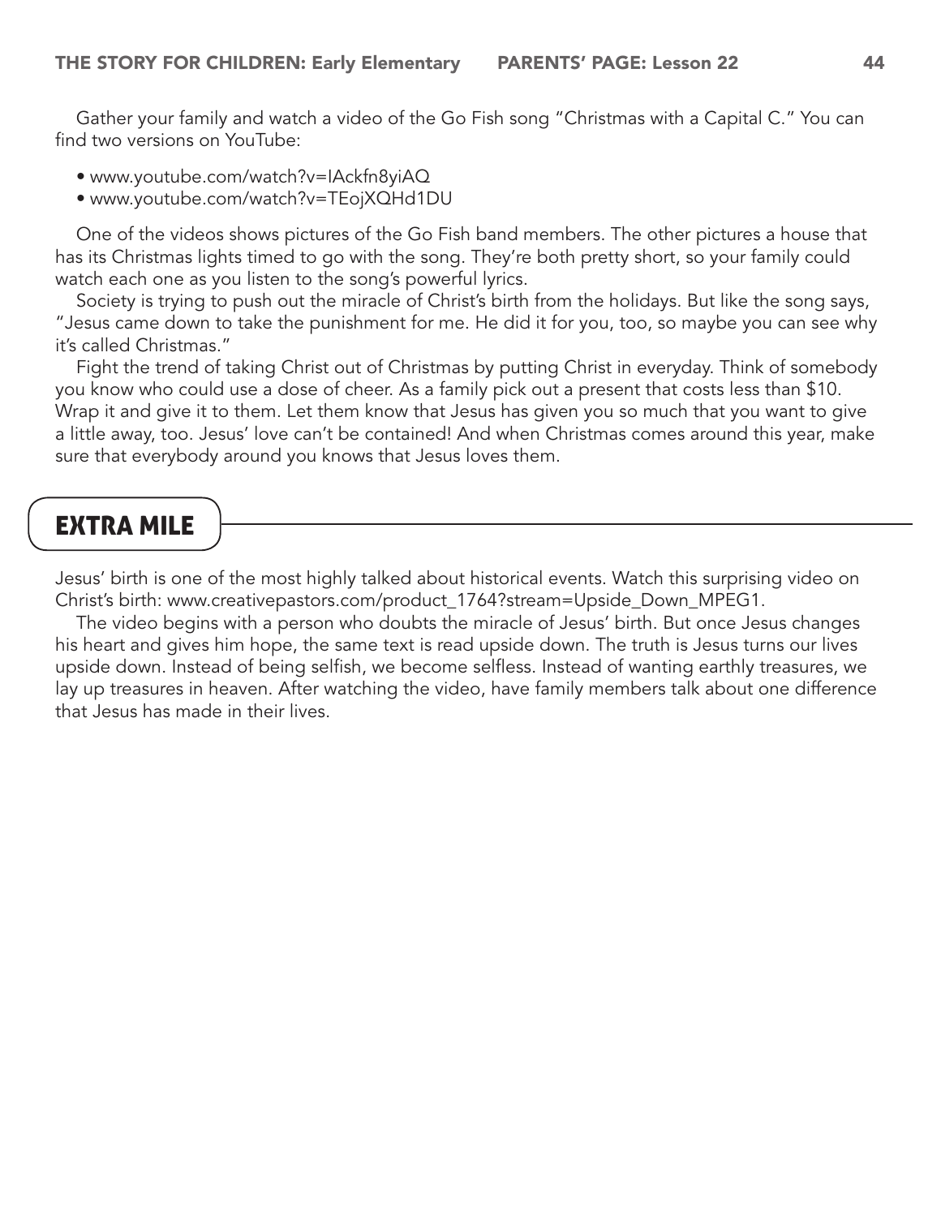Gather your family and watch a video of the Go Fish song "Christmas with a Capital C." You can find two versions on YouTube:

- www.youtube.com/watch?v=IAckfn8yiAQ
- www.youtube.com/watch?v=TEojXQHd1DU

One of the videos shows pictures of the Go Fish band members. The other pictures a house that has its Christmas lights timed to go with the song. They're both pretty short, so your family could watch each one as you listen to the song's powerful lyrics.

Society is trying to push out the miracle of Christ's birth from the holidays. But like the song says, "Jesus came down to take the punishment for me. He did it for you, too, so maybe you can see why it's called Christmas."

Fight the trend of taking Christ out of Christmas by putting Christ in everyday. Think of somebody you know who could use a dose of cheer. As a family pick out a present that costs less than $10. Wrap it and give it to them. Let them know that Jesus has given you so much that you want to give a little away, too. Jesus' love can't be contained! And when Christmas comes around this year, make sure that everybody around you knows that Jesus loves them.

## EXTRA MILE

Jesus' birth is one of the most highly talked about historical events. Watch this surprising video on Christ's birth: www.creativepastors.com/product_1764?stream=Upside_Down_MPEG1.

The video begins with a person who doubts the miracle of Jesus' birth. But once Jesus changes his heart and gives him hope, the same text is read upside down. The truth is Jesus turns our lives upside down. Instead of being selfish, we become selfless. Instead of wanting earthly treasures, we lay up treasures in heaven. After watching the video, have family members talk about one difference that Jesus has made in their lives.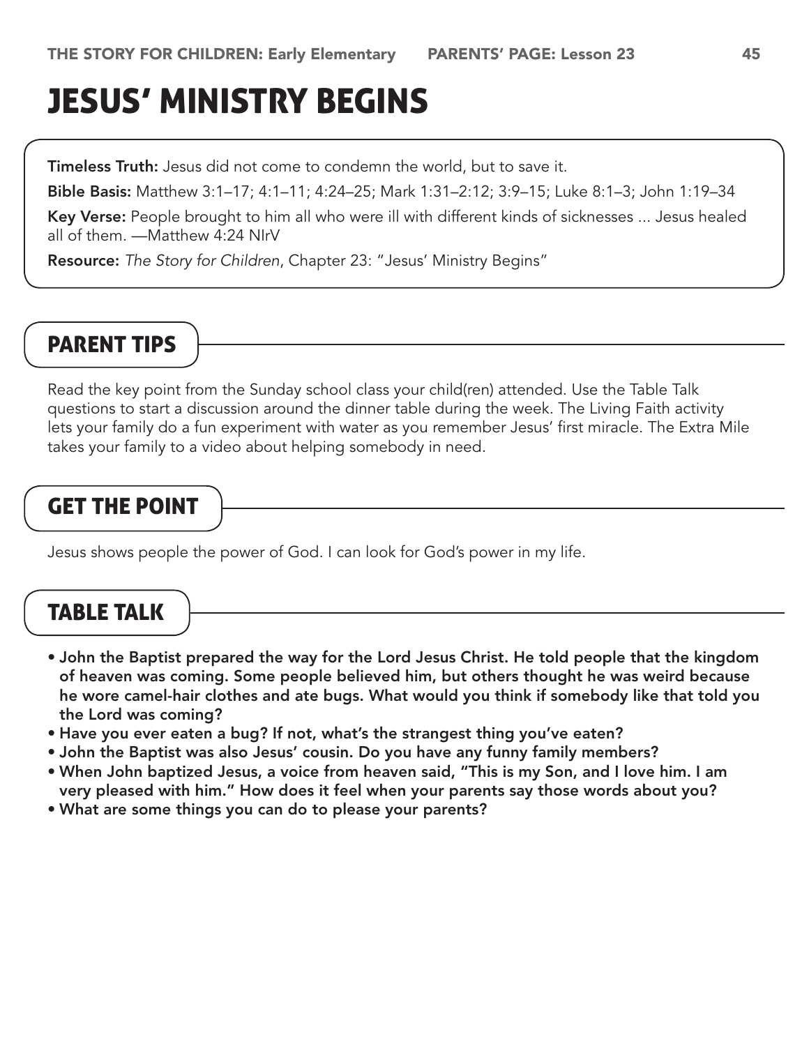# JESUS' MINISTRY BEGINS

**Timeless Truth:** Jesus did not come to condemn the world, but to save it.

**Bible Basis:** Matthew 3:1–17; 4:1–11; 4:24–25; Mark 1:31–2:12; 3:9–15; Luke 8:1–3; John 1:19–34

**Key Verse:** People brought to him all who were ill with different kinds of sicknesses ... Jesus healed all of them. —Matthew 4:24 NIrV

**Resource:** *The Story for Children*, Chapter 23: "Jesus' Ministry Begins"

## PARENT TIPS

Read the key point from the Sunday school class your child(ren) attended. Use the Table Talk questions to start a discussion around the dinner table during the week. The Living Faith activity lets your family do a fun experiment with water as you remember Jesus' first miracle. The Extra Mile takes your family to a video about helping somebody in need.

## GET THE POINT

Jesus shows people the power of God. I can look for God's power in my life.

## TABLE TALK

- **John the Baptist prepared the way for the Lord Jesus Christ. He told people that the kingdom of heaven was coming. Some people believed him, but others thought he was weird because he wore camel-hair clothes and ate bugs. What would you think if somebody like that told you the Lord was coming?**
- **Have you ever eaten a bug? If not, what's the strangest thing you've eaten?**
- **John the Baptist was also Jesus' cousin. Do you have any funny family members?**
- **When John baptized Jesus, a voice from heaven said, "This is my Son, and I love him. I am very pleased with him." How does it feel when your parents say those words about you?**
- **What are some things you can do to please your parents?**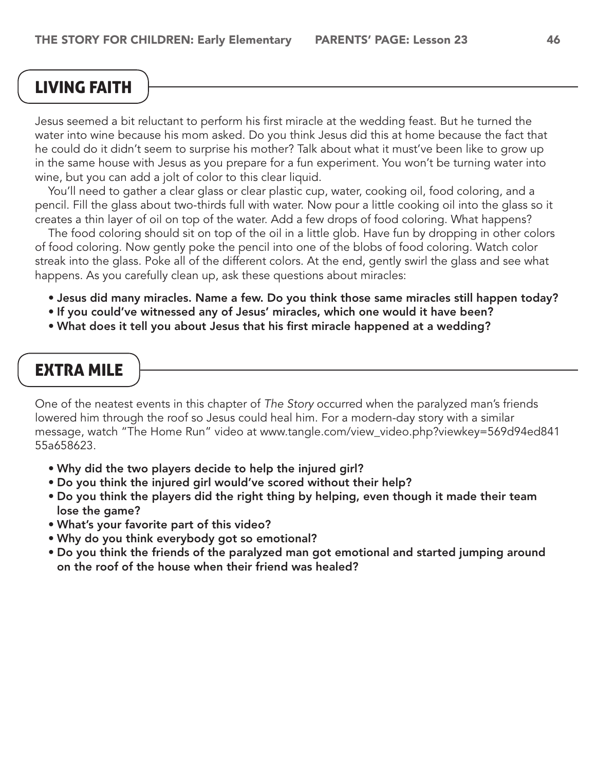## LIVING FAITH

Jesus seemed a bit reluctant to perform his first miracle at the wedding feast. But he turned the water into wine because his mom asked. Do you think Jesus did this at home because the fact that he could do it didn't seem to surprise his mother? Talk about what it must've been like to grow up in the same house with Jesus as you prepare for a fun experiment. You won't be turning water into wine, but you can add a jolt of color to this clear liquid.

You'll need to gather a clear glass or clear plastic cup, water, cooking oil, food coloring, and a pencil. Fill the glass about two-thirds full with water. Now pour a little cooking oil into the glass so it creates a thin layer of oil on top of the water. Add a few drops of food coloring. What happens?

The food coloring should sit on top of the oil in a little glob. Have fun by dropping in other colors of food coloring. Now gently poke the pencil into one of the blobs of food coloring. Watch color streak into the glass. Poke all of the different colors. At the end, gently swirl the glass and see what happens. As you carefully clean up, ask these questions about miracles:

- **Jesus did many miracles. Name a few. Do you think those same miracles still happen today?**
- **If you could've witnessed any of Jesus' miracles, which one would it have been?**
- **What does it tell you about Jesus that his first miracle happened at a wedding?**

## EXTRA MILE

One of the neatest events in this chapter of *The Story* occurred when the paralyzed man's friends lowered him through the roof so Jesus could heal him. For a modern-day story with a similar message, watch "The Home Run" video at www.tangle.com/view_video.php?viewkey=569d94ed84155a658623.

- **Why did the two players decide to help the injured girl?**
- **Do you think the injured girl would've scored without their help?**
- **Do you think the players did the right thing by helping, even though it made their team lose the game?**
- **What's your favorite part of this video?**
- **Why do you think everybody got so emotional?**
- **Do you think the friends of the paralyzed man got emotional and started jumping around on the roof of the house when their friend was healed?**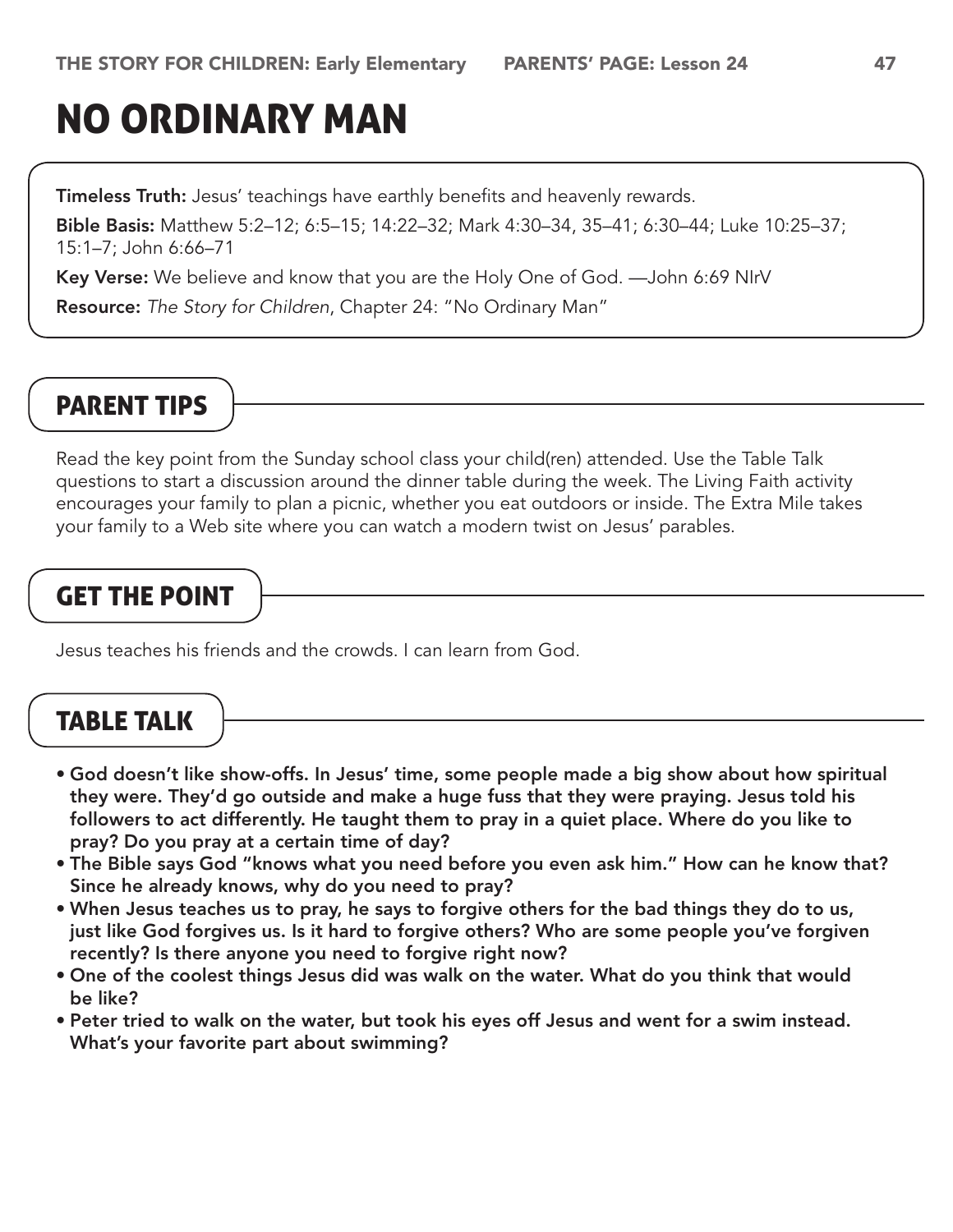# NO ORDINARY MAN

**Timeless Truth:** Jesus' teachings have earthly benefits and heavenly rewards.

**Bible Basis:** Matthew 5:2–12; 6:5–15; 14:22–32; Mark 4:30–34, 35–41; 6:30–44; Luke 10:25–37; 15:1–7; John 6:66–71

**Key Verse:** We believe and know that you are the Holy One of God. —John 6:69 NIrV

**Resource:** *The Story for Children*, Chapter 24: "No Ordinary Man"

## PARENT TIPS

Read the key point from the Sunday school class your child(ren) attended. Use the Table Talk questions to start a discussion around the dinner table during the week. The Living Faith activity encourages your family to plan a picnic, whether you eat outdoors or inside. The Extra Mile takes your family to a Web site where you can watch a modern twist on Jesus' parables.

## GET THE POINT

Jesus teaches his friends and the crowds. I can learn from God.

## TABLE TALK

- **God doesn't like show-offs. In Jesus' time, some people made a big show about how spiritual they were. They'd go outside and make a huge fuss that they were praying. Jesus told his followers to act differently. He taught them to pray in a quiet place. Where do you like to pray? Do you pray at a certain time of day?**
- **The Bible says God "knows what you need before you even ask him." How can he know that? Since he already knows, why do you need to pray?**
- **When Jesus teaches us to pray, he says to forgive others for the bad things they do to us, just like God forgives us. Is it hard to forgive others? Who are some people you've forgiven recently? Is there anyone you need to forgive right now?**
- **One of the coolest things Jesus did was walk on the water. What do you think that would be like?**
- **Peter tried to walk on the water, but took his eyes off Jesus and went for a swim instead. What's your favorite part about swimming?**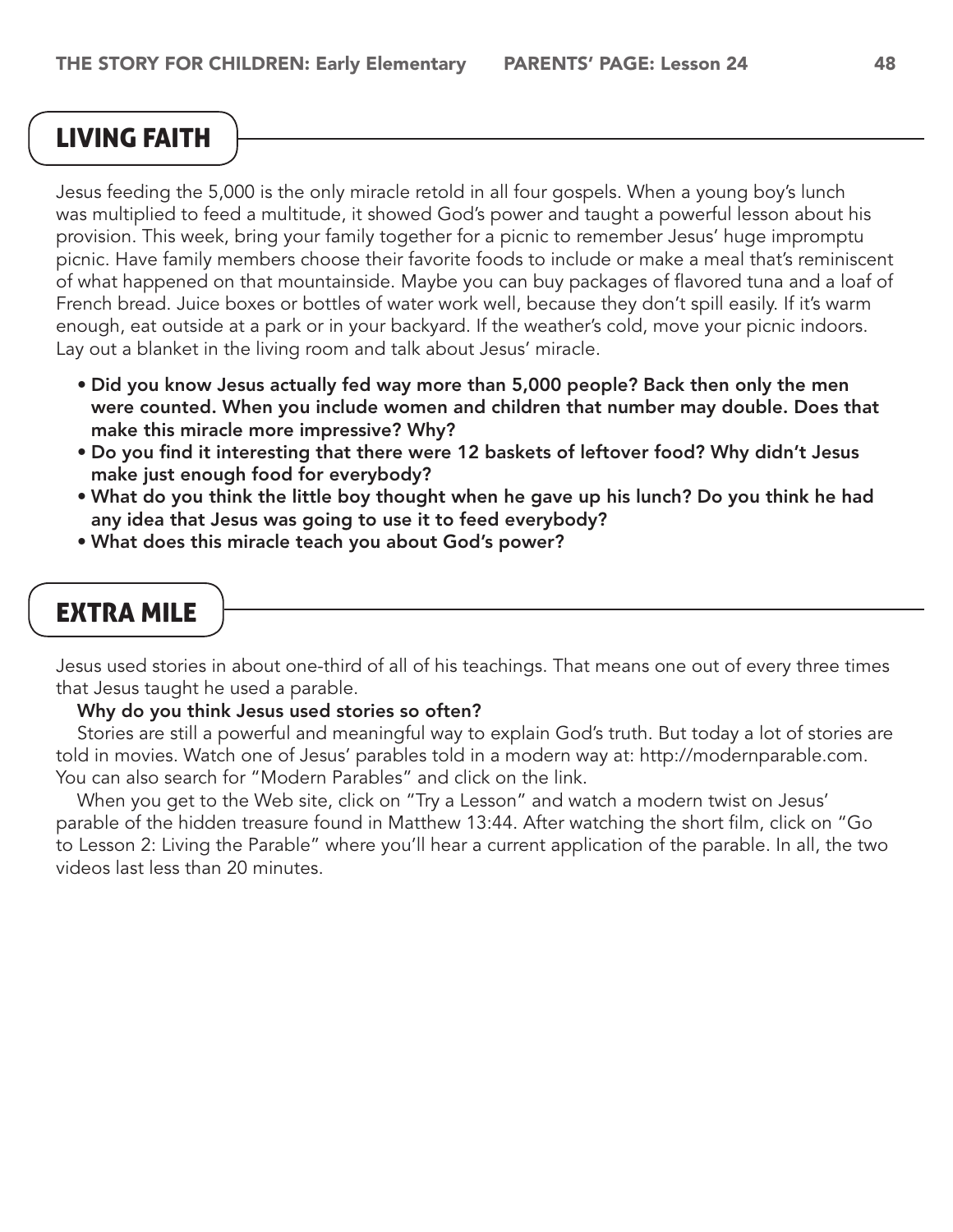## LIVING FAITH

Jesus feeding the 5,000 is the only miracle retold in all four gospels. When a young boy's lunch was multiplied to feed a multitude, it showed God's power and taught a powerful lesson about his provision. This week, bring your family together for a picnic to remember Jesus' huge impromptu picnic. Have family members choose their favorite foods to include or make a meal that's reminiscent of what happened on that mountainside. Maybe you can buy packages of flavored tuna and a loaf of French bread. Juice boxes or bottles of water work well, because they don't spill easily. If it's warm enough, eat outside at a park or in your backyard. If the weather's cold, move your picnic indoors. Lay out a blanket in the living room and talk about Jesus' miracle.

- **Did you know Jesus actually fed way more than 5,000 people? Back then only the men were counted. When you include women and children that number may double. Does that make this miracle more impressive? Why?**
- **Do you find it interesting that there were 12 baskets of leftover food? Why didn't Jesus make just enough food for everybody?**
- **What do you think the little boy thought when he gave up his lunch? Do you think he had any idea that Jesus was going to use it to feed everybody?**
- **What does this miracle teach you about God's power?**

## EXTRA MILE

Jesus used stories in about one-third of all of his teachings. That means one out of every three times that Jesus taught he used a parable.

**Why do you think Jesus used stories so often?**

Stories are still a powerful and meaningful way to explain God's truth. But today a lot of stories are told in movies. Watch one of Jesus' parables told in a modern way at: http://modernparable.com. You can also search for "Modern Parables" and click on the link.

When you get to the Web site, click on "Try a Lesson" and watch a modern twist on Jesus' parable of the hidden treasure found in Matthew 13:44. After watching the short film, click on "Go to Lesson 2: Living the Parable" where you'll hear a current application of the parable. In all, the two videos last less than 20 minutes.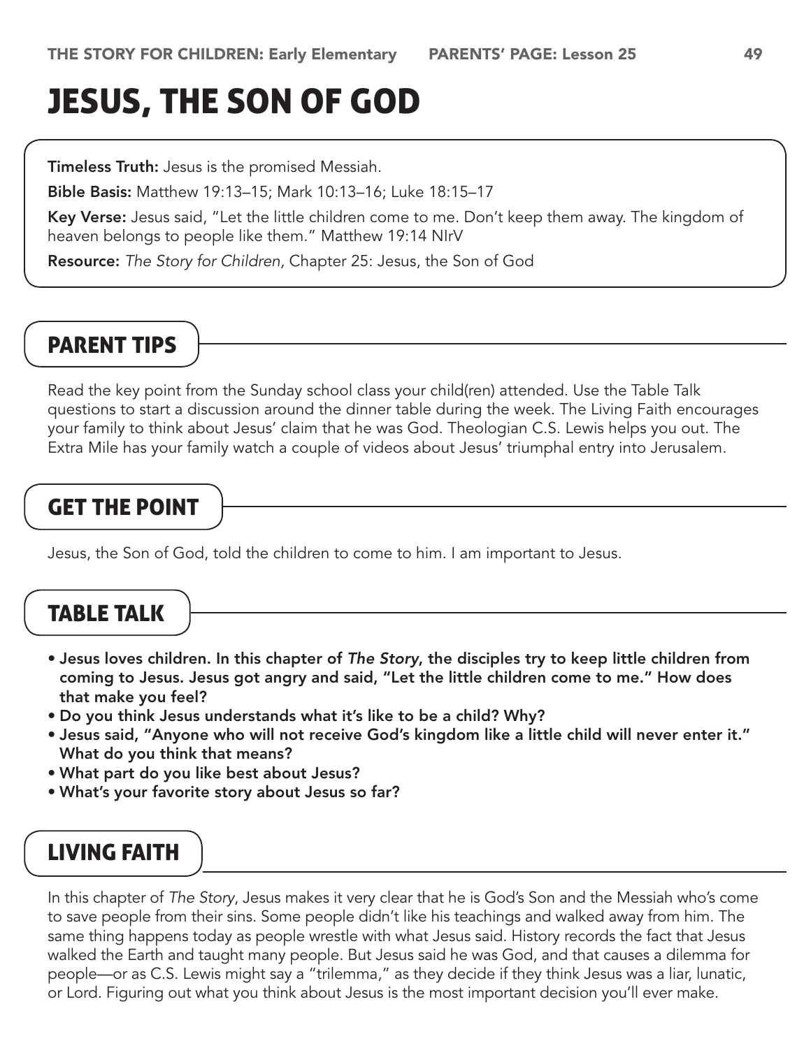# JESUS, THE SON OF GOD

**Timeless Truth:** Jesus is the promised Messiah.

**Bible Basis:** Matthew 19:13–15; Mark 10:13–16; Luke 18:15–17

**Key Verse:** Jesus said, "Let the little children come to me. Don't keep them away. The kingdom of heaven belongs to people like them." Matthew 19:14 NIrV

**Resource:** *The Story for Children*, Chapter 25: Jesus, the Son of God

## PARENT TIPS

Read the key point from the Sunday school class your child(ren) attended. Use the Table Talk questions to start a discussion around the dinner table during the week. The Living Faith encourages your family to think about Jesus' claim that he was God. Theologian C.S. Lewis helps you out. The Extra Mile has your family watch a couple of videos about Jesus' triumphal entry into Jerusalem.

## GET THE POINT

Jesus, the Son of God, told the children to come to him. I am important to Jesus.

## TABLE TALK

- **Jesus loves children. In this chapter of *The Story*, the disciples try to keep little children from coming to Jesus. Jesus got angry and said, "Let the little children come to me." How does that make you feel?**
- **Do you think Jesus understands what it's like to be a child? Why?**
- **Jesus said, "Anyone who will not receive God's kingdom like a little child will never enter it." What do you think that means?**
- **What part do you like best about Jesus?**
- **What's your favorite story about Jesus so far?**

## LIVING FAITH

In this chapter of *The Story*, Jesus makes it very clear that he is God's Son and the Messiah who's come to save people from their sins. Some people didn't like his teachings and walked away from him. The same thing happens today as people wrestle with what Jesus said. History records the fact that Jesus walked the Earth and taught many people. But Jesus said he was God, and that causes a dilemma for people—or as C.S. Lewis might say a "trilemma," as they decide if they think Jesus was a liar, lunatic, or Lord. Figuring out what you think about Jesus is the most important decision you'll ever make.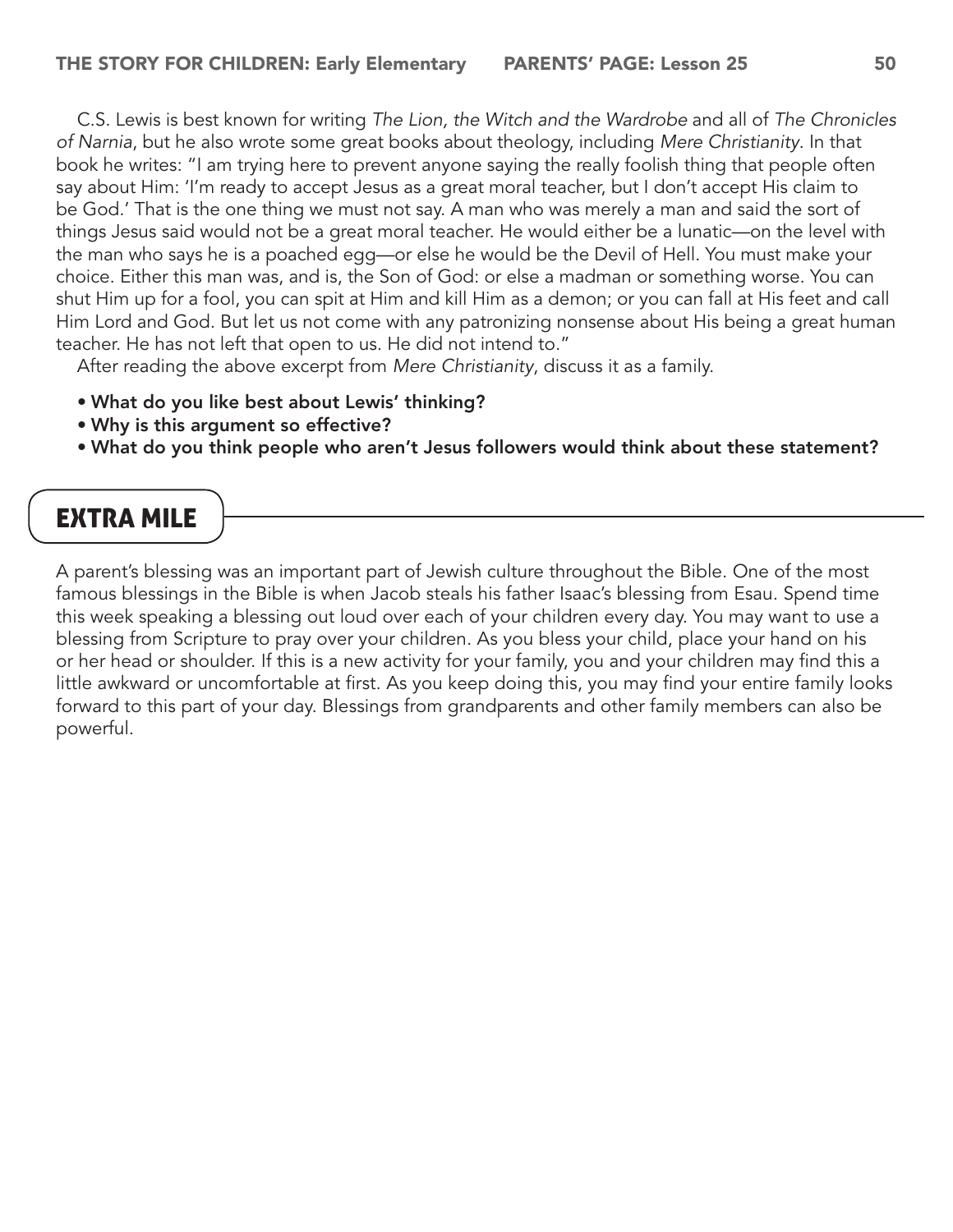C.S. Lewis is best known for writing *The Lion, the Witch and the Wardrobe* and all of *The Chronicles of Narnia*, but he also wrote some great books about theology, including *Mere Christianity*. In that book he writes: "I am trying here to prevent anyone saying the really foolish thing that people often say about Him: 'I'm ready to accept Jesus as a great moral teacher, but I don't accept His claim to be God.' That is the one thing we must not say. A man who was merely a man and said the sort of things Jesus said would not be a great moral teacher. He would either be a lunatic—on the level with the man who says he is a poached egg—or else he would be the Devil of Hell. You must make your choice. Either this man was, and is, the Son of God: or else a madman or something worse. You can shut Him up for a fool, you can spit at Him and kill Him as a demon; or you can fall at His feet and call Him Lord and God. But let us not come with any patronizing nonsense about His being a great human teacher. He has not left that open to us. He did not intend to."

After reading the above excerpt from *Mere Christianity*, discuss it as a family.

- **What do you like best about Lewis' thinking?**
- **Why is this argument so effective?**
- **What do you think people who aren't Jesus followers would think about these statement?**

## EXTRA MILE

A parent's blessing was an important part of Jewish culture throughout the Bible. One of the most famous blessings in the Bible is when Jacob steals his father Isaac's blessing from Esau. Spend time this week speaking a blessing out loud over each of your children every day. You may want to use a blessing from Scripture to pray over your children. As you bless your child, place your hand on his or her head or shoulder. If this is a new activity for your family, you and your children may find this a little awkward or uncomfortable at first. As you keep doing this, you may find your entire family looks forward to this part of your day. Blessings from grandparents and other family members can also be powerful.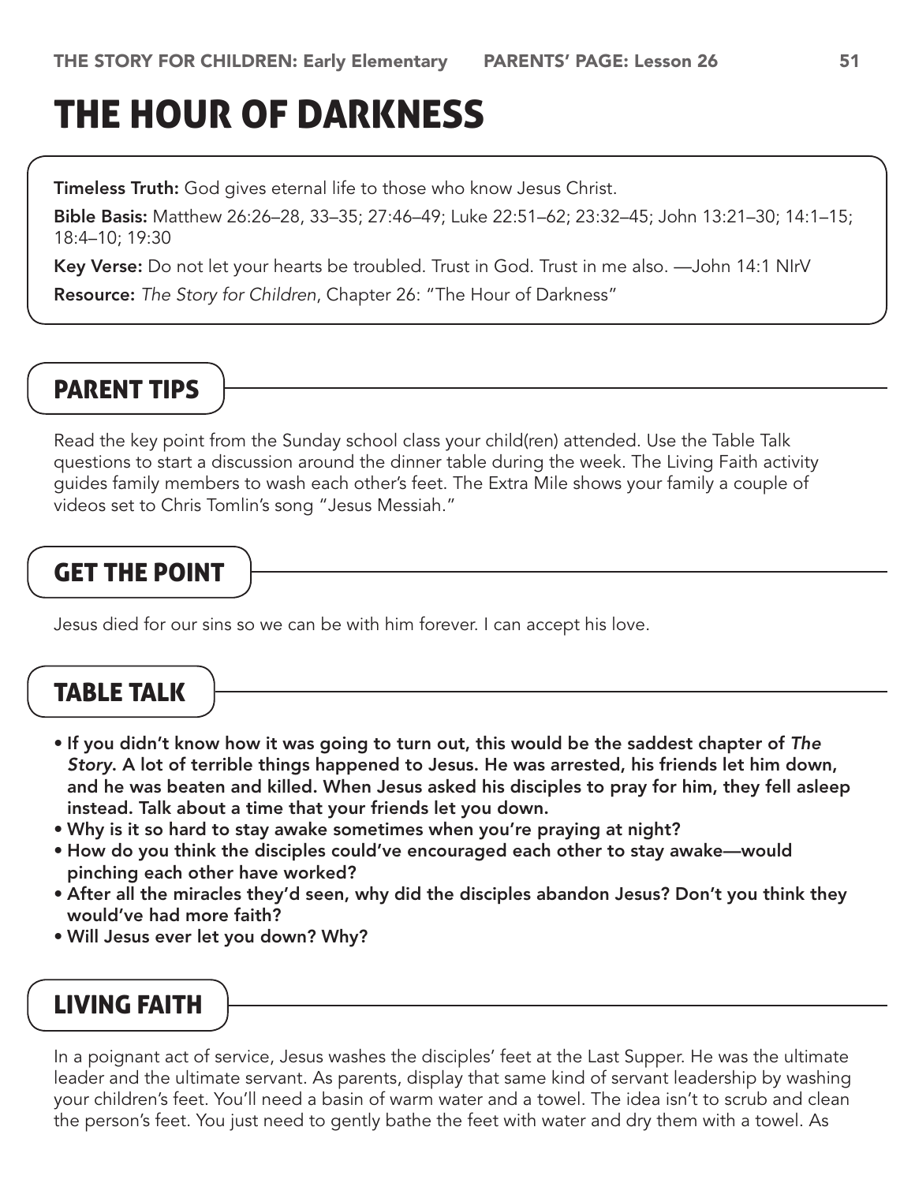# THE HOUR OF DARKNESS

**Timeless Truth:** God gives eternal life to those who know Jesus Christ.

**Bible Basis:** Matthew 26:26–28, 33–35; 27:46–49; Luke 22:51–62; 23:32–45; John 13:21–30; 14:1–15; 18:4–10; 19:30

**Key Verse:** Do not let your hearts be troubled. Trust in God. Trust in me also. —John 14:1 NIrV

**Resource:** *The Story for Children*, Chapter 26: "The Hour of Darkness"

## PARENT TIPS

Read the key point from the Sunday school class your child(ren) attended. Use the Table Talk questions to start a discussion around the dinner table during the week. The Living Faith activity guides family members to wash each other's feet. The Extra Mile shows your family a couple of videos set to Chris Tomlin's song "Jesus Messiah."

## GET THE POINT

Jesus died for our sins so we can be with him forever. I can accept his love.

## TABLE TALK

- **If you didn't know how it was going to turn out, this would be the saddest chapter of *The Story*. A lot of terrible things happened to Jesus. He was arrested, his friends let him down, and he was beaten and killed. When Jesus asked his disciples to pray for him, they fell asleep instead. Talk about a time that your friends let you down.**
- **Why is it so hard to stay awake sometimes when you're praying at night?**
- **How do you think the disciples could've encouraged each other to stay awake—would pinching each other have worked?**
- **After all the miracles they'd seen, why did the disciples abandon Jesus? Don't you think they would've had more faith?**
- **Will Jesus ever let you down? Why?**

## LIVING FAITH

In a poignant act of service, Jesus washes the disciples' feet at the Last Supper. He was the ultimate leader and the ultimate servant. As parents, display that same kind of servant leadership by washing your children's feet. You'll need a basin of warm water and a towel. The idea isn't to scrub and clean the person's feet. You just need to gently bathe the feet with water and dry them with a towel. As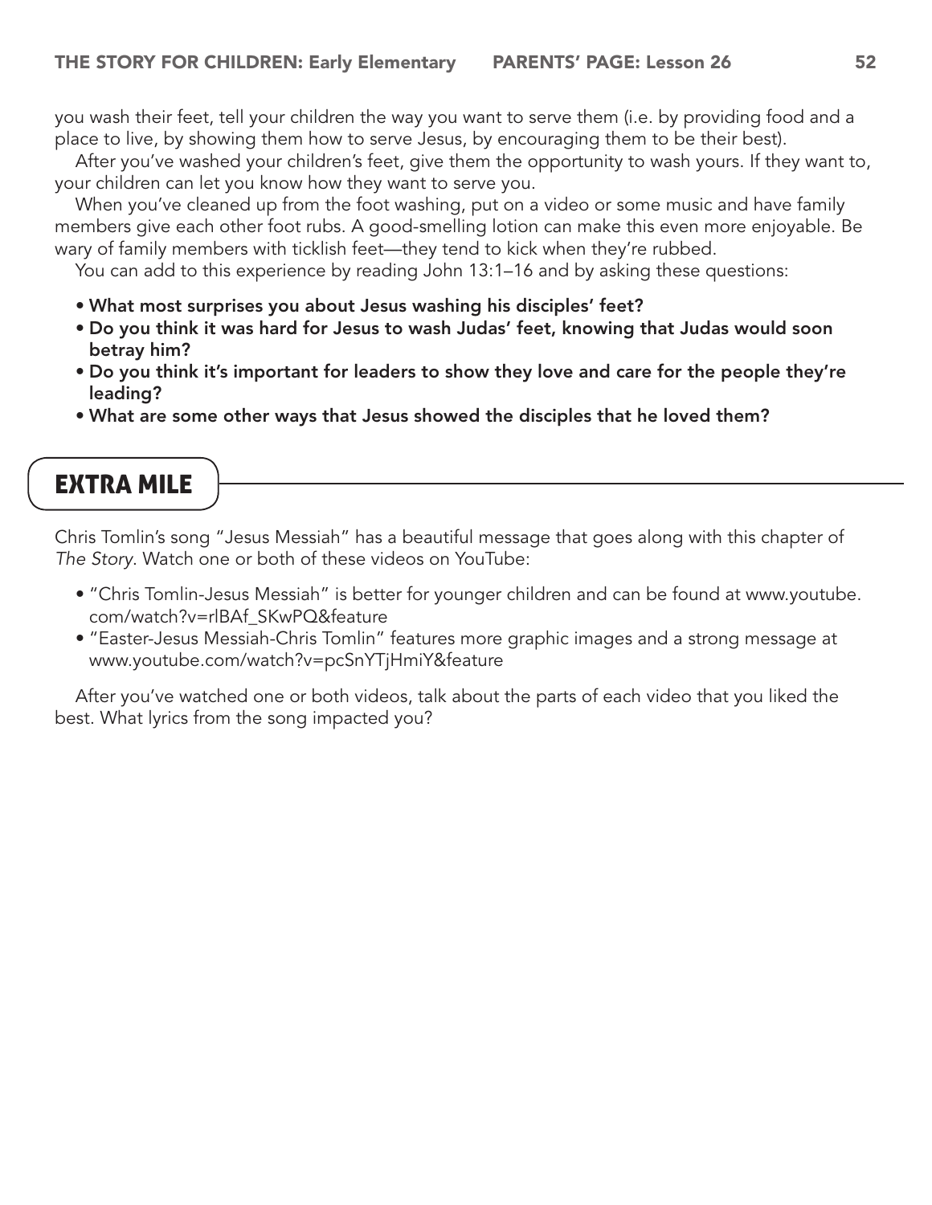you wash their feet, tell your children the way you want to serve them (i.e. by providing food and a place to live, by showing them how to serve Jesus, by encouraging them to be their best).

After you've washed your children's feet, give them the opportunity to wash yours. If they want to, your children can let you know how they want to serve you.

When you've cleaned up from the foot washing, put on a video or some music and have family members give each other foot rubs. A good-smelling lotion can make this even more enjoyable. Be wary of family members with ticklish feet—they tend to kick when they're rubbed.

You can add to this experience by reading John 13:1–16 and by asking these questions:

- **What most surprises you about Jesus washing his disciples' feet?**
- **Do you think it was hard for Jesus to wash Judas' feet, knowing that Judas would soon betray him?**
- **Do you think it's important for leaders to show they love and care for the people they're leading?**
- **What are some other ways that Jesus showed the disciples that he loved them?**

## EXTRA MILE

Chris Tomlin's song "Jesus Messiah" has a beautiful message that goes along with this chapter of *The Story*. Watch one or both of these videos on YouTube:

- "Chris Tomlin-Jesus Messiah" is better for younger children and can be found at www.youtube.com/watch?v=rlBAf_SKwPQ&feature
- "Easter-Jesus Messiah-Chris Tomlin" features more graphic images and a strong message at www.youtube.com/watch?v=pcSnYTjHmiY&feature

After you've watched one or both videos, talk about the parts of each video that you liked the best. What lyrics from the song impacted you?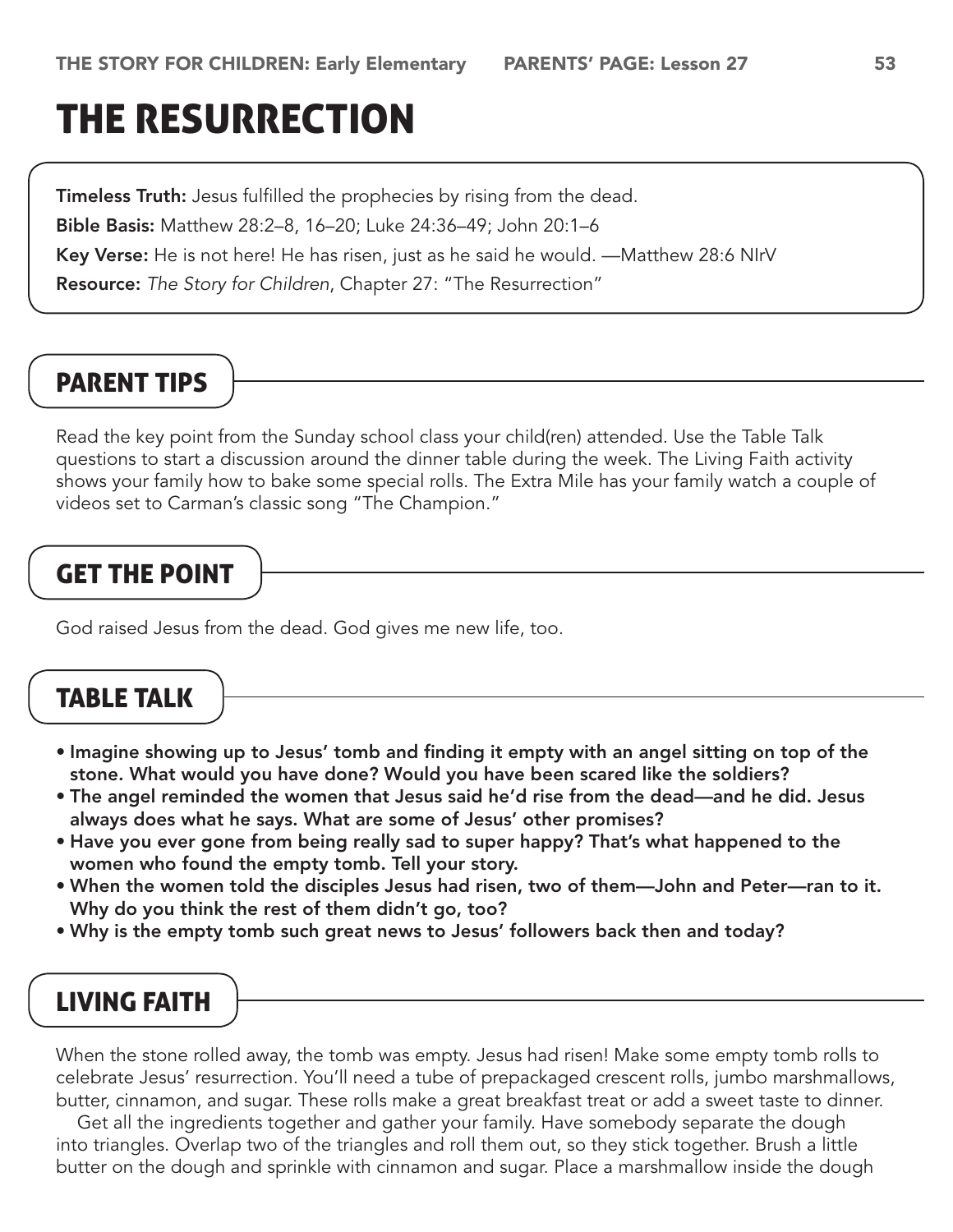# THE RESURRECTION

**Timeless Truth:** Jesus fulfilled the prophecies by rising from the dead.

**Bible Basis:** Matthew 28:2–8, 16–20; Luke 24:36–49; John 20:1–6

**Key Verse:** He is not here! He has risen, just as he said he would. —Matthew 28:6 NIrV

**Resource:** *The Story for Children*, Chapter 27: "The Resurrection"

## PARENT TIPS

Read the key point from the Sunday school class your child(ren) attended. Use the Table Talk questions to start a discussion around the dinner table during the week. The Living Faith activity shows your family how to bake some special rolls. The Extra Mile has your family watch a couple of videos set to Carman's classic song "The Champion."

## GET THE POINT

God raised Jesus from the dead. God gives me new life, too.

## TABLE TALK

- **Imagine showing up to Jesus' tomb and finding it empty with an angel sitting on top of the stone. What would you have done? Would you have been scared like the soldiers?**
- **The angel reminded the women that Jesus said he'd rise from the dead—and he did. Jesus always does what he says. What are some of Jesus' other promises?**
- **Have you ever gone from being really sad to super happy? That's what happened to the women who found the empty tomb. Tell your story.**
- **When the women told the disciples Jesus had risen, two of them—John and Peter—ran to it. Why do you think the rest of them didn't go, too?**
- **Why is the empty tomb such great news to Jesus' followers back then and today?**

## LIVING FAITH

When the stone rolled away, the tomb was empty. Jesus had risen! Make some empty tomb rolls to celebrate Jesus' resurrection. You'll need a tube of prepackaged crescent rolls, jumbo marshmallows, butter, cinnamon, and sugar. These rolls make a great breakfast treat or add a sweet taste to dinner.

Get all the ingredients together and gather your family. Have somebody separate the dough into triangles. Overlap two of the triangles and roll them out, so they stick together. Brush a little butter on the dough and sprinkle with cinnamon and sugar. Place a marshmallow inside the dough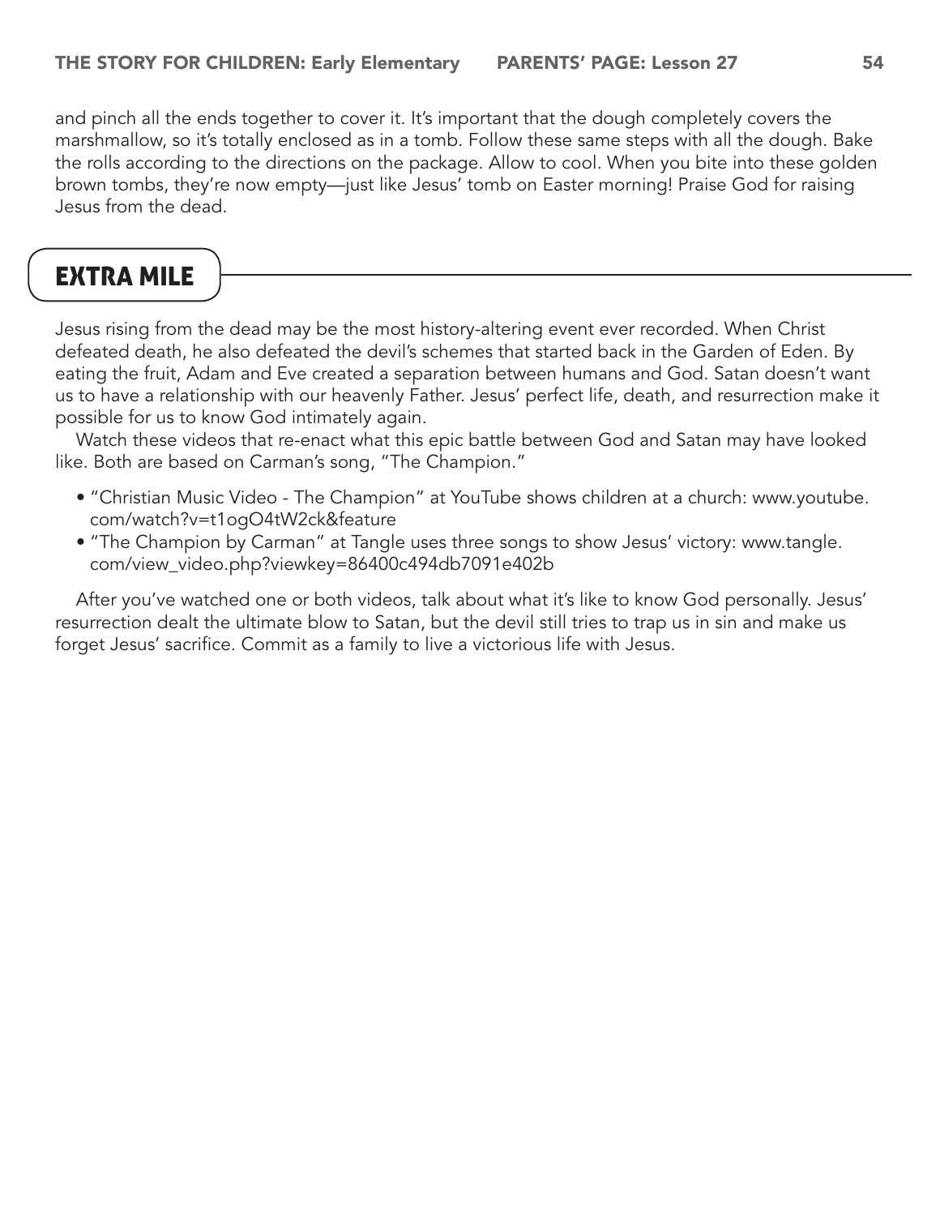and pinch all the ends together to cover it. It's important that the dough completely covers the marshmallow, so it's totally enclosed as in a tomb. Follow these same steps with all the dough. Bake the rolls according to the directions on the package. Allow to cool. When you bite into these golden brown tombs, they're now empty—just like Jesus' tomb on Easter morning! Praise God for raising Jesus from the dead.

## EXTRA MILE

Jesus rising from the dead may be the most history-altering event ever recorded. When Christ defeated death, he also defeated the devil's schemes that started back in the Garden of Eden. By eating the fruit, Adam and Eve created a separation between humans and God. Satan doesn't want us to have a relationship with our heavenly Father. Jesus' perfect life, death, and resurrection make it possible for us to know God intimately again.

Watch these videos that re-enact what this epic battle between God and Satan may have looked like. Both are based on Carman's song, "The Champion."

- "Christian Music Video - The Champion" at YouTube shows children at a church: www.youtube.com/watch?v=t1ogO4tW2ck&feature
- "The Champion by Carman" at Tangle uses three songs to show Jesus' victory: www.tangle.com/view_video.php?viewkey=86400c494db7091e402b

After you've watched one or both videos, talk about what it's like to know God personally. Jesus' resurrection dealt the ultimate blow to Satan, but the devil still tries to trap us in sin and make us forget Jesus' sacrifice. Commit as a family to live a victorious life with Jesus.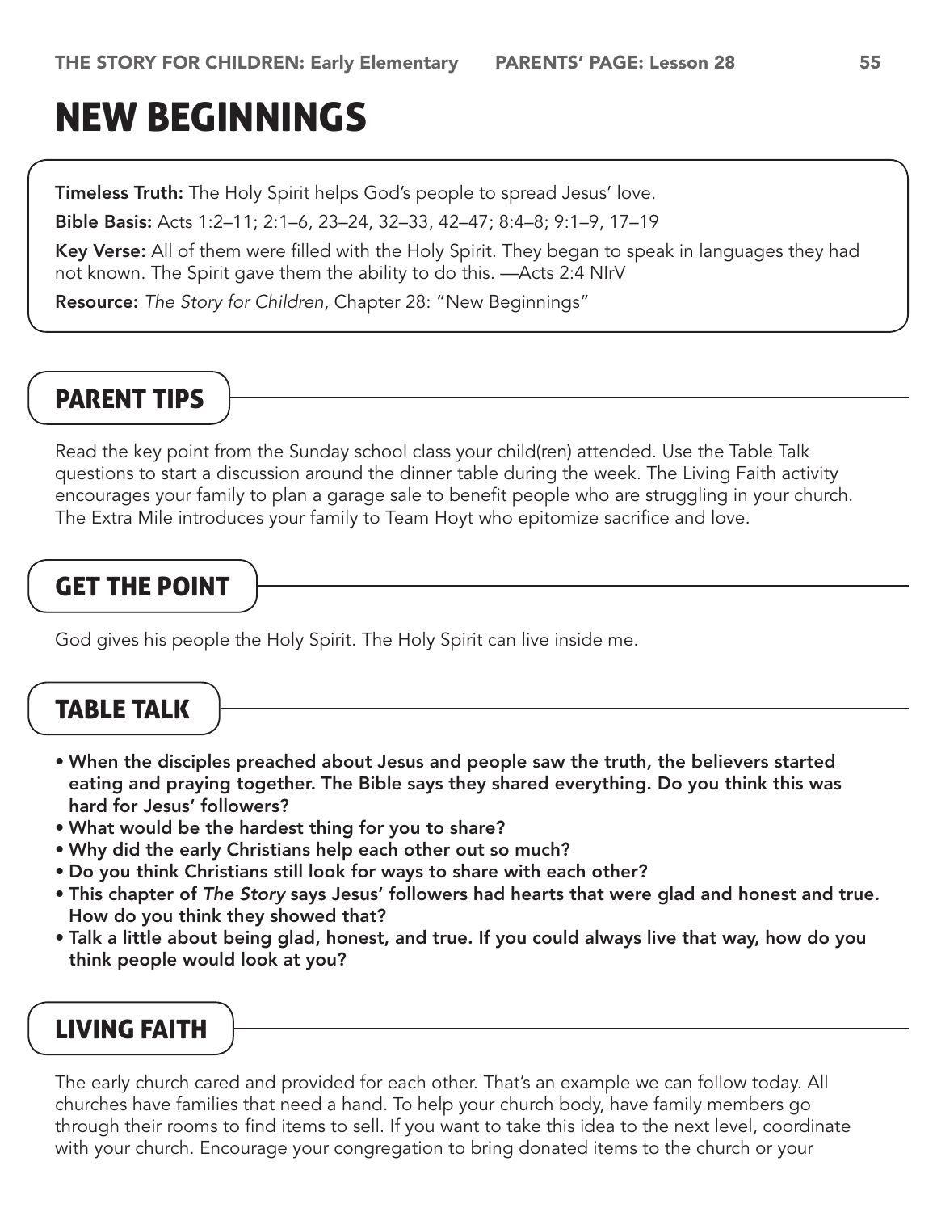# NEW BEGINNINGS

**Timeless Truth:** The Holy Spirit helps God's people to spread Jesus' love.

**Bible Basis:** Acts 1:2–11; 2:1–6, 23–24, 32–33, 42–47; 8:4–8; 9:1–9, 17–19

**Key Verse:** All of them were filled with the Holy Spirit. They began to speak in languages they had not known. The Spirit gave them the ability to do this. —Acts 2:4 NIrV

**Resource:** *The Story for Children*, Chapter 28: "New Beginnings"

## PARENT TIPS

Read the key point from the Sunday school class your child(ren) attended. Use the Table Talk questions to start a discussion around the dinner table during the week. The Living Faith activity encourages your family to plan a garage sale to benefit people who are struggling in your church. The Extra Mile introduces your family to Team Hoyt who epitomize sacrifice and love.

## GET THE POINT

God gives his people the Holy Spirit. The Holy Spirit can live inside me.

## TABLE TALK

- **When the disciples preached about Jesus and people saw the truth, the believers started eating and praying together. The Bible says they shared everything. Do you think this was hard for Jesus' followers?**
- **What would be the hardest thing for you to share?**
- **Why did the early Christians help each other out so much?**
- **Do you think Christians still look for ways to share with each other?**
- **This chapter of *The Story* says Jesus' followers had hearts that were glad and honest and true. How do you think they showed that?**
- **Talk a little about being glad, honest, and true. If you could always live that way, how do you think people would look at you?**

## LIVING FAITH

The early church cared and provided for each other. That's an example we can follow today. All churches have families that need a hand. To help your church body, have family members go through their rooms to find items to sell. If you want to take this idea to the next level, coordinate with your church. Encourage your congregation to bring donated items to the church or your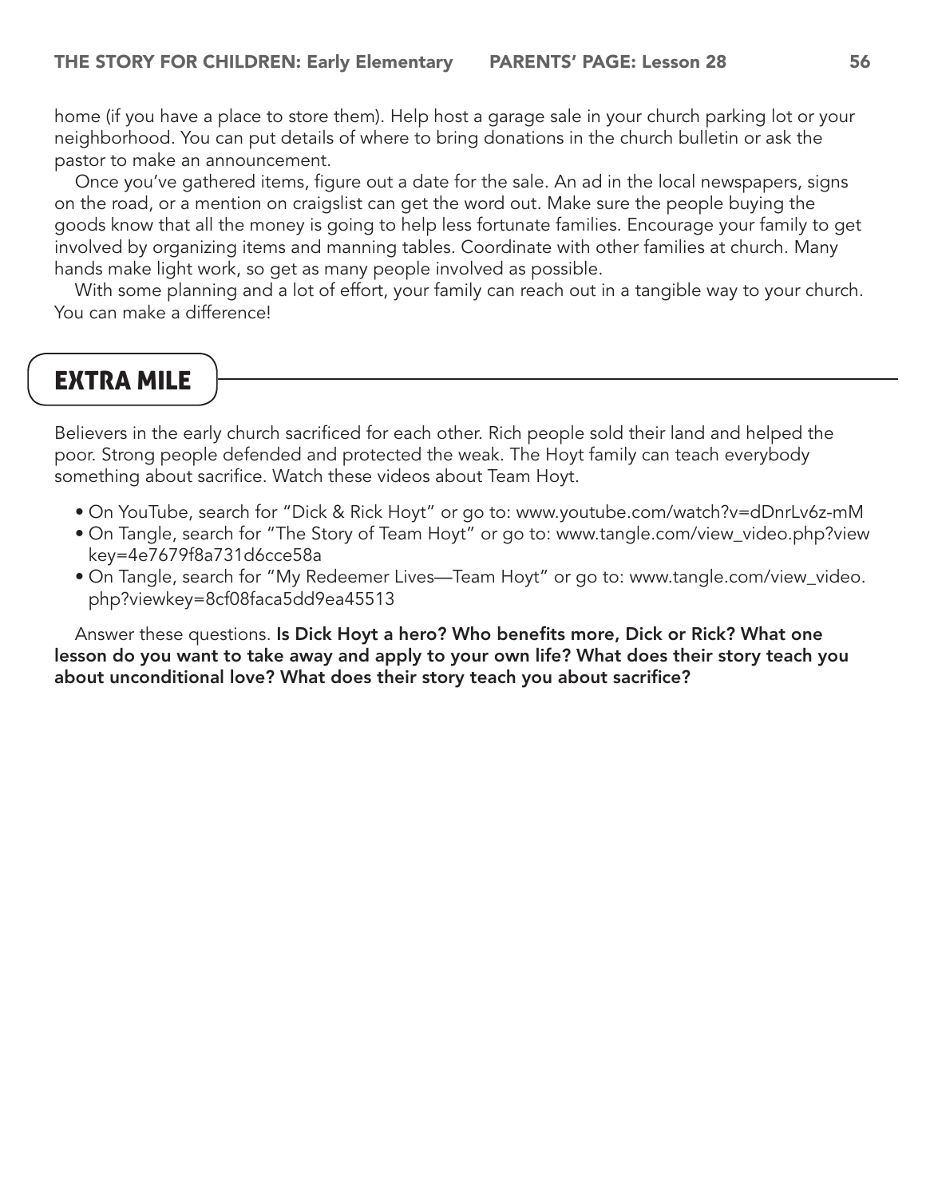home (if you have a place to store them). Help host a garage sale in your church parking lot or your neighborhood. You can put details of where to bring donations in the church bulletin or ask the pastor to make an announcement.

Once you've gathered items, figure out a date for the sale. An ad in the local newspapers, signs on the road, or a mention on craigslist can get the word out. Make sure the people buying the goods know that all the money is going to help less fortunate families. Encourage your family to get involved by organizing items and manning tables. Coordinate with other families at church. Many hands make light work, so get as many people involved as possible.

With some planning and a lot of effort, your family can reach out in a tangible way to your church. You can make a difference!

## EXTRA MILE

Believers in the early church sacrificed for each other. Rich people sold their land and helped the poor. Strong people defended and protected the weak. The Hoyt family can teach everybody something about sacrifice. Watch these videos about Team Hoyt.

- On YouTube, search for "Dick & Rick Hoyt" or go to: www.youtube.com/watch?v=dDnrLv6z-mM
- On Tangle, search for "The Story of Team Hoyt" or go to: www.tangle.com/view_video.php?viewkey=4e7679f8a731d6cce58a
- On Tangle, search for "My Redeemer Lives—Team Hoyt" or go to: www.tangle.com/view_video.php?viewkey=8cf08faca5dd9ea45513

Answer these questions. **Is Dick Hoyt a hero? Who benefits more, Dick or Rick? What one lesson do you want to take away and apply to your own life? What does their story teach you about unconditional love? What does their story teach you about sacrifice?**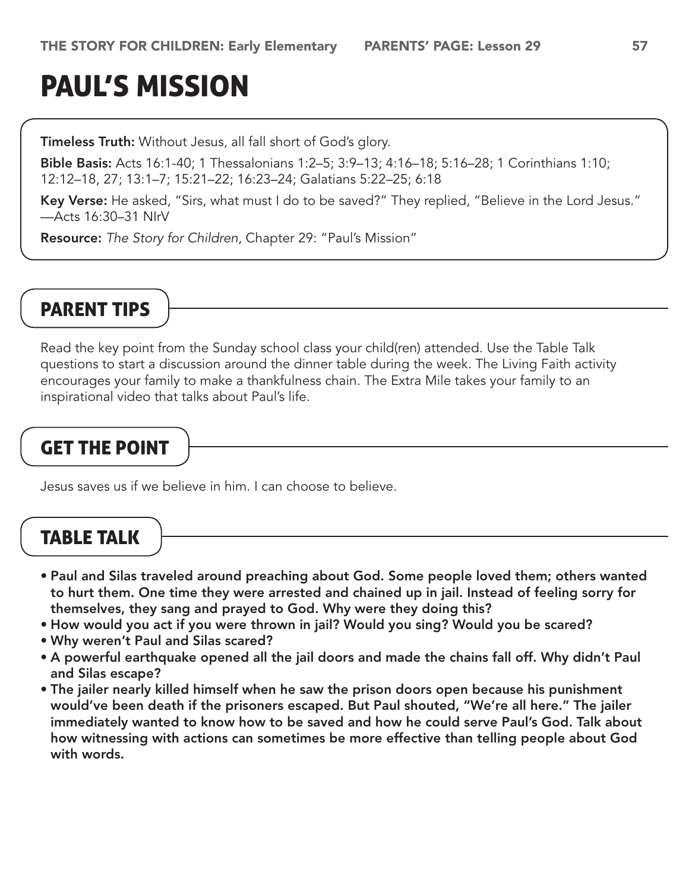# PAUL'S MISSION

**Timeless Truth:** Without Jesus, all fall short of God's glory.

**Bible Basis:** Acts 16:1-40; 1 Thessalonians 1:2–5; 3:9–13; 4:16–18; 5:16–28; 1 Corinthians 1:10; 12:12–18, 27; 13:1–7; 15:21–22; 16:23–24; Galatians 5:22–25; 6:18

**Key Verse:** He asked, "Sirs, what must I do to be saved?" They replied, "Believe in the Lord Jesus." —Acts 16:30–31 NIrV

**Resource:** *The Story for Children*, Chapter 29: "Paul's Mission"

## PARENT TIPS

Read the key point from the Sunday school class your child(ren) attended. Use the Table Talk questions to start a discussion around the dinner table during the week. The Living Faith activity encourages your family to make a thankfulness chain. The Extra Mile takes your family to an inspirational video that talks about Paul's life.

## GET THE POINT

Jesus saves us if we believe in him. I can choose to believe.

## TABLE TALK

- **Paul and Silas traveled around preaching about God. Some people loved them; others wanted to hurt them. One time they were arrested and chained up in jail. Instead of feeling sorry for themselves, they sang and prayed to God. Why were they doing this?**
- **How would you act if you were thrown in jail? Would you sing? Would you be scared?**
- **Why weren't Paul and Silas scared?**
- **A powerful earthquake opened all the jail doors and made the chains fall off. Why didn't Paul and Silas escape?**
- **The jailer nearly killed himself when he saw the prison doors open because his punishment would've been death if the prisoners escaped. But Paul shouted, "We're all here." The jailer immediately wanted to know how to be saved and how he could serve Paul's God. Talk about how witnessing with actions can sometimes be more effective than telling people about God with words.**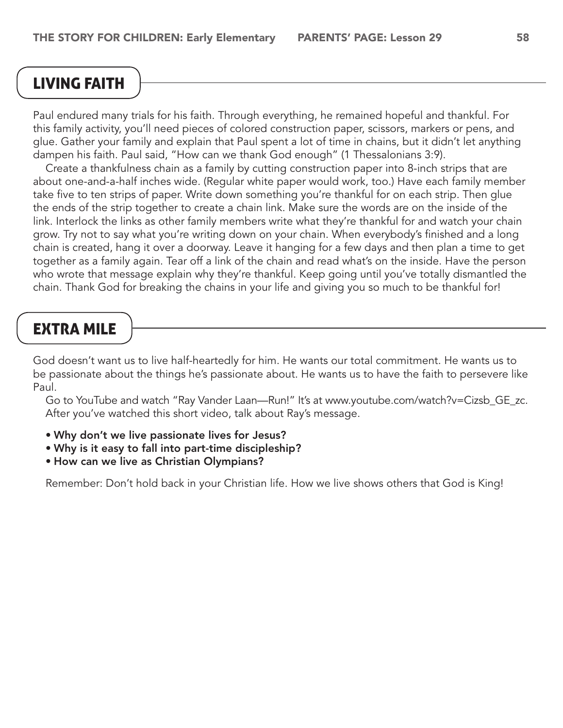## LIVING FAITH

Paul endured many trials for his faith. Through everything, he remained hopeful and thankful. For this family activity, you'll need pieces of colored construction paper, scissors, markers or pens, and glue. Gather your family and explain that Paul spent a lot of time in chains, but it didn't let anything dampen his faith. Paul said, "How can we thank God enough" (1 Thessalonians 3:9).

Create a thankfulness chain as a family by cutting construction paper into 8-inch strips that are about one-and-a-half inches wide. (Regular white paper would work, too.) Have each family member take five to ten strips of paper. Write down something you're thankful for on each strip. Then glue the ends of the strip together to create a chain link. Make sure the words are on the inside of the link. Interlock the links as other family members write what they're thankful for and watch your chain grow. Try not to say what you're writing down on your chain. When everybody's finished and a long chain is created, hang it over a doorway. Leave it hanging for a few days and then plan a time to get together as a family again. Tear off a link of the chain and read what's on the inside. Have the person who wrote that message explain why they're thankful. Keep going until you've totally dismantled the chain. Thank God for breaking the chains in your life and giving you so much to be thankful for!

## EXTRA MILE

God doesn't want us to live half-heartedly for him. He wants our total commitment. He wants us to be passionate about the things he's passionate about. He wants us to have the faith to persevere like Paul.

Go to YouTube and watch "Ray Vander Laan—Run!" It's at www.youtube.com/watch?v=Cizsb_GE_zc. After you've watched this short video, talk about Ray's message.

- **Why don't we live passionate lives for Jesus?**
- **Why is it easy to fall into part-time discipleship?**
- **How can we live as Christian Olympians?**

Remember: Don't hold back in your Christian life. How we live shows others that God is King!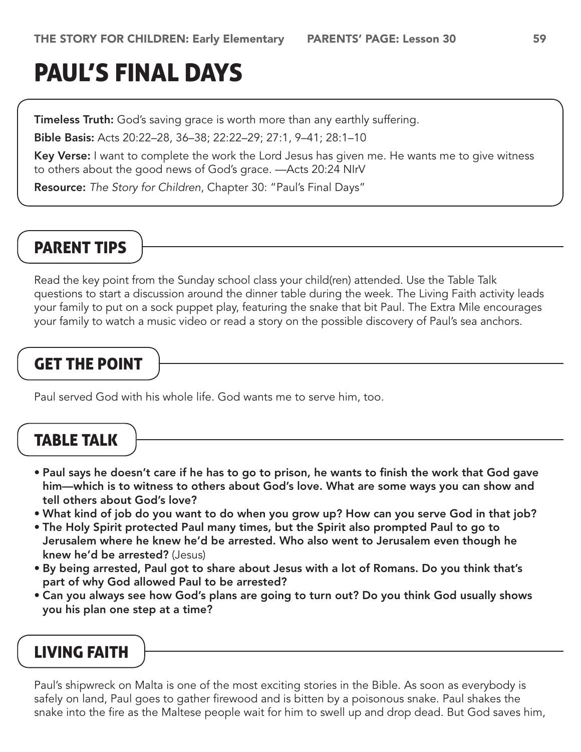# PAUL'S FINAL DAYS

**Timeless Truth:** God's saving grace is worth more than any earthly suffering.

**Bible Basis:** Acts 20:22–28, 36–38; 22:22–29; 27:1, 9–41; 28:1–10

**Key Verse:** I want to complete the work the Lord Jesus has given me. He wants me to give witness to others about the good news of God's grace. —Acts 20:24 NIrV

**Resource:** *The Story for Children*, Chapter 30: "Paul's Final Days"

## PARENT TIPS

Read the key point from the Sunday school class your child(ren) attended. Use the Table Talk questions to start a discussion around the dinner table during the week. The Living Faith activity leads your family to put on a sock puppet play, featuring the snake that bit Paul. The Extra Mile encourages your family to watch a music video or read a story on the possible discovery of Paul's sea anchors.

## GET THE POINT

Paul served God with his whole life. God wants me to serve him, too.

## TABLE TALK

- **Paul says he doesn't care if he has to go to prison, he wants to finish the work that God gave him—which is to witness to others about God's love. What are some ways you can show and tell others about God's love?**
- **What kind of job do you want to do when you grow up? How can you serve God in that job?**
- **The Holy Spirit protected Paul many times, but the Spirit also prompted Paul to go to Jerusalem where he knew he'd be arrested. Who also went to Jerusalem even though he knew he'd be arrested?** (Jesus)
- **By being arrested, Paul got to share about Jesus with a lot of Romans. Do you think that's part of why God allowed Paul to be arrested?**
- **Can you always see how God's plans are going to turn out? Do you think God usually shows you his plan one step at a time?**

## LIVING FAITH

Paul's shipwreck on Malta is one of the most exciting stories in the Bible. As soon as everybody is safely on land, Paul goes to gather firewood and is bitten by a poisonous snake. Paul shakes the snake into the fire as the Maltese people wait for him to swell up and drop dead. But God saves him,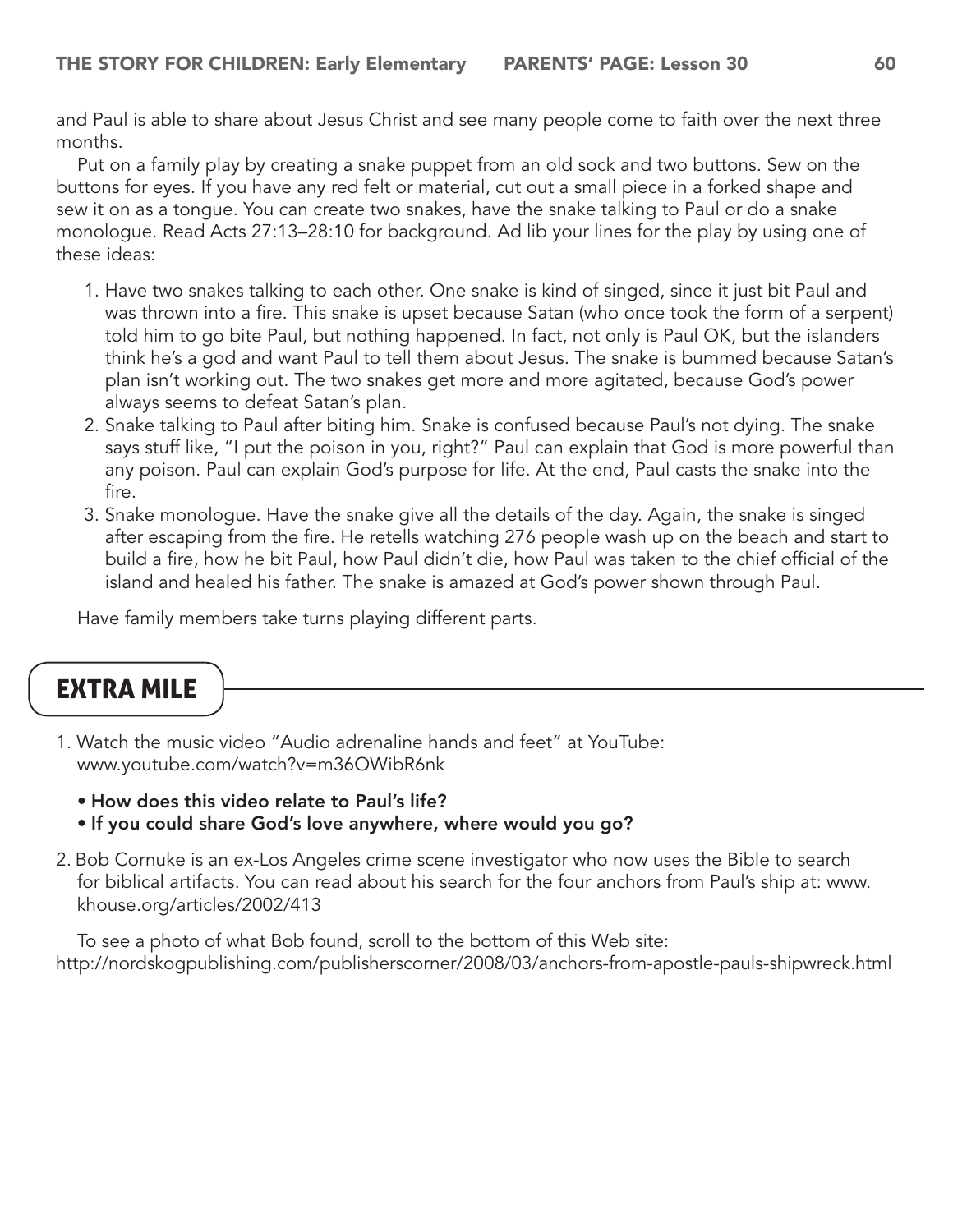and Paul is able to share about Jesus Christ and see many people come to faith over the next three months.

Put on a family play by creating a snake puppet from an old sock and two buttons. Sew on the buttons for eyes. If you have any red felt or material, cut out a small piece in a forked shape and sew it on as a tongue. You can create two snakes, have the snake talking to Paul or do a snake monologue. Read Acts 27:13–28:10 for background. Ad lib your lines for the play by using one of these ideas:

1. Have two snakes talking to each other. One snake is kind of singed, since it just bit Paul and was thrown into a fire. This snake is upset because Satan (who once took the form of a serpent) told him to go bite Paul, but nothing happened. In fact, not only is Paul OK, but the islanders think he's a god and want Paul to tell them about Jesus. The snake is bummed because Satan's plan isn't working out. The two snakes get more and more agitated, because God's power always seems to defeat Satan's plan.
2. Snake talking to Paul after biting him. Snake is confused because Paul's not dying. The snake says stuff like, "I put the poison in you, right?" Paul can explain that God is more powerful than any poison. Paul can explain God's purpose for life. At the end, Paul casts the snake into the fire.
3. Snake monologue. Have the snake give all the details of the day. Again, the snake is singed after escaping from the fire. He retells watching 276 people wash up on the beach and start to build a fire, how he bit Paul, how Paul didn't die, how Paul was taken to the chief official of the island and healed his father. The snake is amazed at God's power shown through Paul.

Have family members take turns playing different parts.

## EXTRA MILE

1. Watch the music video "Audio adrenaline hands and feet" at YouTube: www.youtube.com/watch?v=m36OWibR6nk
   - **How does this video relate to Paul's life?**
   - **If you could share God's love anywhere, where would you go?**
2. Bob Cornuke is an ex-Los Angeles crime scene investigator who now uses the Bible to search for biblical artifacts. You can read about his search for the four anchors from Paul's ship at: www.khouse.org/articles/2002/413

   To see a photo of what Bob found, scroll to the bottom of this Web site: http://nordskogpublishing.com/publisherscorner/2008/03/anchors-from-apostle-pauls-shipwreck.html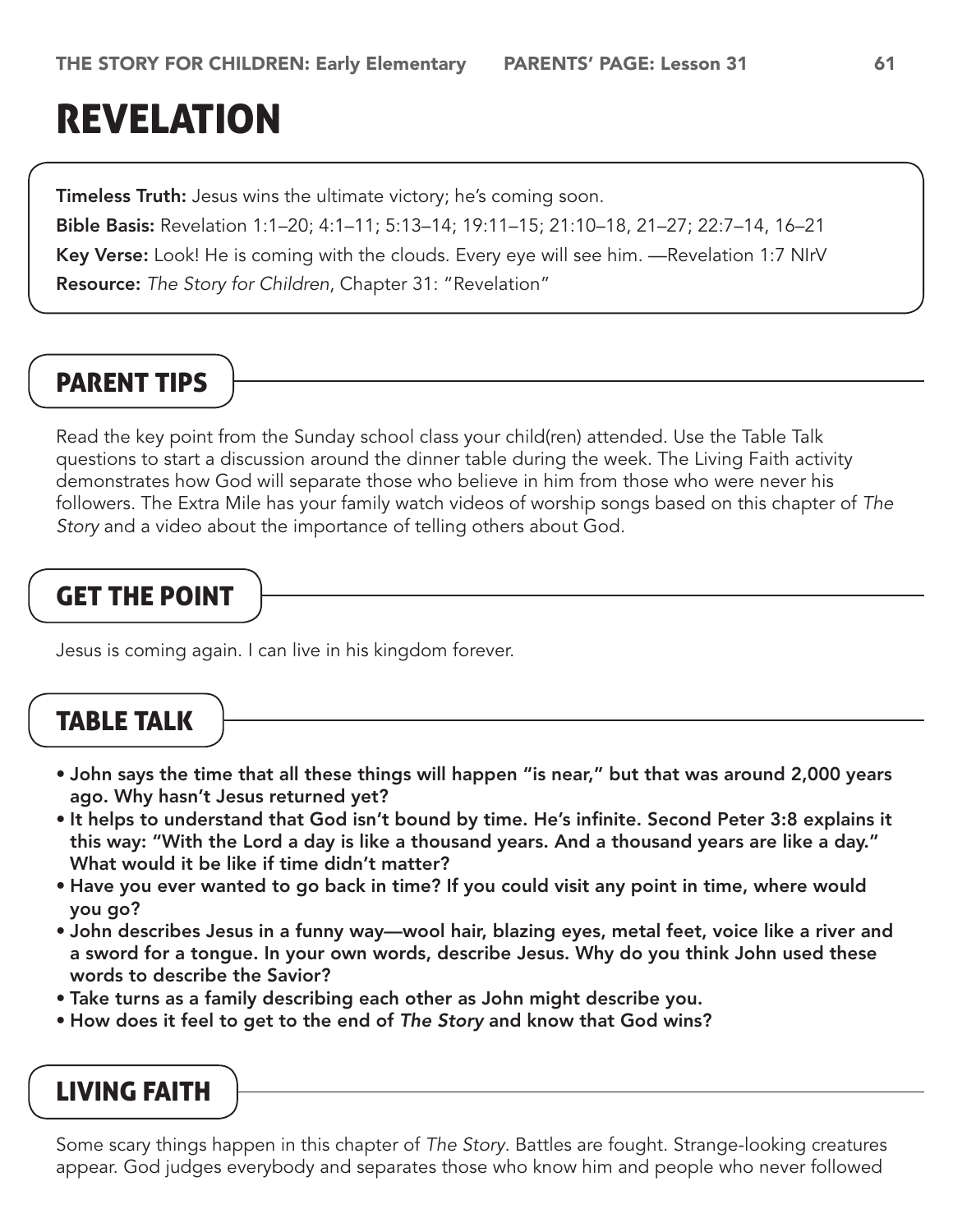# REVELATION

**Timeless Truth:** Jesus wins the ultimate victory; he's coming soon.

**Bible Basis:** Revelation 1:1–20; 4:1–11; 5:13–14; 19:11–15; 21:10–18, 21–27; 22:7–14, 16–21

**Key Verse:** Look! He is coming with the clouds. Every eye will see him. —Revelation 1:7 NIrV

**Resource:** *The Story for Children*, Chapter 31: "Revelation"

## PARENT TIPS

Read the key point from the Sunday school class your child(ren) attended. Use the Table Talk questions to start a discussion around the dinner table during the week. The Living Faith activity demonstrates how God will separate those who believe in him from those who were never his followers. The Extra Mile has your family watch videos of worship songs based on this chapter of *The Story* and a video about the importance of telling others about God.

## GET THE POINT

Jesus is coming again. I can live in his kingdom forever.

## TABLE TALK

- **John says the time that all these things will happen "is near," but that was around 2,000 years ago. Why hasn't Jesus returned yet?**
- **It helps to understand that God isn't bound by time. He's infinite. Second Peter 3:8 explains it this way: "With the Lord a day is like a thousand years. And a thousand years are like a day." What would it be like if time didn't matter?**
- **Have you ever wanted to go back in time? If you could visit any point in time, where would you go?**
- **John describes Jesus in a funny way—wool hair, blazing eyes, metal feet, voice like a river and a sword for a tongue. In your own words, describe Jesus. Why do you think John used these words to describe the Savior?**
- **Take turns as a family describing each other as John might describe you.**
- **How does it feel to get to the end of *The Story* and know that God wins?**

## LIVING FAITH

Some scary things happen in this chapter of *The Story*. Battles are fought. Strange-looking creatures appear. God judges everybody and separates those who know him and people who never followed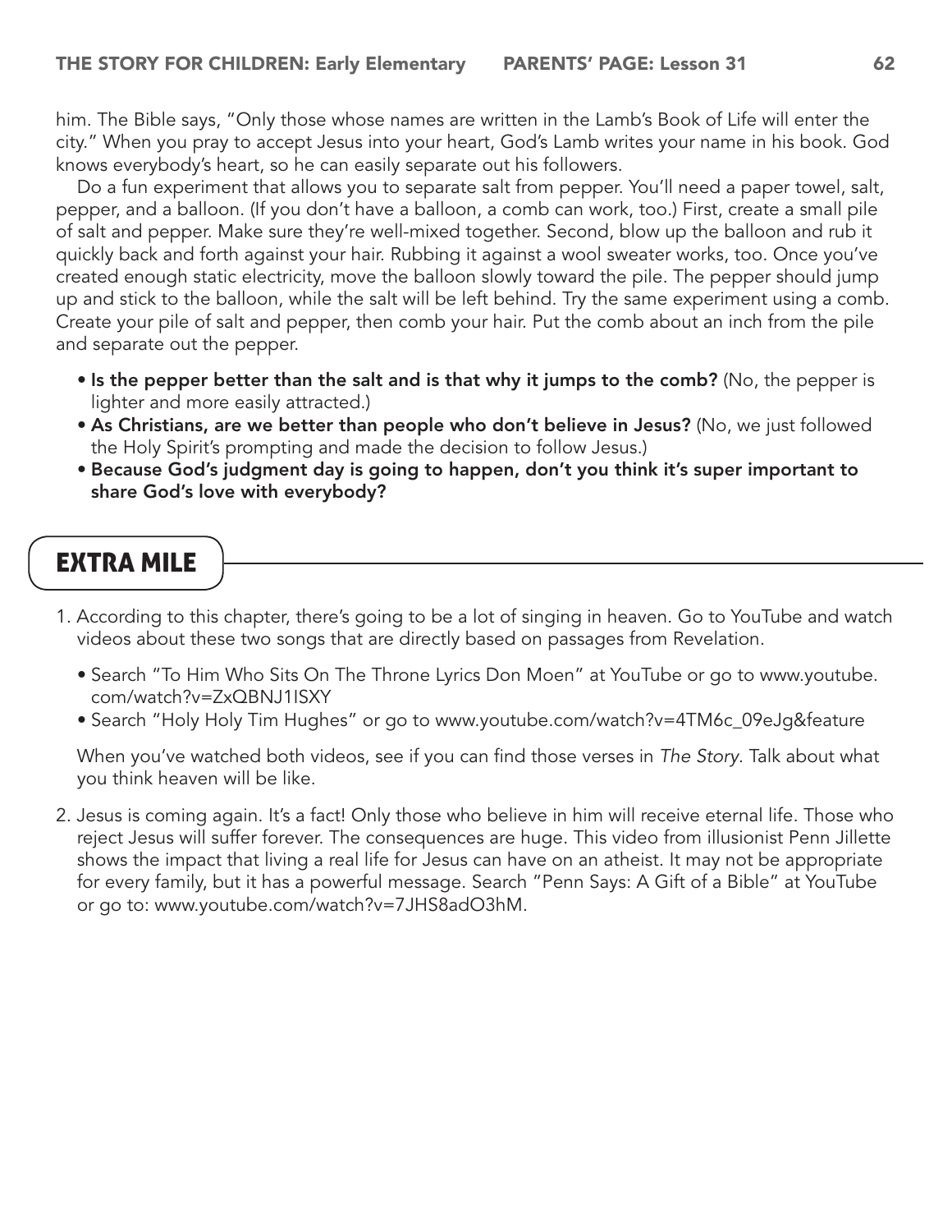him. The Bible says, "Only those whose names are written in the Lamb's Book of Life will enter the city." When you pray to accept Jesus into your heart, God's Lamb writes your name in his book. God knows everybody's heart, so he can easily separate out his followers.

Do a fun experiment that allows you to separate salt from pepper. You'll need a paper towel, salt, pepper, and a balloon. (If you don't have a balloon, a comb can work, too.) First, create a small pile of salt and pepper. Make sure they're well-mixed together. Second, blow up the balloon and rub it quickly back and forth against your hair. Rubbing it against a wool sweater works, too. Once you've created enough static electricity, move the balloon slowly toward the pile. The pepper should jump up and stick to the balloon, while the salt will be left behind. Try the same experiment using a comb. Create your pile of salt and pepper, then comb your hair. Put the comb about an inch from the pile and separate out the pepper.

- **Is the pepper better than the salt and is that why it jumps to the comb?** (No, the pepper is lighter and more easily attracted.)
- **As Christians, are we better than people who don't believe in Jesus?** (No, we just followed the Holy Spirit's prompting and made the decision to follow Jesus.)
- **Because God's judgment day is going to happen, don't you think it's super important to share God's love with everybody?**

## EXTRA MILE

1. According to this chapter, there's going to be a lot of singing in heaven. Go to YouTube and watch videos about these two songs that are directly based on passages from Revelation.

   - Search "To Him Who Sits On The Throne Lyrics Don Moen" at YouTube or go to www.youtube.com/watch?v=ZxQBNJ1ISXY
   - Search "Holy Holy Tim Hughes" or go to www.youtube.com/watch?v=4TM6c_09eJg&feature

   When you've watched both videos, see if you can find those verses in *The Story*. Talk about what you think heaven will be like.

2. Jesus is coming again. It's a fact! Only those who believe in him will receive eternal life. Those who reject Jesus will suffer forever. The consequences are huge. This video from illusionist Penn Jillette shows the impact that living a real life for Jesus can have on an atheist. It may not be appropriate for every family, but it has a powerful message. Search "Penn Says: A Gift of a Bible" at YouTube or go to: www.youtube.com/watch?v=7JHS8adO3hM.